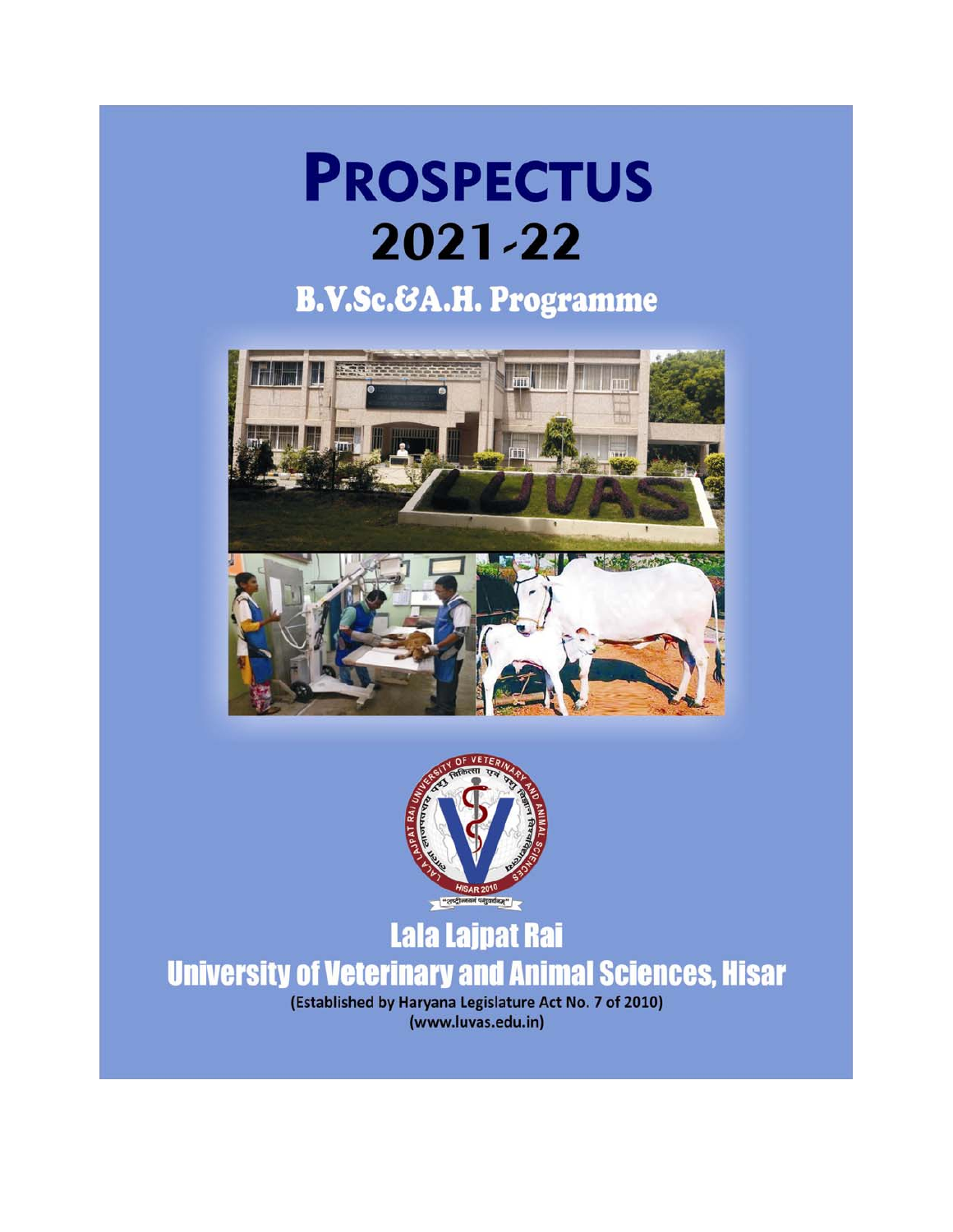# PROSPECTUS

# 2021-22

## B.V.Sc.&A.H. Programme

# Lala Lajpat Rai

# University of Veterinary and Animal Sciences, Hisar

(Established by Haryana Legislature Act No. 7 of 2010)

(www.luvas.edu.in)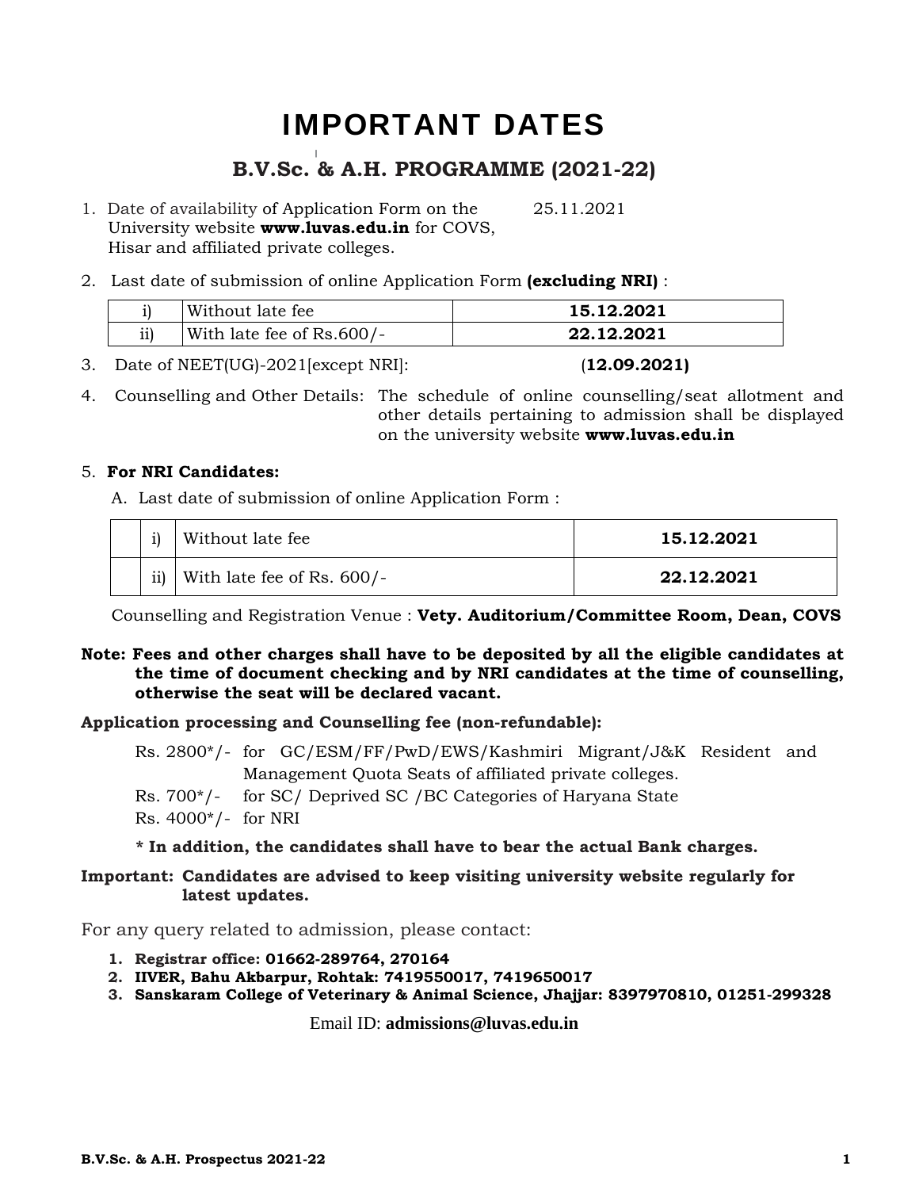# IMPORTANT DATES

## B.V.Sc. & A.H. PROGRAMME (2021-22)

1. Date of availability of Application Form on the University website **www.luvas.edu.in** for COVS, Hisar and affiliated private colleges. 25.11.2021

2. Last date of submission of online Application Form **(excluding NRI)** :

| | | |
|---|---|---|
| i) | Without late fee | **15.12.2021** |
| ii) | With late fee of Rs.600/- | **22.12.2021** |

3. Date of NEET(UG)-2021[except NRI]: (**12.09.2021)**

4. Counselling and Other Details: The schedule of online counselling/seat allotment and other details pertaining to admission shall be displayed on the university website **www.luvas.edu.in**

5. **For NRI Candidates:**

   A. Last date of submission of online Application Form :

| | | | |
|---|---|---|---|
| | i) | Without late fee | **15.12.2021** |
| | ii) | With late fee of Rs. 600/- | **22.12.2021** |

Counselling and Registration Venue : **Vety. Auditorium/Committee Room, Dean, COVS**

**Note: Fees and other charges shall have to be deposited by all the eligible candidates at the time of document checking and by NRI candidates at the time of counselling, otherwise the seat will be declared vacant.**

**Application processing and Counselling fee (non-refundable):**

Rs. 2800*/- for GC/ESM/FF/PwD/EWS/Kashmiri Migrant/J&K Resident and Management Quota Seats of affiliated private colleges.
Rs. 700*/- for SC/ Deprived SC /BC Categories of Haryana State
Rs. 4000*/- for NRI

**\* In addition, the candidates shall have to bear the actual Bank charges.**

**Important: Candidates are advised to keep visiting university website regularly for latest updates.**

For any query related to admission, please contact:

1. **Registrar office: 01662-289764, 270164**
2. **IIVER, Bahu Akbarpur, Rohtak: 7419550017, 7419650017**
3. **Sanskaram College of Veterinary & Animal Science, Jhajjar: 8397970810, 01251-299328**

Email ID: **admissions@luvas.edu.in**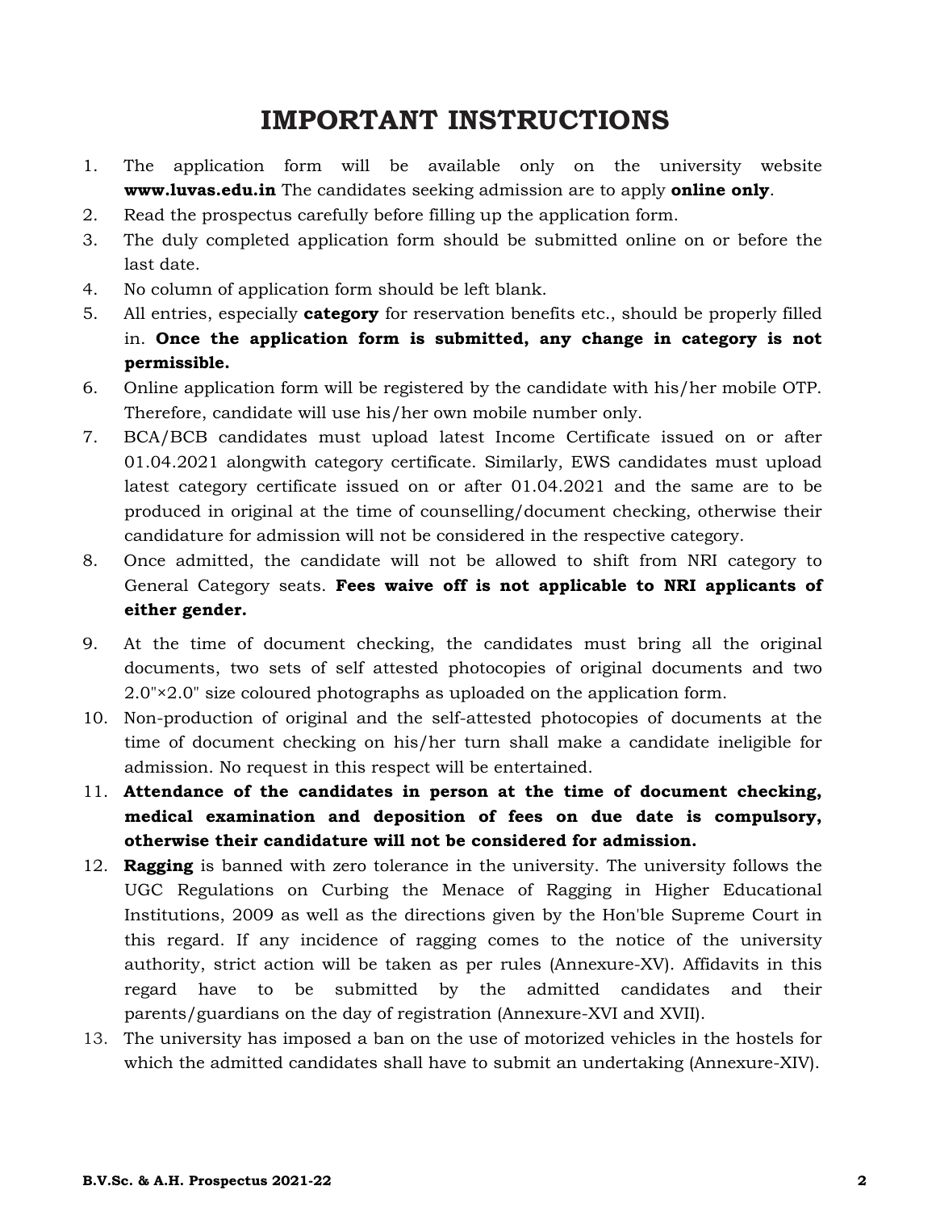# IMPORTANT INSTRUCTIONS

1. The application form will be available only on the university website **www.luvas.edu.in** The candidates seeking admission are to apply **online only**.
2. Read the prospectus carefully before filling up the application form.
3. The duly completed application form should be submitted online on or before the last date.
4. No column of application form should be left blank.
5. All entries, especially **category** for reservation benefits etc., should be properly filled in. **Once the application form is submitted, any change in category is not permissible.**
6. Online application form will be registered by the candidate with his/her mobile OTP. Therefore, candidate will use his/her own mobile number only.
7. BCA/BCB candidates must upload latest Income Certificate issued on or after 01.04.2021 alongwith category certificate. Similarly, EWS candidates must upload latest category certificate issued on or after 01.04.2021 and the same are to be produced in original at the time of counselling/document checking, otherwise their candidature for admission will not be considered in the respective category.
8. Once admitted, the candidate will not be allowed to shift from NRI category to General Category seats. **Fees waive off is not applicable to NRI applicants of either gender.**
9. At the time of document checking, the candidates must bring all the original documents, two sets of self attested photocopies of original documents and two 2.0"×2.0" size coloured photographs as uploaded on the application form.
10. Non-production of original and the self-attested photocopies of documents at the time of document checking on his/her turn shall make a candidate ineligible for admission. No request in this respect will be entertained.
11. **Attendance of the candidates in person at the time of document checking, medical examination and deposition of fees on due date is compulsory, otherwise their candidature will not be considered for admission.**
12. **Ragging** is banned with zero tolerance in the university. The university follows the UGC Regulations on Curbing the Menace of Ragging in Higher Educational Institutions, 2009 as well as the directions given by the Hon'ble Supreme Court in this regard. If any incidence of ragging comes to the notice of the university authority, strict action will be taken as per rules (Annexure-XV). Affidavits in this regard have to be submitted by the admitted candidates and their parents/guardians on the day of registration (Annexure-XVI and XVII).
13. The university has imposed a ban on the use of motorized vehicles in the hostels for which the admitted candidates shall have to submit an undertaking (Annexure-XIV).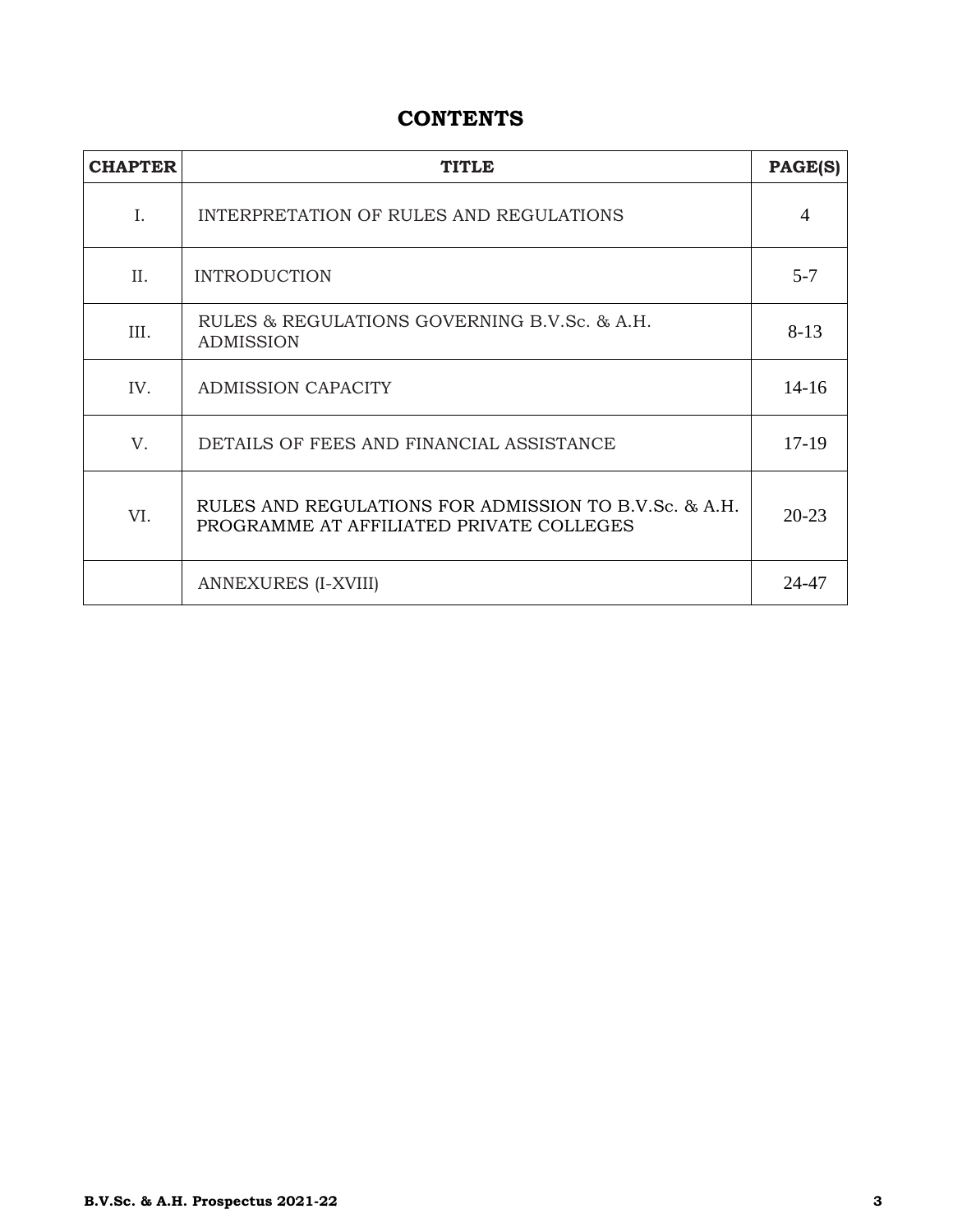# CONTENTS

| CHAPTER | TITLE | PAGE(S) |
|---|---|---|
| I. | INTERPRETATION OF RULES AND REGULATIONS | 4 |
| II. | INTRODUCTION | 5-7 |
| III. | RULES & REGULATIONS GOVERNING B.V.Sc. & A.H. ADMISSION | 8-13 |
| IV. | ADMISSION CAPACITY | 14-16 |
| V. | DETAILS OF FEES AND FINANCIAL ASSISTANCE | 17-19 |
| VI. | RULES AND REGULATIONS FOR ADMISSION TO B.V.Sc. & A.H. PROGRAMME AT AFFILIATED PRIVATE COLLEGES | 20-23 |
| | ANNEXURES (I-XVIII) | 24-47 |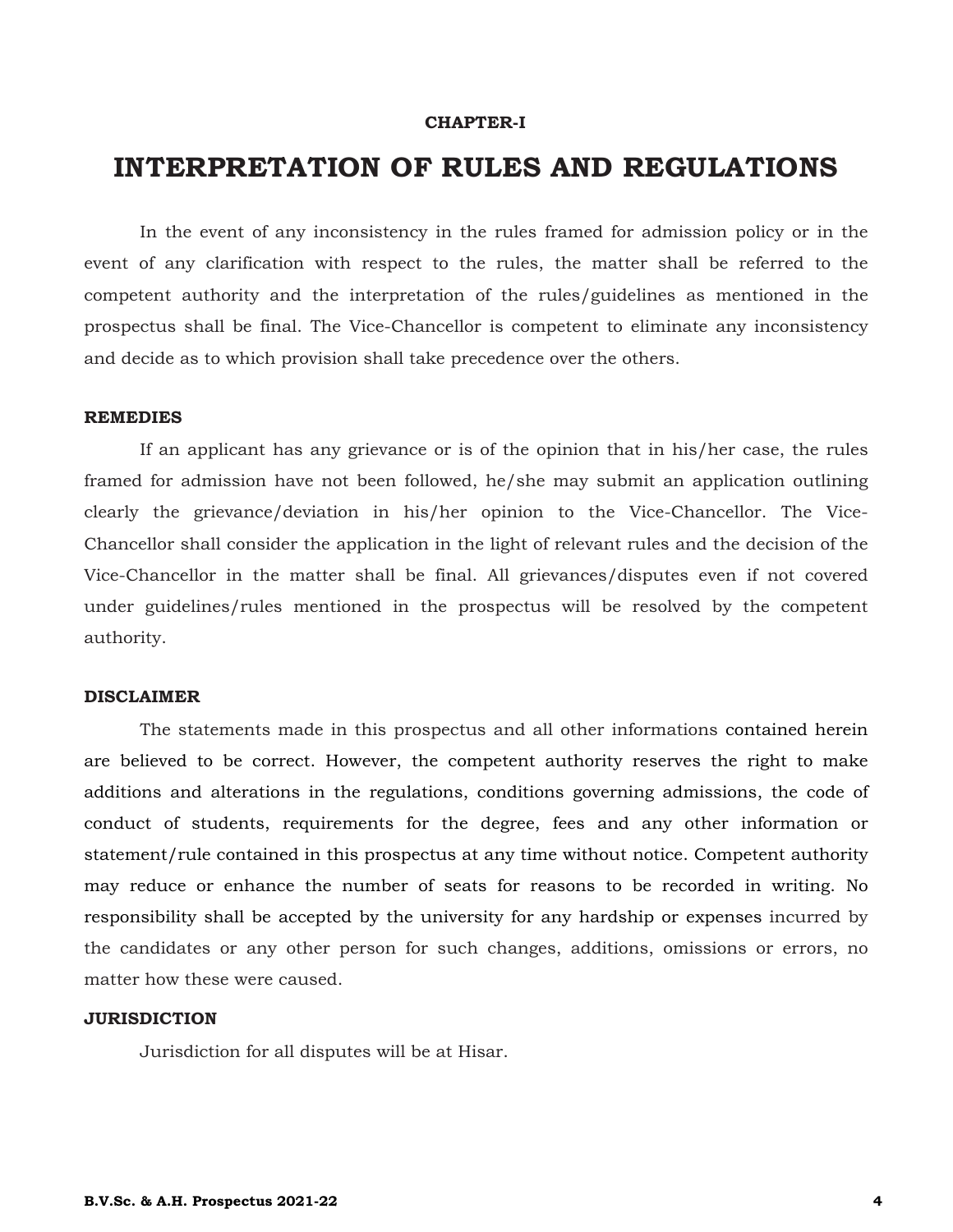**CHAPTER-I**

# INTERPRETATION OF RULES AND REGULATIONS

In the event of any inconsistency in the rules framed for admission policy or in the event of any clarification with respect to the rules, the matter shall be referred to the competent authority and the interpretation of the rules/guidelines as mentioned in the prospectus shall be final. The Vice-Chancellor is competent to eliminate any inconsistency and decide as to which provision shall take precedence over the others.

**REMEDIES**

If an applicant has any grievance or is of the opinion that in his/her case, the rules framed for admission have not been followed, he/she may submit an application outlining clearly the grievance/deviation in his/her opinion to the Vice-Chancellor. The Vice-Chancellor shall consider the application in the light of relevant rules and the decision of the Vice-Chancellor in the matter shall be final. All grievances/disputes even if not covered under guidelines/rules mentioned in the prospectus will be resolved by the competent authority.

**DISCLAIMER**

The statements made in this prospectus and all other informations contained herein are believed to be correct. However, the competent authority reserves the right to make additions and alterations in the regulations, conditions governing admissions, the code of conduct of students, requirements for the degree, fees and any other information or statement/rule contained in this prospectus at any time without notice. Competent authority may reduce or enhance the number of seats for reasons to be recorded in writing. No responsibility shall be accepted by the university for any hardship or expenses incurred by the candidates or any other person for such changes, additions, omissions or errors, no matter how these were caused.

**JURISDICTION**

Jurisdiction for all disputes will be at Hisar.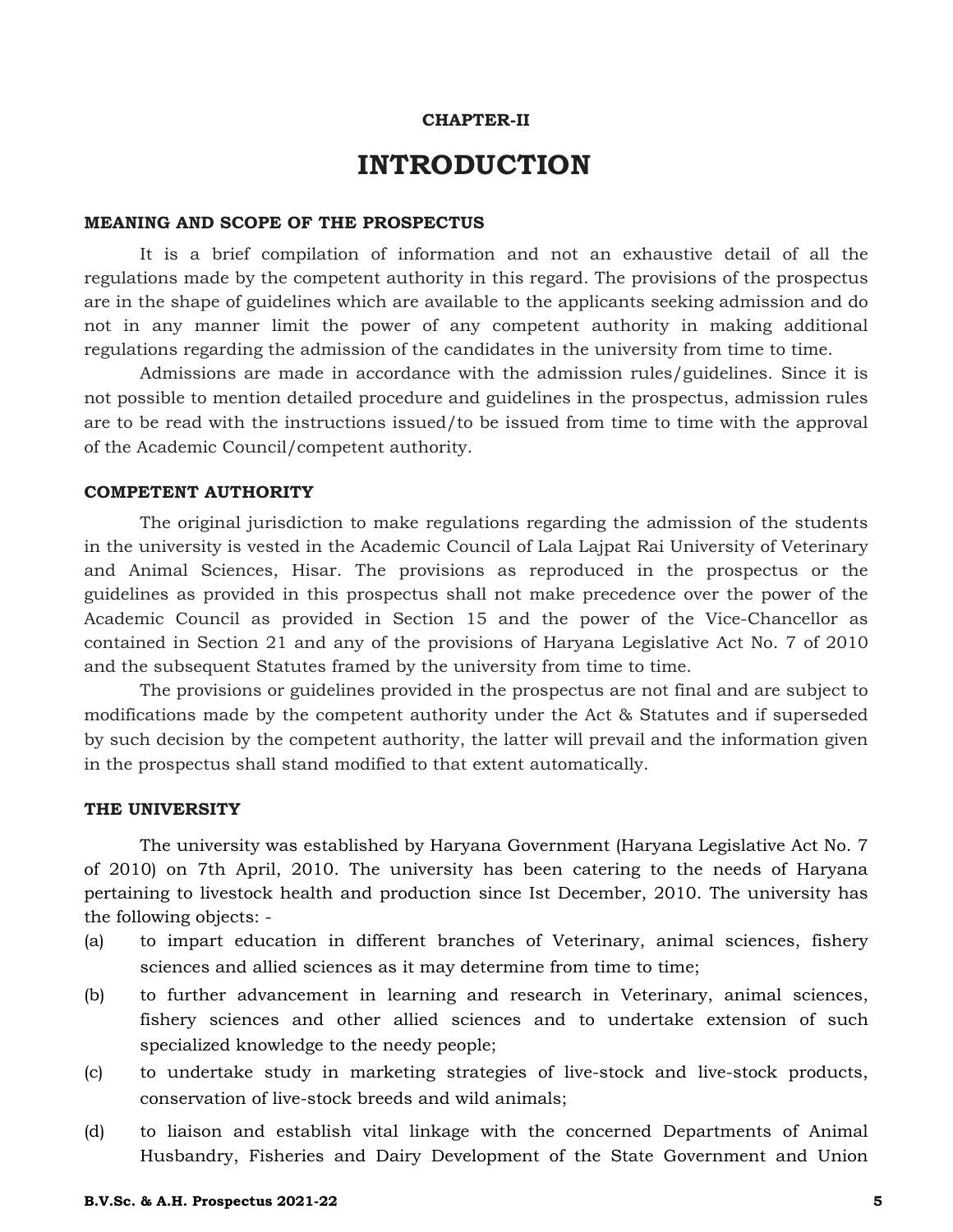**CHAPTER-II**

# INTRODUCTION

### MEANING AND SCOPE OF THE PROSPECTUS

It is a brief compilation of information and not an exhaustive detail of all the regulations made by the competent authority in this regard. The provisions of the prospectus are in the shape of guidelines which are available to the applicants seeking admission and do not in any manner limit the power of any competent authority in making additional regulations regarding the admission of the candidates in the university from time to time.

Admissions are made in accordance with the admission rules/guidelines. Since it is not possible to mention detailed procedure and guidelines in the prospectus, admission rules are to be read with the instructions issued/to be issued from time to time with the approval of the Academic Council/competent authority.

### COMPETENT AUTHORITY

The original jurisdiction to make regulations regarding the admission of the students in the university is vested in the Academic Council of Lala Lajpat Rai University of Veterinary and Animal Sciences, Hisar. The provisions as reproduced in the prospectus or the guidelines as provided in this prospectus shall not make precedence over the power of the Academic Council as provided in Section 15 and the power of the Vice-Chancellor as contained in Section 21 and any of the provisions of Haryana Legislative Act No. 7 of 2010 and the subsequent Statutes framed by the university from time to time.

The provisions or guidelines provided in the prospectus are not final and are subject to modifications made by the competent authority under the Act & Statutes and if superseded by such decision by the competent authority, the latter will prevail and the information given in the prospectus shall stand modified to that extent automatically.

### THE UNIVERSITY

The university was established by Haryana Government (Haryana Legislative Act No. 7 of 2010) on 7th April, 2010. The university has been catering to the needs of Haryana pertaining to livestock health and production since Ist December, 2010. The university has the following objects: -

(a) to impart education in different branches of Veterinary, animal sciences, fishery sciences and allied sciences as it may determine from time to time;

(b) to further advancement in learning and research in Veterinary, animal sciences, fishery sciences and other allied sciences and to undertake extension of such specialized knowledge to the needy people;

(c) to undertake study in marketing strategies of live-stock and live-stock products, conservation of live-stock breeds and wild animals;

(d) to liaison and establish vital linkage with the concerned Departments of Animal Husbandry, Fisheries and Dairy Development of the State Government and Union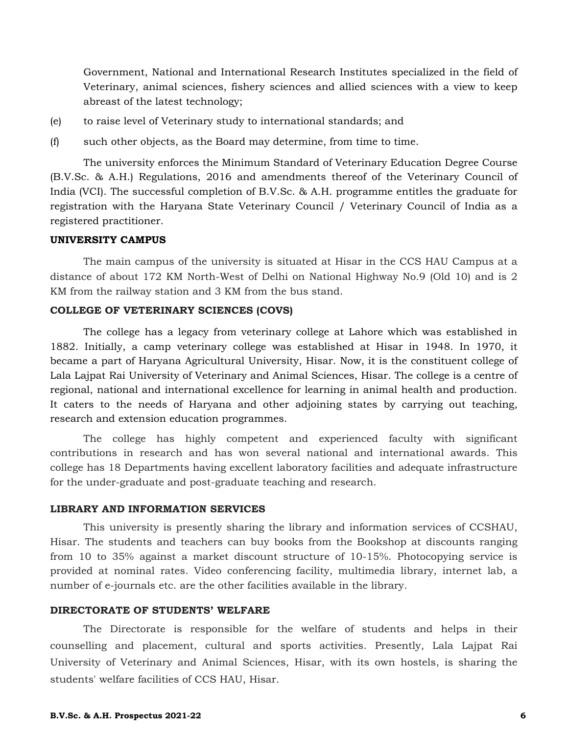Government, National and International Research Institutes specialized in the field of Veterinary, animal sciences, fishery sciences and allied sciences with a view to keep abreast of the latest technology;

(e) to raise level of Veterinary study to international standards; and

(f) such other objects, as the Board may determine, from time to time.

The university enforces the Minimum Standard of Veterinary Education Degree Course (B.V.Sc. & A.H.) Regulations, 2016 and amendments thereof of the Veterinary Council of India (VCI). The successful completion of B.V.Sc. & A.H. programme entitles the graduate for registration with the Haryana State Veterinary Council / Veterinary Council of India as a registered practitioner.

**UNIVERSITY CAMPUS**

The main campus of the university is situated at Hisar in the CCS HAU Campus at a distance of about 172 KM North-West of Delhi on National Highway No.9 (Old 10) and is 2 KM from the railway station and 3 KM from the bus stand.

**COLLEGE OF VETERINARY SCIENCES (COVS)**

The college has a legacy from veterinary college at Lahore which was established in 1882. Initially, a camp veterinary college was established at Hisar in 1948. In 1970, it became a part of Haryana Agricultural University, Hisar. Now, it is the constituent college of Lala Lajpat Rai University of Veterinary and Animal Sciences, Hisar. The college is a centre of regional, national and international excellence for learning in animal health and production. It caters to the needs of Haryana and other adjoining states by carrying out teaching, research and extension education programmes.

The college has highly competent and experienced faculty with significant contributions in research and has won several national and international awards. This college has 18 Departments having excellent laboratory facilities and adequate infrastructure for the under-graduate and post-graduate teaching and research.

**LIBRARY AND INFORMATION SERVICES**

This university is presently sharing the library and information services of CCSHAU, Hisar. The students and teachers can buy books from the Bookshop at discounts ranging from 10 to 35% against a market discount structure of 10-15%. Photocopying service is provided at nominal rates. Video conferencing facility, multimedia library, internet lab, a number of e-journals etc. are the other facilities available in the library.

**DIRECTORATE OF STUDENTS' WELFARE**

The Directorate is responsible for the welfare of students and helps in their counselling and placement, cultural and sports activities. Presently, Lala Lajpat Rai University of Veterinary and Animal Sciences, Hisar, with its own hostels, is sharing the students' welfare facilities of CCS HAU, Hisar.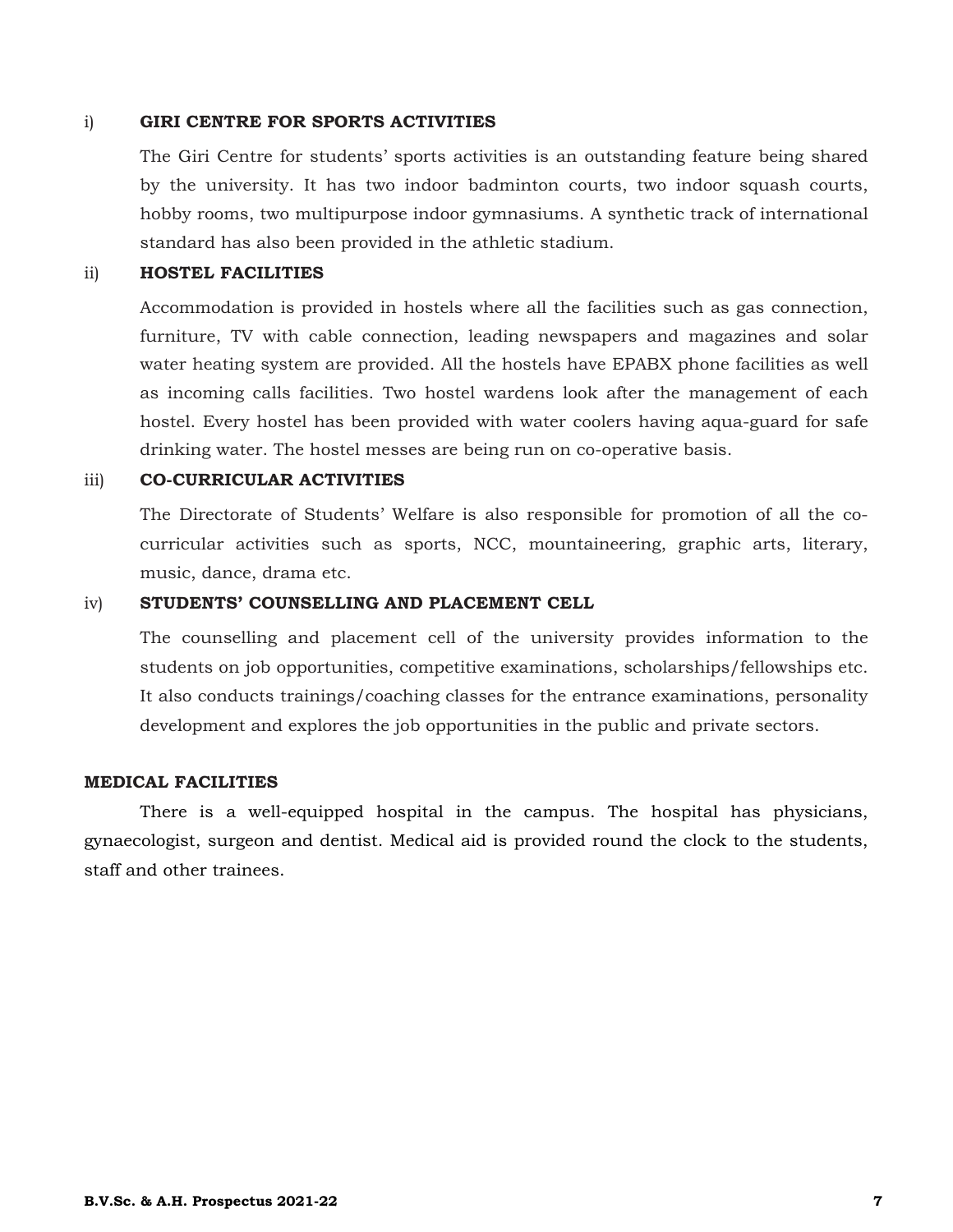### i) GIRI CENTRE FOR SPORTS ACTIVITIES

The Giri Centre for students' sports activities is an outstanding feature being shared by the university. It has two indoor badminton courts, two indoor squash courts, hobby rooms, two multipurpose indoor gymnasiums. A synthetic track of international standard has also been provided in the athletic stadium.

### ii) HOSTEL FACILITIES

Accommodation is provided in hostels where all the facilities such as gas connection, furniture, TV with cable connection, leading newspapers and magazines and solar water heating system are provided. All the hostels have EPABX phone facilities as well as incoming calls facilities. Two hostel wardens look after the management of each hostel. Every hostel has been provided with water coolers having aqua-guard for safe drinking water. The hostel messes are being run on co-operative basis.

### iii) CO-CURRICULAR ACTIVITIES

The Directorate of Students' Welfare is also responsible for promotion of all the co-curricular activities such as sports, NCC, mountaineering, graphic arts, literary, music, dance, drama etc.

### iv) STUDENTS' COUNSELLING AND PLACEMENT CELL

The counselling and placement cell of the university provides information to the students on job opportunities, competitive examinations, scholarships/fellowships etc. It also conducts trainings/coaching classes for the entrance examinations, personality development and explores the job opportunities in the public and private sectors.

## MEDICAL FACILITIES

There is a well-equipped hospital in the campus. The hospital has physicians, gynaecologist, surgeon and dentist. Medical aid is provided round the clock to the students, staff and other trainees.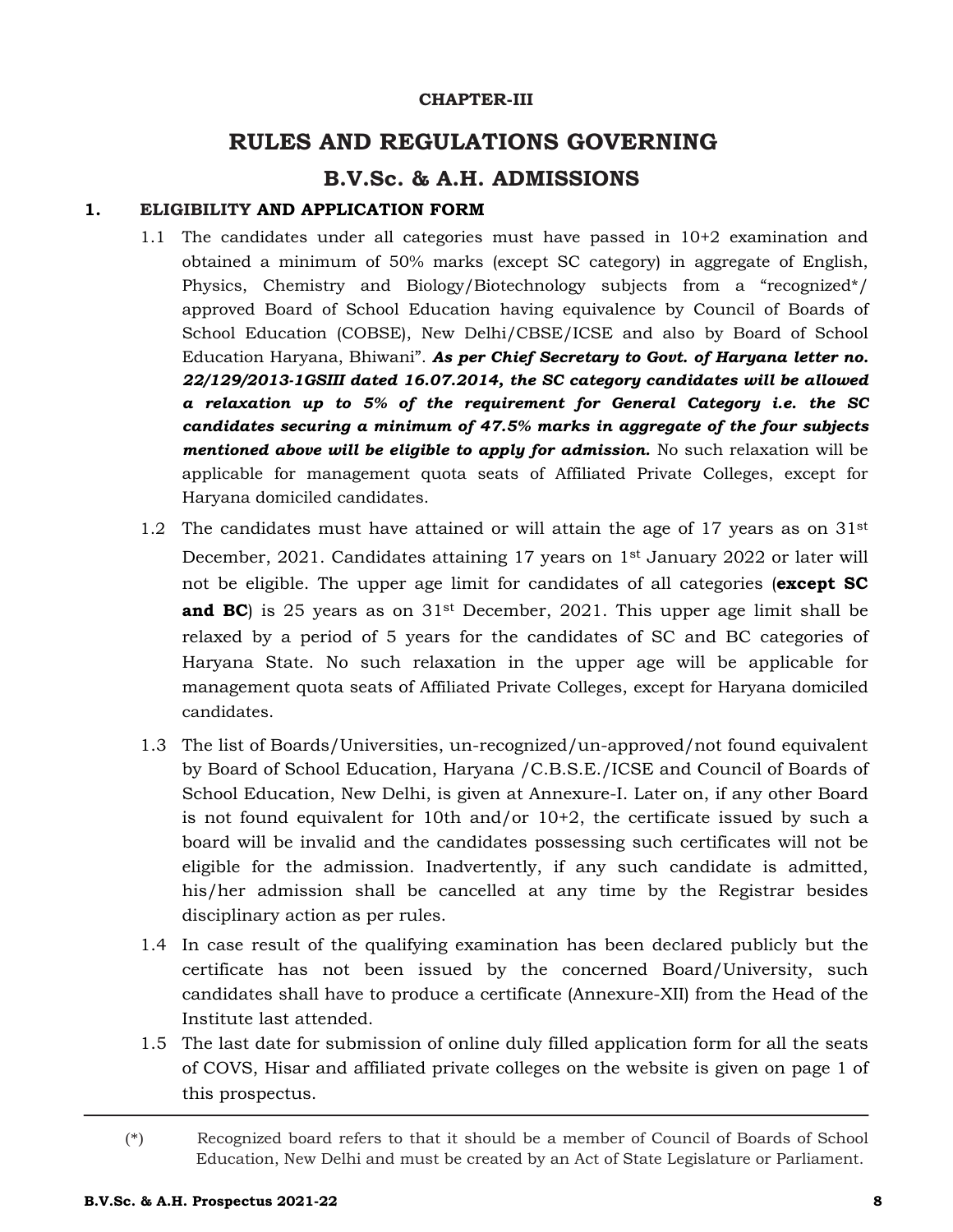**CHAPTER-III**

# RULES AND REGULATIONS GOVERNING

## B.V.Sc. & A.H. ADMISSIONS

### 1. ELIGIBILITY AND APPLICATION FORM

1.1 The candidates under all categories must have passed in 10+2 examination and obtained a minimum of 50% marks (except SC category) in aggregate of English, Physics, Chemistry and Biology/Biotechnology subjects from a "recognized*/ approved Board of School Education having equivalence by Council of Boards of School Education (COBSE), New Delhi/CBSE/ICSE and also by Board of School Education Haryana, Bhiwani". ***As per Chief Secretary to Govt. of Haryana letter no. 22/129/2013-1GSIII dated 16.07.2014, the SC category candidates will be allowed a relaxation up to 5% of the requirement for General Category i.e. the SC candidates securing a minimum of 47.5% marks in aggregate of the four subjects mentioned above will be eligible to apply for admission.*** No such relaxation will be applicable for management quota seats of Affiliated Private Colleges, except for Haryana domiciled candidates.

1.2 The candidates must have attained or will attain the age of 17 years as on 31st December, 2021. Candidates attaining 17 years on 1st January 2022 or later will not be eligible. The upper age limit for candidates of all categories (**except SC and BC**) is 25 years as on 31st December, 2021. This upper age limit shall be relaxed by a period of 5 years for the candidates of SC and BC categories of Haryana State. No such relaxation in the upper age will be applicable for management quota seats of Affiliated Private Colleges, except for Haryana domiciled candidates.

1.3 The list of Boards/Universities, un-recognized/un-approved/not found equivalent by Board of School Education, Haryana /C.B.S.E./ICSE and Council of Boards of School Education, New Delhi, is given at Annexure-I. Later on, if any other Board is not found equivalent for 10th and/or 10+2, the certificate issued by such a board will be invalid and the candidates possessing such certificates will not be eligible for the admission. Inadvertently, if any such candidate is admitted, his/her admission shall be cancelled at any time by the Registrar besides disciplinary action as per rules.

1.4 In case result of the qualifying examination has been declared publicly but the certificate has not been issued by the concerned Board/University, such candidates shall have to produce a certificate (Annexure-XII) from the Head of the Institute last attended.

1.5 The last date for submission of online duly filled application form for all the seats of COVS, Hisar and affiliated private colleges on the website is given on page 1 of this prospectus.

---

(*) Recognized board refers to that it should be a member of Council of Boards of School Education, New Delhi and must be created by an Act of State Legislature or Parliament.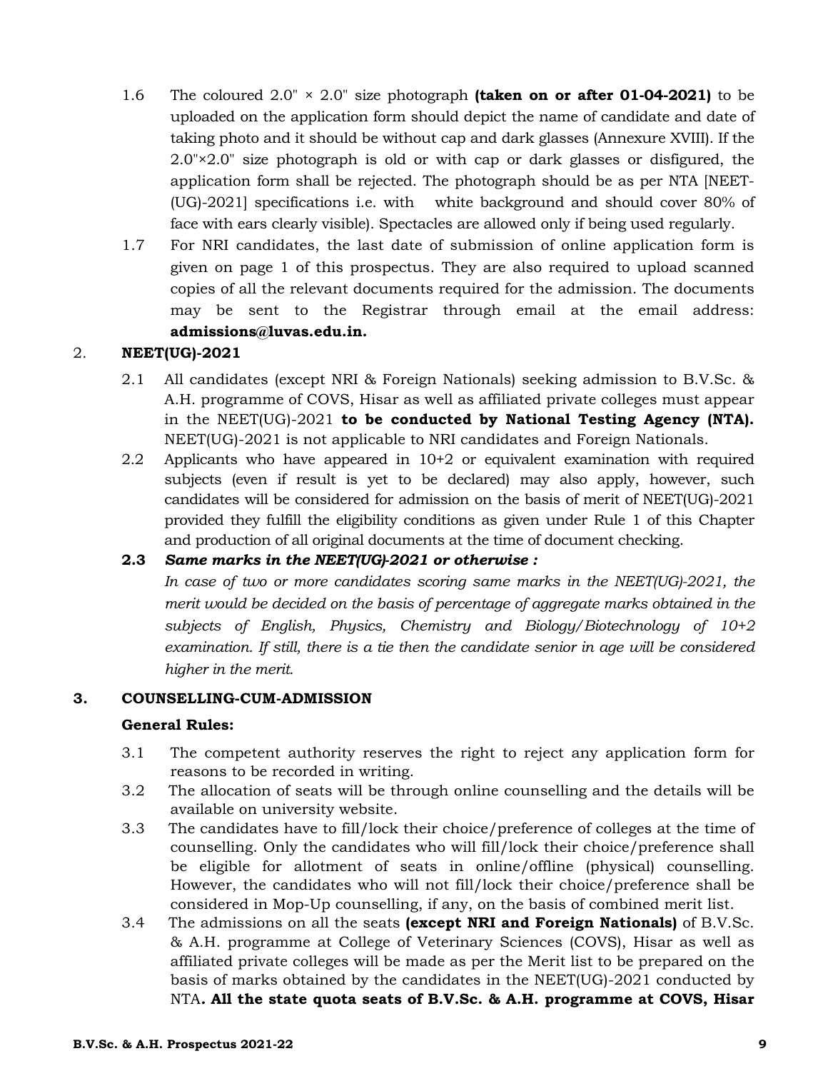1.6 The coloured 2.0" × 2.0" size photograph **(taken on or after 01-04-2021)** to be uploaded on the application form should depict the name of candidate and date of taking photo and it should be without cap and dark glasses (Annexure XVIII). If the 2.0"×2.0" size photograph is old or with cap or dark glasses or disfigured, the application form shall be rejected. The photograph should be as per NTA [NEET-(UG)-2021] specifications i.e. with white background and should cover 80% of face with ears clearly visible). Spectacles are allowed only if being used regularly.

1.7 For NRI candidates, the last date of submission of online application form is given on page 1 of this prospectus. They are also required to upload scanned copies of all the relevant documents required for the admission. The documents may be sent to the Registrar through email at the email address: **admissions@luvas.edu.in.**

## 2. NEET(UG)-2021

2.1 All candidates (except NRI & Foreign Nationals) seeking admission to B.V.Sc. & A.H. programme of COVS, Hisar as well as affiliated private colleges must appear in the NEET(UG)-2021 **to be conducted by National Testing Agency (NTA).** NEET(UG)-2021 is not applicable to NRI candidates and Foreign Nationals.

2.2 Applicants who have appeared in 10+2 or equivalent examination with required subjects (even if result is yet to be declared) may also apply, however, such candidates will be considered for admission on the basis of merit of NEET(UG)-2021 provided they fulfill the eligibility conditions as given under Rule 1 of this Chapter and production of all original documents at the time of document checking.

**2.3** ***Same marks in the NEET(UG)-2021 or otherwise :***

*In case of two or more candidates scoring same marks in the NEET(UG)-2021, the merit would be decided on the basis of percentage of aggregate marks obtained in the subjects of English, Physics, Chemistry and Biology/Biotechnology of 10+2 examination. If still, there is a tie then the candidate senior in age will be considered higher in the merit.*

## 3. COUNSELLING-CUM-ADMISSION

**General Rules:**

3.1 The competent authority reserves the right to reject any application form for reasons to be recorded in writing.

3.2 The allocation of seats will be through online counselling and the details will be available on university website.

3.3 The candidates have to fill/lock their choice/preference of colleges at the time of counselling. Only the candidates who will fill/lock their choice/preference shall be eligible for allotment of seats in online/offline (physical) counselling. However, the candidates who will not fill/lock their choice/preference shall be considered in Mop-Up counselling, if any, on the basis of combined merit list.

3.4 The admissions on all the seats **(except NRI and Foreign Nationals)** of B.V.Sc. & A.H. programme at College of Veterinary Sciences (COVS), Hisar as well as affiliated private colleges will be made as per the Merit list to be prepared on the basis of marks obtained by the candidates in the NEET(UG)-2021 conducted by NTA**. All the state quota seats of B.V.Sc. & A.H. programme at COVS, Hisar**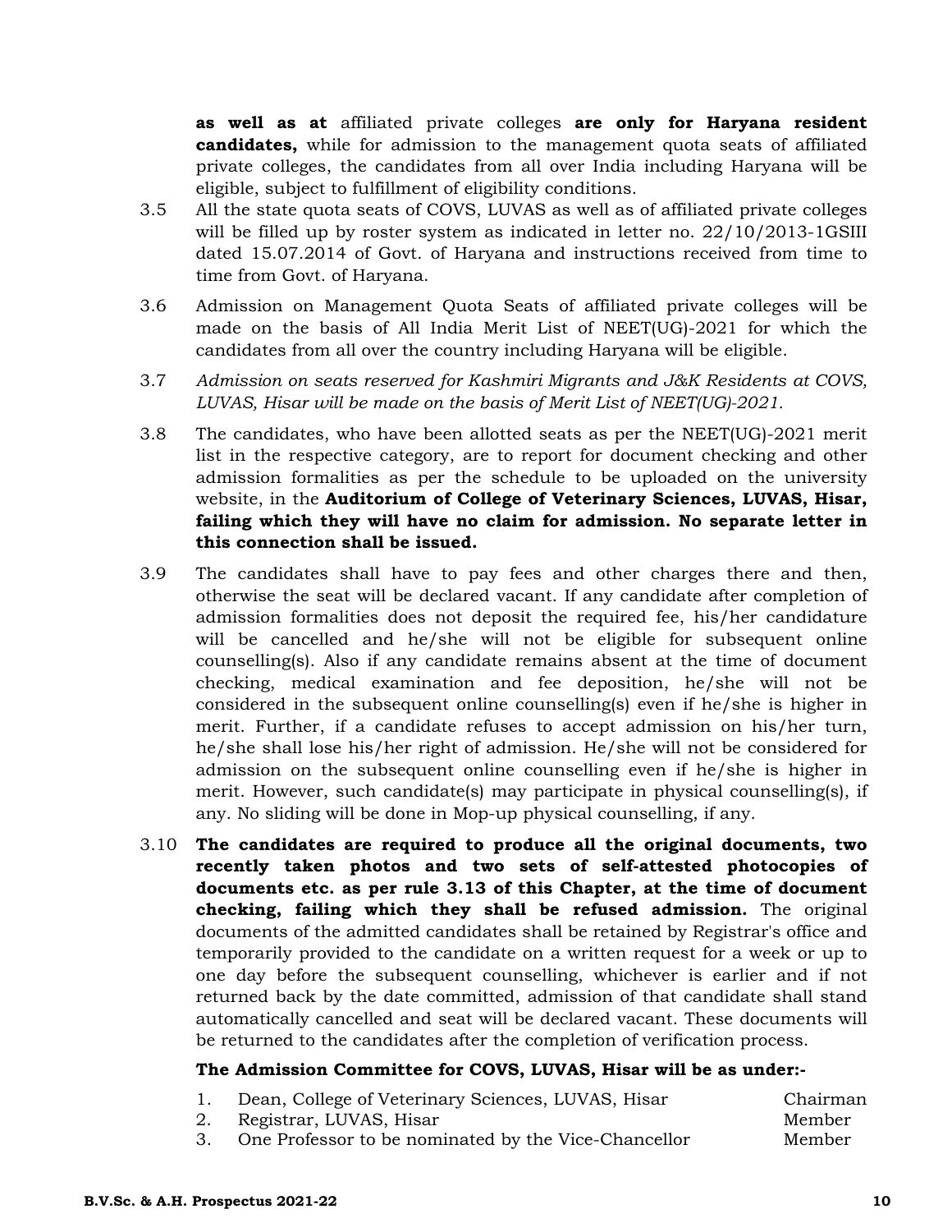**as well as at** affiliated private colleges **are only for Haryana resident candidates,** while for admission to the management quota seats of affiliated private colleges, the candidates from all over India including Haryana will be eligible, subject to fulfillment of eligibility conditions.

3.5 All the state quota seats of COVS, LUVAS as well as of affiliated private colleges will be filled up by roster system as indicated in letter no. 22/10/2013-1GSIII dated 15.07.2014 of Govt. of Haryana and instructions received from time to time from Govt. of Haryana.

3.6 Admission on Management Quota Seats of affiliated private colleges will be made on the basis of All India Merit List of NEET(UG)-2021 for which the candidates from all over the country including Haryana will be eligible.

3.7 *Admission on seats reserved for Kashmiri Migrants and J&K Residents at COVS, LUVAS, Hisar will be made on the basis of Merit List of NEET(UG)-2021.*

3.8 The candidates, who have been allotted seats as per the NEET(UG)-2021 merit list in the respective category, are to report for document checking and other admission formalities as per the schedule to be uploaded on the university website, in the **Auditorium of College of Veterinary Sciences, LUVAS, Hisar, failing which they will have no claim for admission. No separate letter in this connection shall be issued.**

3.9 The candidates shall have to pay fees and other charges there and then, otherwise the seat will be declared vacant. If any candidate after completion of admission formalities does not deposit the required fee, his/her candidature will be cancelled and he/she will not be eligible for subsequent online counselling(s). Also if any candidate remains absent at the time of document checking, medical examination and fee deposition, he/she will not be considered in the subsequent online counselling(s) even if he/she is higher in merit. Further, if a candidate refuses to accept admission on his/her turn, he/she shall lose his/her right of admission. He/she will not be considered for admission on the subsequent online counselling even if he/she is higher in merit. However, such candidate(s) may participate in physical counselling(s), if any. No sliding will be done in Mop-up physical counselling, if any.

3.10 **The candidates are required to produce all the original documents, two recently taken photos and two sets of self-attested photocopies of documents etc. as per rule 3.13 of this Chapter, at the time of document checking, failing which they shall be refused admission.** The original documents of the admitted candidates shall be retained by Registrar's office and temporarily provided to the candidate on a written request for a week or up to one day before the subsequent counselling, whichever is earlier and if not returned back by the date committed, admission of that candidate shall stand automatically cancelled and seat will be declared vacant. These documents will be returned to the candidates after the completion of verification process.

**The Admission Committee for COVS, LUVAS, Hisar will be as under:-**

| | | |
|---|---|---|
| 1. | Dean, College of Veterinary Sciences, LUVAS, Hisar | Chairman |
| 2. | Registrar, LUVAS, Hisar | Member |
| 3. | One Professor to be nominated by the Vice-Chancellor | Member |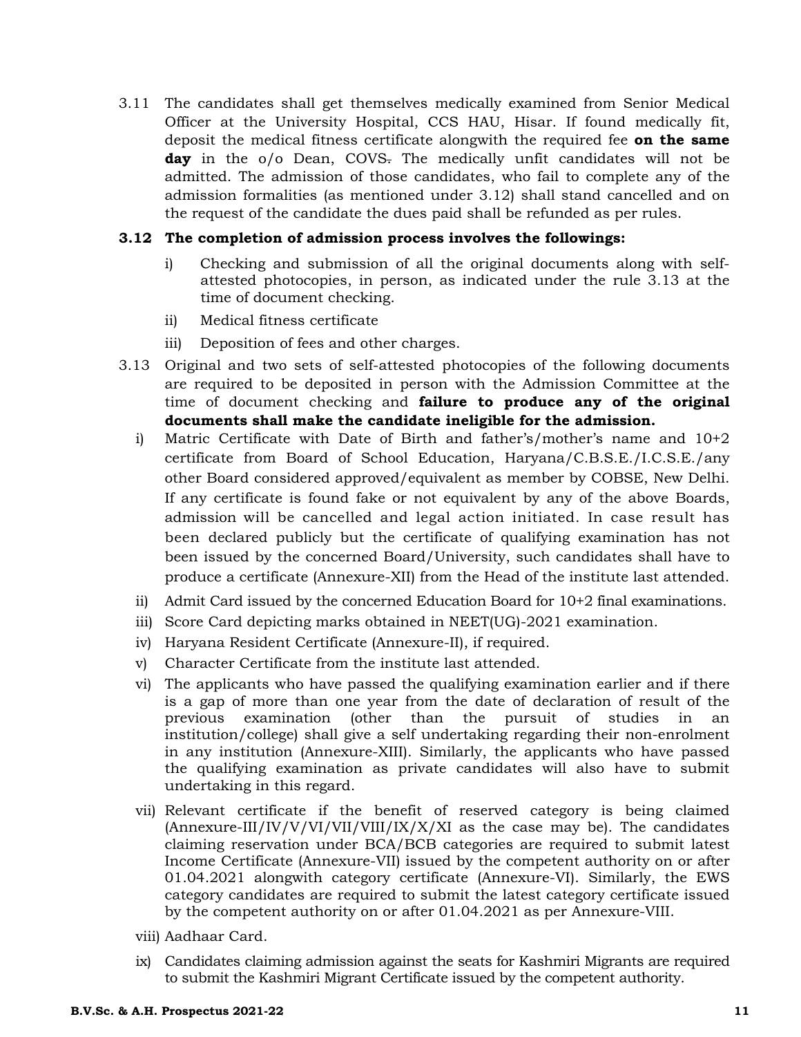3.11 The candidates shall get themselves medically examined from Senior Medical Officer at the University Hospital, CCS HAU, Hisar. If found medically fit, deposit the medical fitness certificate alongwith the required fee **on the same day** in the o/o Dean, COVS. The medically unfit candidates will not be admitted. The admission of those candidates, who fail to complete any of the admission formalities (as mentioned under 3.12) shall stand cancelled and on the request of the candidate the dues paid shall be refunded as per rules.

**3.12 The completion of admission process involves the followings:**

- i) Checking and submission of all the original documents along with self-attested photocopies, in person, as indicated under the rule 3.13 at the time of document checking.
- ii) Medical fitness certificate
- iii) Deposition of fees and other charges.

3.13 Original and two sets of self-attested photocopies of the following documents are required to be deposited in person with the Admission Committee at the time of document checking and **failure to produce any of the original documents shall make the candidate ineligible for the admission.**

- i) Matric Certificate with Date of Birth and father's/mother's name and 10+2 certificate from Board of School Education, Haryana/C.B.S.E./I.C.S.E./any other Board considered approved/equivalent as member by COBSE, New Delhi. If any certificate is found fake or not equivalent by any of the above Boards, admission will be cancelled and legal action initiated. In case result has been declared publicly but the certificate of qualifying examination has not been issued by the concerned Board/University, such candidates shall have to produce a certificate (Annexure-XII) from the Head of the institute last attended.
- ii) Admit Card issued by the concerned Education Board for 10+2 final examinations.
- iii) Score Card depicting marks obtained in NEET(UG)-2021 examination.
- iv) Haryana Resident Certificate (Annexure-II), if required.
- v) Character Certificate from the institute last attended.
- vi) The applicants who have passed the qualifying examination earlier and if there is a gap of more than one year from the date of declaration of result of the previous examination (other than the pursuit of studies in an institution/college) shall give a self undertaking regarding their non-enrolment in any institution (Annexure-XIII). Similarly, the applicants who have passed the qualifying examination as private candidates will also have to submit undertaking in this regard.
- vii) Relevant certificate if the benefit of reserved category is being claimed (Annexure-III/IV/V/VI/VII/VIII/IX/X/XI as the case may be). The candidates claiming reservation under BCA/BCB categories are required to submit latest Income Certificate (Annexure-VII) issued by the competent authority on or after 01.04.2021 alongwith category certificate (Annexure-VI). Similarly, the EWS category candidates are required to submit the latest category certificate issued by the competent authority on or after 01.04.2021 as per Annexure-VIII.
- viii) Aadhaar Card.
- ix) Candidates claiming admission against the seats for Kashmiri Migrants are required to submit the Kashmiri Migrant Certificate issued by the competent authority.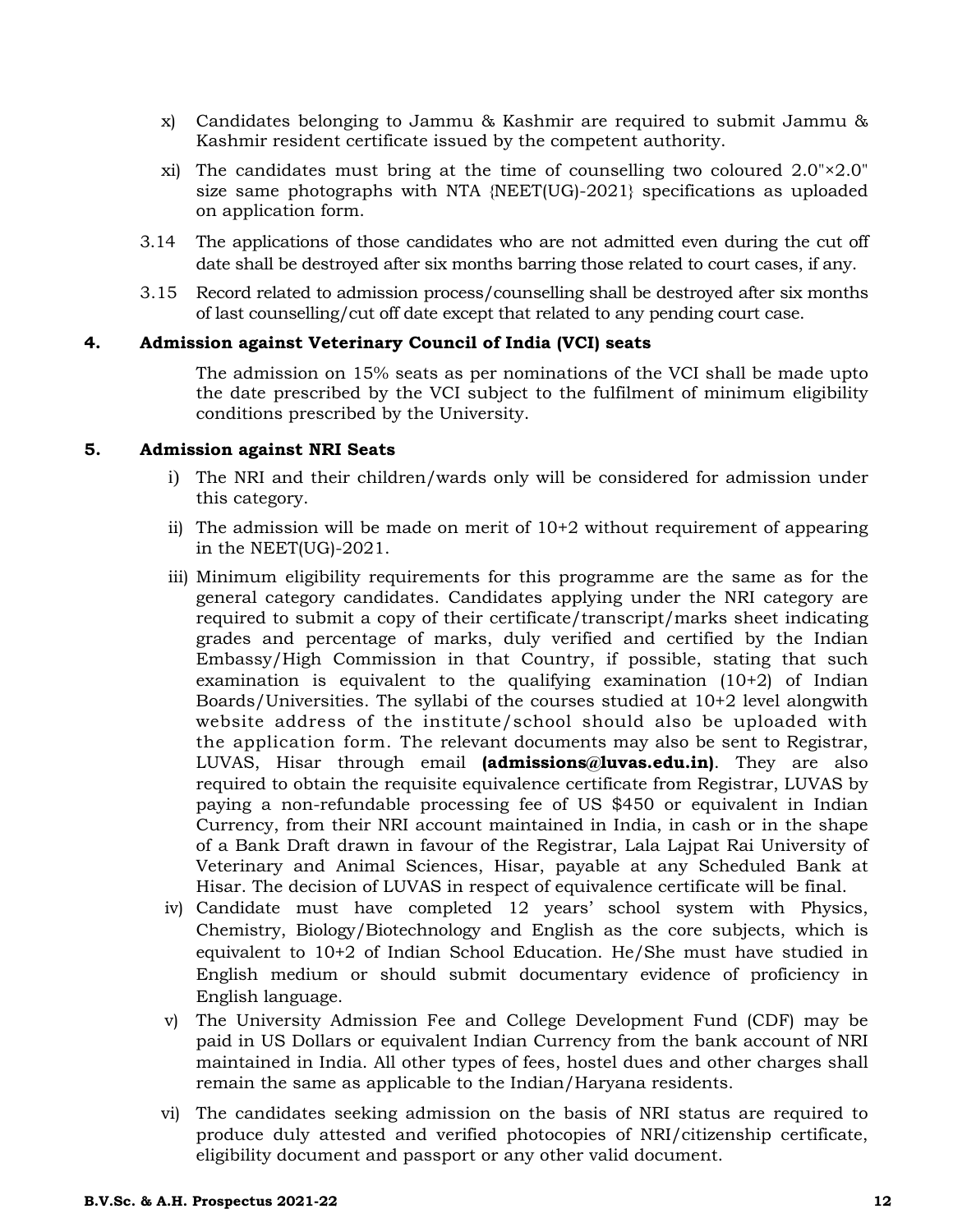x) Candidates belonging to Jammu & Kashmir are required to submit Jammu & Kashmir resident certificate issued by the competent authority.

xi) The candidates must bring at the time of counselling two coloured 2.0"×2.0" size same photographs with NTA {NEET(UG)-2021} specifications as uploaded on application form.

3.14 The applications of those candidates who are not admitted even during the cut off date shall be destroyed after six months barring those related to court cases, if any.

3.15 Record related to admission process/counselling shall be destroyed after six months of last counselling/cut off date except that related to any pending court case.

## 4. Admission against Veterinary Council of India (VCI) seats

The admission on 15% seats as per nominations of the VCI shall be made upto the date prescribed by the VCI subject to the fulfilment of minimum eligibility conditions prescribed by the University.

## 5. Admission against NRI Seats

i) The NRI and their children/wards only will be considered for admission under this category.

ii) The admission will be made on merit of 10+2 without requirement of appearing in the NEET(UG)-2021.

iii) Minimum eligibility requirements for this programme are the same as for the general category candidates. Candidates applying under the NRI category are required to submit a copy of their certificate/transcript/marks sheet indicating grades and percentage of marks, duly verified and certified by the Indian Embassy/High Commission in that Country, if possible, stating that such examination is equivalent to the qualifying examination (10+2) of Indian Boards/Universities. The syllabi of the courses studied at 10+2 level alongwith website address of the institute/school should also be uploaded with the application form. The relevant documents may also be sent to Registrar, LUVAS, Hisar through email **(admissions@luvas.edu.in)**. They are also required to obtain the requisite equivalence certificate from Registrar, LUVAS by paying a non-refundable processing fee of US $450 or equivalent in Indian Currency, from their NRI account maintained in India, in cash or in the shape of a Bank Draft drawn in favour of the Registrar, Lala Lajpat Rai University of Veterinary and Animal Sciences, Hisar, payable at any Scheduled Bank at Hisar. The decision of LUVAS in respect of equivalence certificate will be final.

iv) Candidate must have completed 12 years' school system with Physics, Chemistry, Biology/Biotechnology and English as the core subjects, which is equivalent to 10+2 of Indian School Education. He/She must have studied in English medium or should submit documentary evidence of proficiency in English language.

v) The University Admission Fee and College Development Fund (CDF) may be paid in US Dollars or equivalent Indian Currency from the bank account of NRI maintained in India. All other types of fees, hostel dues and other charges shall remain the same as applicable to the Indian/Haryana residents.

vi) The candidates seeking admission on the basis of NRI status are required to produce duly attested and verified photocopies of NRI/citizenship certificate, eligibility document and passport or any other valid document.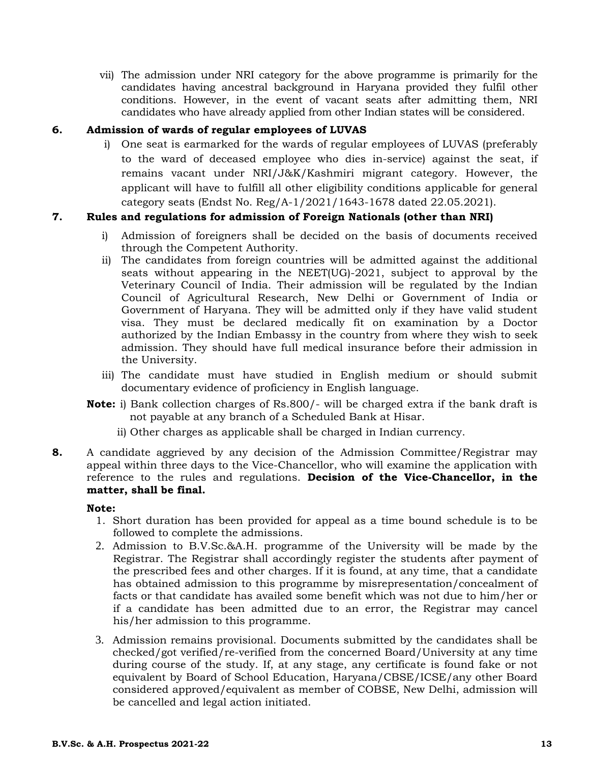vii) The admission under NRI category for the above programme is primarily for the candidates having ancestral background in Haryana provided they fulfil other conditions. However, in the event of vacant seats after admitting them, NRI candidates who have already applied from other Indian states will be considered.

**6. Admission of wards of regular employees of LUVAS**

i) One seat is earmarked for the wards of regular employees of LUVAS (preferably to the ward of deceased employee who dies in-service) against the seat, if remains vacant under NRI/J&K/Kashmiri migrant category. However, the applicant will have to fulfill all other eligibility conditions applicable for general category seats (Endst No. Reg/A-1/2021/1643-1678 dated 22.05.2021).

**7. Rules and regulations for admission of Foreign Nationals (other than NRI)**

i) Admission of foreigners shall be decided on the basis of documents received through the Competent Authority.

ii) The candidates from foreign countries will be admitted against the additional seats without appearing in the NEET(UG)-2021, subject to approval by the Veterinary Council of India. Their admission will be regulated by the Indian Council of Agricultural Research, New Delhi or Government of India or Government of Haryana. They will be admitted only if they have valid student visa. They must be declared medically fit on examination by a Doctor authorized by the Indian Embassy in the country from where they wish to seek admission. They should have full medical insurance before their admission in the University.

iii) The candidate must have studied in English medium or should submit documentary evidence of proficiency in English language.

**Note:** i) Bank collection charges of Rs.800/- will be charged extra if the bank draft is not payable at any branch of a Scheduled Bank at Hisar.

ii) Other charges as applicable shall be charged in Indian currency.

**8.** A candidate aggrieved by any decision of the Admission Committee/Registrar may appeal within three days to the Vice-Chancellor, who will examine the application with reference to the rules and regulations. **Decision of the Vice-Chancellor, in the matter, shall be final.**

**Note:**

1. Short duration has been provided for appeal as a time bound schedule is to be followed to complete the admissions.
2. Admission to B.V.Sc.&A.H. programme of the University will be made by the Registrar. The Registrar shall accordingly register the students after payment of the prescribed fees and other charges. If it is found, at any time, that a candidate has obtained admission to this programme by misrepresentation/concealment of facts or that candidate has availed some benefit which was not due to him/her or if a candidate has been admitted due to an error, the Registrar may cancel his/her admission to this programme.
3. Admission remains provisional. Documents submitted by the candidates shall be checked/got verified/re-verified from the concerned Board/University at any time during course of the study. If, at any stage, any certificate is found fake or not equivalent by Board of School Education, Haryana/CBSE/ICSE/any other Board considered approved/equivalent as member of COBSE, New Delhi, admission will be cancelled and legal action initiated.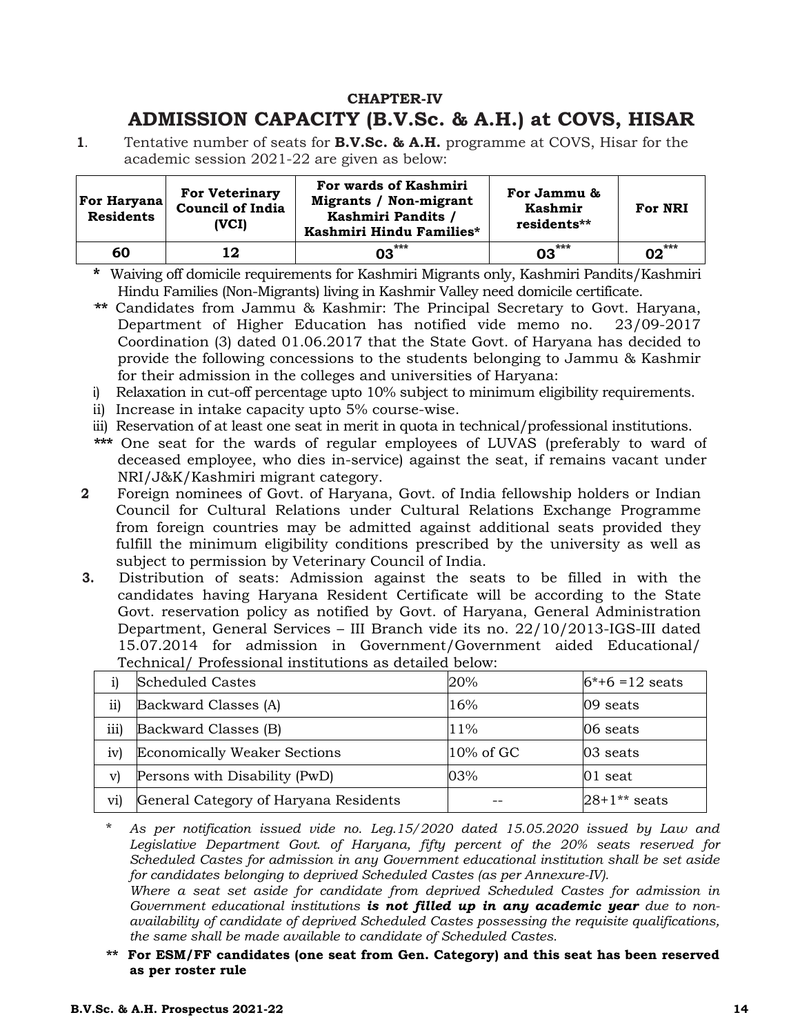## CHAPTER-IV

# ADMISSION CAPACITY (B.V.Sc. & A.H.) at COVS, HISAR

**1**. Tentative number of seats for **B.V.Sc. & A.H.** programme at COVS, Hisar for the academic session 2021-22 are given as below:

| For Haryana Residents | For Veterinary Council of India (VCI) | For wards of Kashmiri Migrants / Non-migrant Kashmiri Pandits / Kashmiri Hindu Families* | For Jammu & Kashmir residents** | For NRI |
|---|---|---|---|---|
| **60** | **12** | **03*** ** | **03*** ** | **02*** ** |

**\*** Waiving off domicile requirements for Kashmiri Migrants only, Kashmiri Pandits/Kashmiri Hindu Families (Non-Migrants) living in Kashmir Valley need domicile certificate.

**\*\*** Candidates from Jammu & Kashmir: The Principal Secretary to Govt. Haryana, Department of Higher Education has notified vide memo no. 23/09-2017 Coordination (3) dated 01.06.2017 that the State Govt. of Haryana has decided to provide the following concessions to the students belonging to Jammu & Kashmir for their admission in the colleges and universities of Haryana:

i) Relaxation in cut-off percentage upto 10% subject to minimum eligibility requirements.
ii) Increase in intake capacity upto 5% course-wise.
iii) Reservation of at least one seat in merit in quota in technical/professional institutions.

**\*\*\*** One seat for the wards of regular employees of LUVAS (preferably to ward of deceased employee, who dies in-service) against the seat, if remains vacant under NRI/J&K/Kashmiri migrant category.

**2** Foreign nominees of Govt. of Haryana, Govt. of India fellowship holders or Indian Council for Cultural Relations under Cultural Relations Exchange Programme from foreign countries may be admitted against additional seats provided they fulfill the minimum eligibility conditions prescribed by the university as well as subject to permission by Veterinary Council of India.

**3.** Distribution of seats: Admission against the seats to be filled in with the candidates having Haryana Resident Certificate will be according to the State Govt. reservation policy as notified by Govt. of Haryana, General Administration Department, General Services – III Branch vide its no. 22/10/2013-IGS-III dated 15.07.2014 for admission in Government/Government aided Educational/ Technical/ Professional institutions as detailed below:

| | | | |
|---|---|---|---|
| i) | Scheduled Castes | 20% | 6*+6 =12 seats |
| ii) | Backward Classes (A) | 16% | 09 seats |
| iii) | Backward Classes (B) | 11% | 06 seats |
| iv) | Economically Weaker Sections | 10% of GC | 03 seats |
| v) | Persons with Disability (PwD) | 03% | 01 seat |
| vi) | General Category of Haryana Residents | -- | 28+1** seats |

\* *As per notification issued vide no. Leg.15/2020 dated 15.05.2020 issued by Law and Legislative Department Govt. of Haryana, fifty percent of the 20% seats reserved for Scheduled Castes for admission in any Government educational institution shall be set aside for candidates belonging to deprived Scheduled Castes (as per Annexure-IV).*

*Where a seat set aside for candidate from deprived Scheduled Castes for admission in Government educational institutions **is not filled up in any academic year** due to non-availability of candidate of deprived Scheduled Castes possessing the requisite qualifications, the same shall be made available to candidate of Scheduled Castes.*

**\*\* For ESM/FF candidates (one seat from Gen. Category) and this seat has been reserved as per roster rule**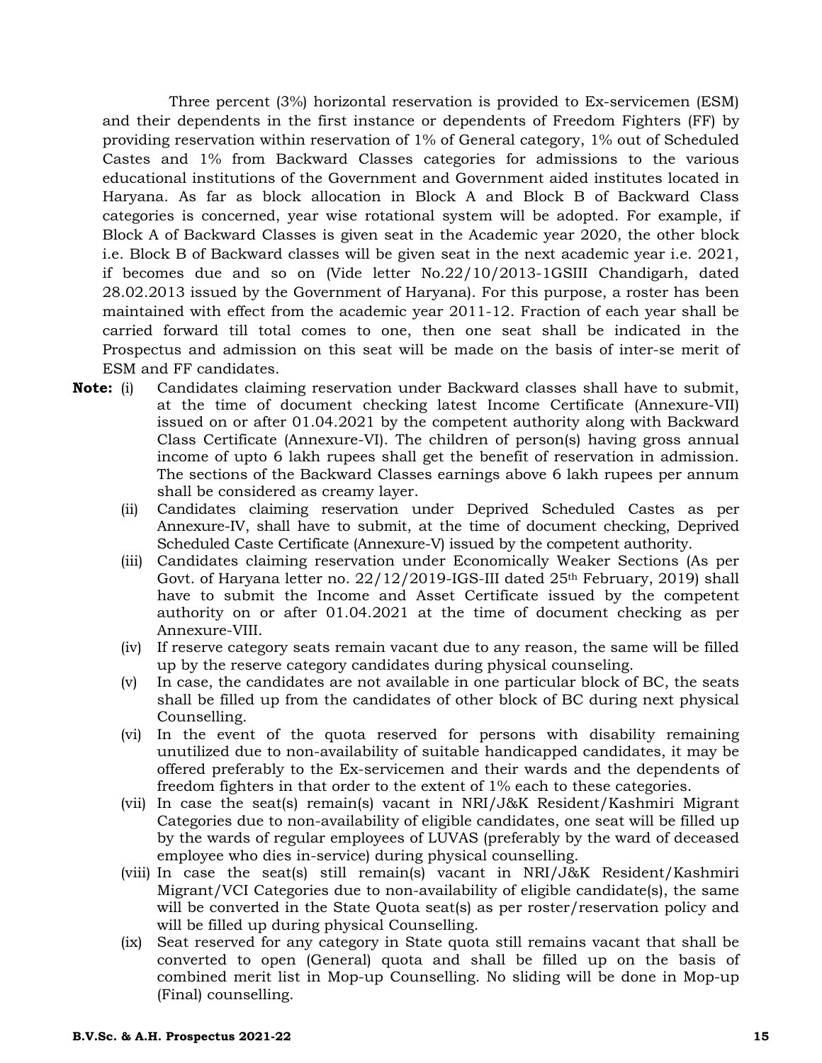Three percent (3%) horizontal reservation is provided to Ex-servicemen (ESM) and their dependents in the first instance or dependents of Freedom Fighters (FF) by providing reservation within reservation of 1% of General category, 1% out of Scheduled Castes and 1% from Backward Classes categories for admissions to the various educational institutions of the Government and Government aided institutes located in Haryana. As far as block allocation in Block A and Block B of Backward Class categories is concerned, year wise rotational system will be adopted. For example, if Block A of Backward Classes is given seat in the Academic year 2020, the other block i.e. Block B of Backward classes will be given seat in the next academic year i.e. 2021, if becomes due and so on (Vide letter No.22/10/2013-1GSIII Chandigarh, dated 28.02.2013 issued by the Government of Haryana). For this purpose, a roster has been maintained with effect from the academic year 2011-12. Fraction of each year shall be carried forward till total comes to one, then one seat shall be indicated in the Prospectus and admission on this seat will be made on the basis of inter-se merit of ESM and FF candidates.

**Note:**

(i) Candidates claiming reservation under Backward classes shall have to submit, at the time of document checking latest Income Certificate (Annexure-VII) issued on or after 01.04.2021 by the competent authority along with Backward Class Certificate (Annexure-VI). The children of person(s) having gross annual income of upto 6 lakh rupees shall get the benefit of reservation in admission. The sections of the Backward Classes earnings above 6 lakh rupees per annum shall be considered as creamy layer.

(ii) Candidates claiming reservation under Deprived Scheduled Castes as per Annexure-IV, shall have to submit, at the time of document checking, Deprived Scheduled Caste Certificate (Annexure-V) issued by the competent authority.

(iii) Candidates claiming reservation under Economically Weaker Sections (As per Govt. of Haryana letter no. 22/12/2019-IGS-III dated 25th February, 2019) shall have to submit the Income and Asset Certificate issued by the competent authority on or after 01.04.2021 at the time of document checking as per Annexure-VIII.

(iv) If reserve category seats remain vacant due to any reason, the same will be filled up by the reserve category candidates during physical counseling.

(v) In case, the candidates are not available in one particular block of BC, the seats shall be filled up from the candidates of other block of BC during next physical Counselling.

(vi) In the event of the quota reserved for persons with disability remaining unutilized due to non-availability of suitable handicapped candidates, it may be offered preferably to the Ex-servicemen and their wards and the dependents of freedom fighters in that order to the extent of 1% each to these categories.

(vii) In case the seat(s) remain(s) vacant in NRI/J&K Resident/Kashmiri Migrant Categories due to non-availability of eligible candidates, one seat will be filled up by the wards of regular employees of LUVAS (preferably by the ward of deceased employee who dies in-service) during physical counselling.

(viii) In case the seat(s) still remain(s) vacant in NRI/J&K Resident/Kashmiri Migrant/VCI Categories due to non-availability of eligible candidate(s), the same will be converted in the State Quota seat(s) as per roster/reservation policy and will be filled up during physical Counselling.

(ix) Seat reserved for any category in State quota still remains vacant that shall be converted to open (General) quota and shall be filled up on the basis of combined merit list in Mop-up Counselling. No sliding will be done in Mop-up (Final) counselling.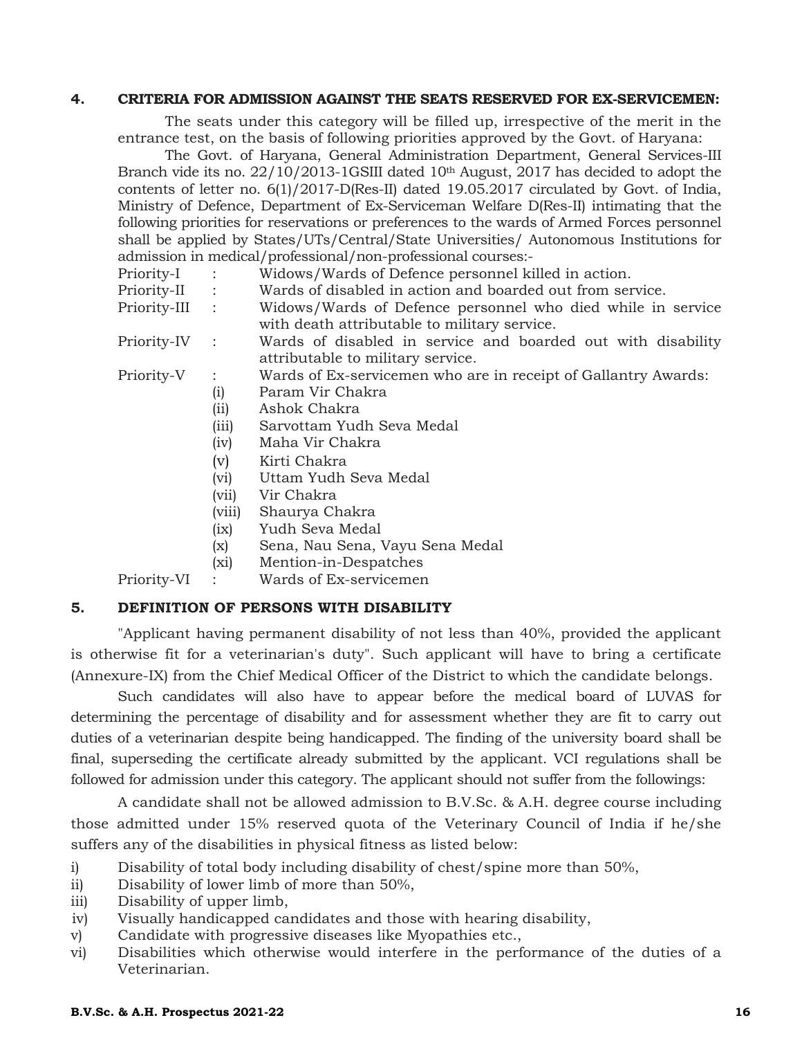## 4. CRITERIA FOR ADMISSION AGAINST THE SEATS RESERVED FOR EX-SERVICEMEN:

The seats under this category will be filled up, irrespective of the merit in the entrance test, on the basis of following priorities approved by the Govt. of Haryana:

The Govt. of Haryana, General Administration Department, General Services-III Branch vide its no. 22/10/2013-1GSIII dated 10th August, 2017 has decided to adopt the contents of letter no. 6(1)/2017-D(Res-II) dated 19.05.2017 circulated by Govt. of India, Ministry of Defence, Department of Ex-Serviceman Welfare D(Res-II) intimating that the following priorities for reservations or preferences to the wards of Armed Forces personnel shall be applied by States/UTs/Central/State Universities/ Autonomous Institutions for admission in medical/professional/non-professional courses:-

- Priority-I : Widows/Wards of Defence personnel killed in action.
- Priority-II : Wards of disabled in action and boarded out from service.
- Priority-III : Widows/Wards of Defence personnel who died while in service with death attributable to military service.
- Priority-IV : Wards of disabled in service and boarded out with disability attributable to military service.
- Priority-V : Wards of Ex-servicemen who are in receipt of Gallantry Awards:
  - (i) Param Vir Chakra
  - (ii) Ashok Chakra
  - (iii) Sarvottam Yudh Seva Medal
  - (iv) Maha Vir Chakra
  - (v) Kirti Chakra
  - (vi) Uttam Yudh Seva Medal
  - (vii) Vir Chakra
  - (viii) Shaurya Chakra
  - (ix) Yudh Seva Medal
  - (x) Sena, Nau Sena, Vayu Sena Medal
  - (xi) Mention-in-Despatches
- Priority-VI : Wards of Ex-servicemen

## 5. DEFINITION OF PERSONS WITH DISABILITY

"Applicant having permanent disability of not less than 40%, provided the applicant is otherwise fit for a veterinarian's duty". Such applicant will have to bring a certificate (Annexure-IX) from the Chief Medical Officer of the District to which the candidate belongs.

Such candidates will also have to appear before the medical board of LUVAS for determining the percentage of disability and for assessment whether they are fit to carry out duties of a veterinarian despite being handicapped. The finding of the university board shall be final, superseding the certificate already submitted by the applicant. VCI regulations shall be followed for admission under this category. The applicant should not suffer from the followings:

A candidate shall not be allowed admission to B.V.Sc. & A.H. degree course including those admitted under 15% reserved quota of the Veterinary Council of India if he/she suffers any of the disabilities in physical fitness as listed below:

i) Disability of total body including disability of chest/spine more than 50%,
ii) Disability of lower limb of more than 50%,
iii) Disability of upper limb,
iv) Visually handicapped candidates and those with hearing disability,
v) Candidate with progressive diseases like Myopathies etc.,
vi) Disabilities which otherwise would interfere in the performance of the duties of a Veterinarian.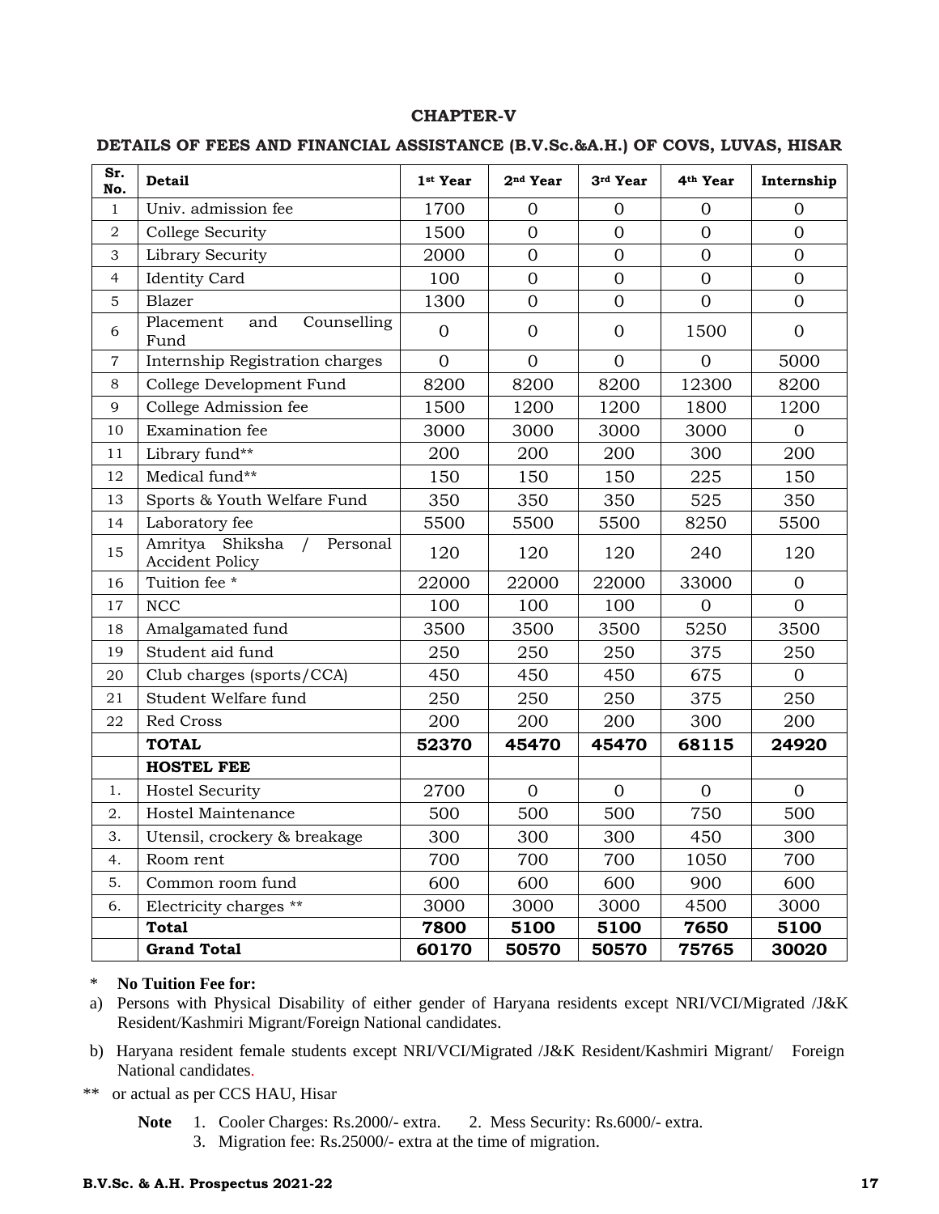## CHAPTER-V

### DETAILS OF FEES AND FINANCIAL ASSISTANCE (B.V.Sc.&A.H.) OF COVS, LUVAS, HISAR

| Sr. No. | Detail | 1st Year | 2nd Year | 3rd Year | 4th Year | Internship |
|---|---|---|---|---|---|---|
| 1 | Univ. admission fee | 1700 | 0 | 0 | 0 | 0 |
| 2 | College Security | 1500 | 0 | 0 | 0 | 0 |
| 3 | Library Security | 2000 | 0 | 0 | 0 | 0 |
| 4 | Identity Card | 100 | 0 | 0 | 0 | 0 |
| 5 | Blazer | 1300 | 0 | 0 | 0 | 0 |
| 6 | Placement and Counselling Fund | 0 | 0 | 0 | 1500 | 0 |
| 7 | Internship Registration charges | 0 | 0 | 0 | 0 | 5000 |
| 8 | College Development Fund | 8200 | 8200 | 8200 | 12300 | 8200 |
| 9 | College Admission fee | 1500 | 1200 | 1200 | 1800 | 1200 |
| 10 | Examination fee | 3000 | 3000 | 3000 | 3000 | 0 |
| 11 | Library fund** | 200 | 200 | 200 | 300 | 200 |
| 12 | Medical fund** | 150 | 150 | 150 | 225 | 150 |
| 13 | Sports & Youth Welfare Fund | 350 | 350 | 350 | 525 | 350 |
| 14 | Laboratory fee | 5500 | 5500 | 5500 | 8250 | 5500 |
| 15 | Amritya Shiksha / Personal Accident Policy | 120 | 120 | 120 | 240 | 120 |
| 16 | Tuition fee * | 22000 | 22000 | 22000 | 33000 | 0 |
| 17 | NCC | 100 | 100 | 100 | 0 | 0 |
| 18 | Amalgamated fund | 3500 | 3500 | 3500 | 5250 | 3500 |
| 19 | Student aid fund | 250 | 250 | 250 | 375 | 250 |
| 20 | Club charges (sports/CCA) | 450 | 450 | 450 | 675 | 0 |
| 21 | Student Welfare fund | 250 | 250 | 250 | 375 | 250 |
| 22 | Red Cross | 200 | 200 | 200 | 300 | 200 |
| | **TOTAL** | **52370** | **45470** | **45470** | **68115** | **24920** |
| | **HOSTEL FEE** | | | | | |
| 1. | Hostel Security | 2700 | 0 | 0 | 0 | 0 |
| 2. | Hostel Maintenance | 500 | 500 | 500 | 750 | 500 |
| 3. | Utensil, crockery & breakage | 300 | 300 | 300 | 450 | 300 |
| 4. | Room rent | 700 | 700 | 700 | 1050 | 700 |
| 5. | Common room fund | 600 | 600 | 600 | 900 | 600 |
| 6. | Electricity charges ** | 3000 | 3000 | 3000 | 4500 | 3000 |
| | **Total** | **7800** | **5100** | **5100** | **7650** | **5100** |
| | **Grand Total** | **60170** | **50570** | **50570** | **75765** | **30020** |

\* **No Tuition Fee for:**

a) Persons with Physical Disability of either gender of Haryana residents except NRI/VCI/Migrated /J&K Resident/Kashmiri Migrant/Foreign National candidates.

b) Haryana resident female students except NRI/VCI/Migrated /J&K Resident/Kashmiri Migrant/ Foreign National candidates.

** or actual as per CCS HAU, Hisar

**Note**
1. Cooler Charges: Rs.2000/- extra.
2. Mess Security: Rs.6000/- extra.
3. Migration fee: Rs.25000/- extra at the time of migration.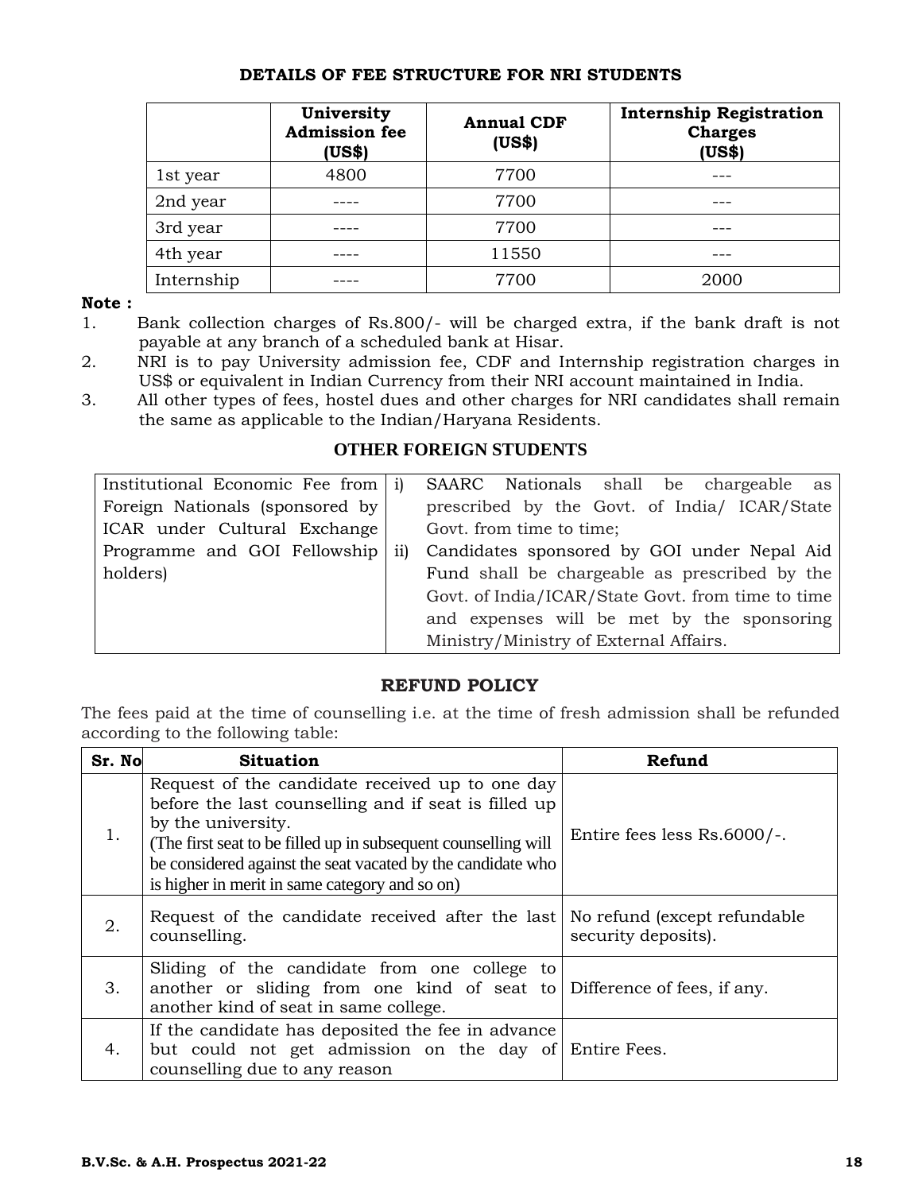## DETAILS OF FEE STRUCTURE FOR NRI STUDENTS

| | University Admission fee (US$) | Annual CDF (US$) | Internship Registration Charges (US$) |
|---|---|---|---|
| 1st year | 4800 | 7700 | --- |
| 2nd year | ---- | 7700 | --- |
| 3rd year | ---- | 7700 | --- |
| 4th year | ---- | 11550 | --- |
| Internship | ---- | 7700 | 2000 |

**Note :**

1. Bank collection charges of Rs.800/- will be charged extra, if the bank draft is not payable at any branch of a scheduled bank at Hisar.
2. NRI is to pay University admission fee, CDF and Internship registration charges in US$ or equivalent in Indian Currency from their NRI account maintained in India.
3. All other types of fees, hostel dues and other charges for NRI candidates shall remain the same as applicable to the Indian/Haryana Residents.

## OTHER FOREIGN STUDENTS

| | |
|---|---|
| Institutional Economic Fee from Foreign Nationals (sponsored by ICAR under Cultural Exchange Programme and GOI Fellowship holders) | i) SAARC Nationals shall be chargeable as prescribed by the Govt. of India/ ICAR/State Govt. from time to time;<br>ii) Candidates sponsored by GOI under Nepal Aid Fund shall be chargeable as prescribed by the Govt. of India/ICAR/State Govt. from time to time and expenses will be met by the sponsoring Ministry/Ministry of External Affairs. |

## REFUND POLICY

The fees paid at the time of counselling i.e. at the time of fresh admission shall be refunded according to the following table:

| Sr. No | Situation | Refund |
|---|---|---|
| 1. | Request of the candidate received up to one day before the last counselling and if seat is filled up by the university.<br>(The first seat to be filled up in subsequent counselling will be considered against the seat vacated by the candidate who is higher in merit in same category and so on) | Entire fees less Rs.6000/-. |
| 2. | Request of the candidate received after the last counselling. | No refund (except refundable security deposits). |
| 3. | Sliding of the candidate from one college to another or sliding from one kind of seat to another kind of seat in same college. | Difference of fees, if any. |
| 4. | If the candidate has deposited the fee in advance but could not get admission on the day of counselling due to any reason | Entire Fees. |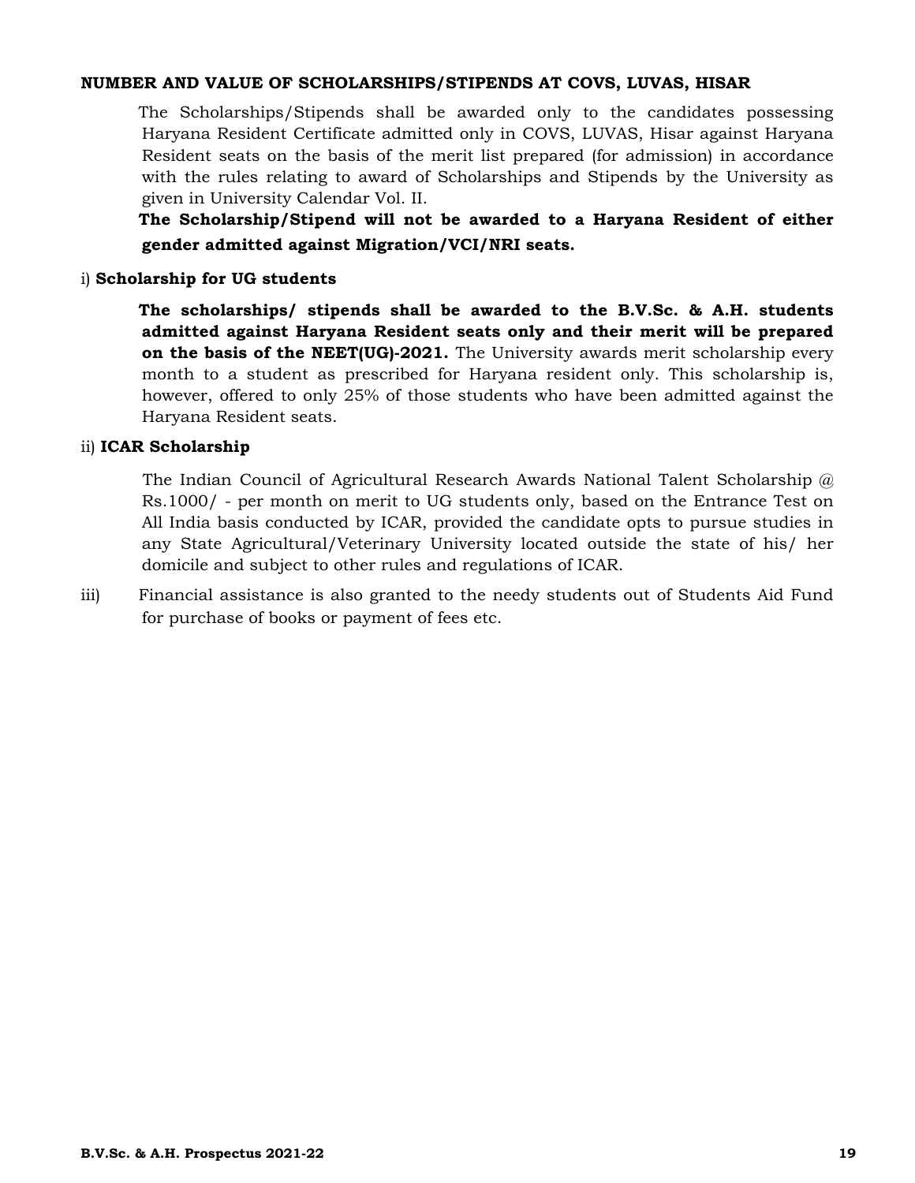## NUMBER AND VALUE OF SCHOLARSHIPS/STIPENDS AT COVS, LUVAS, HISAR

The Scholarships/Stipends shall be awarded only to the candidates possessing Haryana Resident Certificate admitted only in COVS, LUVAS, Hisar against Haryana Resident seats on the basis of the merit list prepared (for admission) in accordance with the rules relating to award of Scholarships and Stipends by the University as given in University Calendar Vol. II.

**The Scholarship/Stipend will not be awarded to a Haryana Resident of either gender admitted against Migration/VCI/NRI seats.**

i) **Scholarship for UG students**

**The scholarships/ stipends shall be awarded to the B.V.Sc. & A.H. students admitted against Haryana Resident seats only and their merit will be prepared on the basis of the NEET(UG)-2021.** The University awards merit scholarship every month to a student as prescribed for Haryana resident only. This scholarship is, however, offered to only 25% of those students who have been admitted against the Haryana Resident seats.

ii) **ICAR Scholarship**

The Indian Council of Agricultural Research Awards National Talent Scholarship @ Rs.1000/ - per month on merit to UG students only, based on the Entrance Test on All India basis conducted by ICAR, provided the candidate opts to pursue studies in any State Agricultural/Veterinary University located outside the state of his/ her domicile and subject to other rules and regulations of ICAR.

iii) Financial assistance is also granted to the needy students out of Students Aid Fund for purchase of books or payment of fees etc.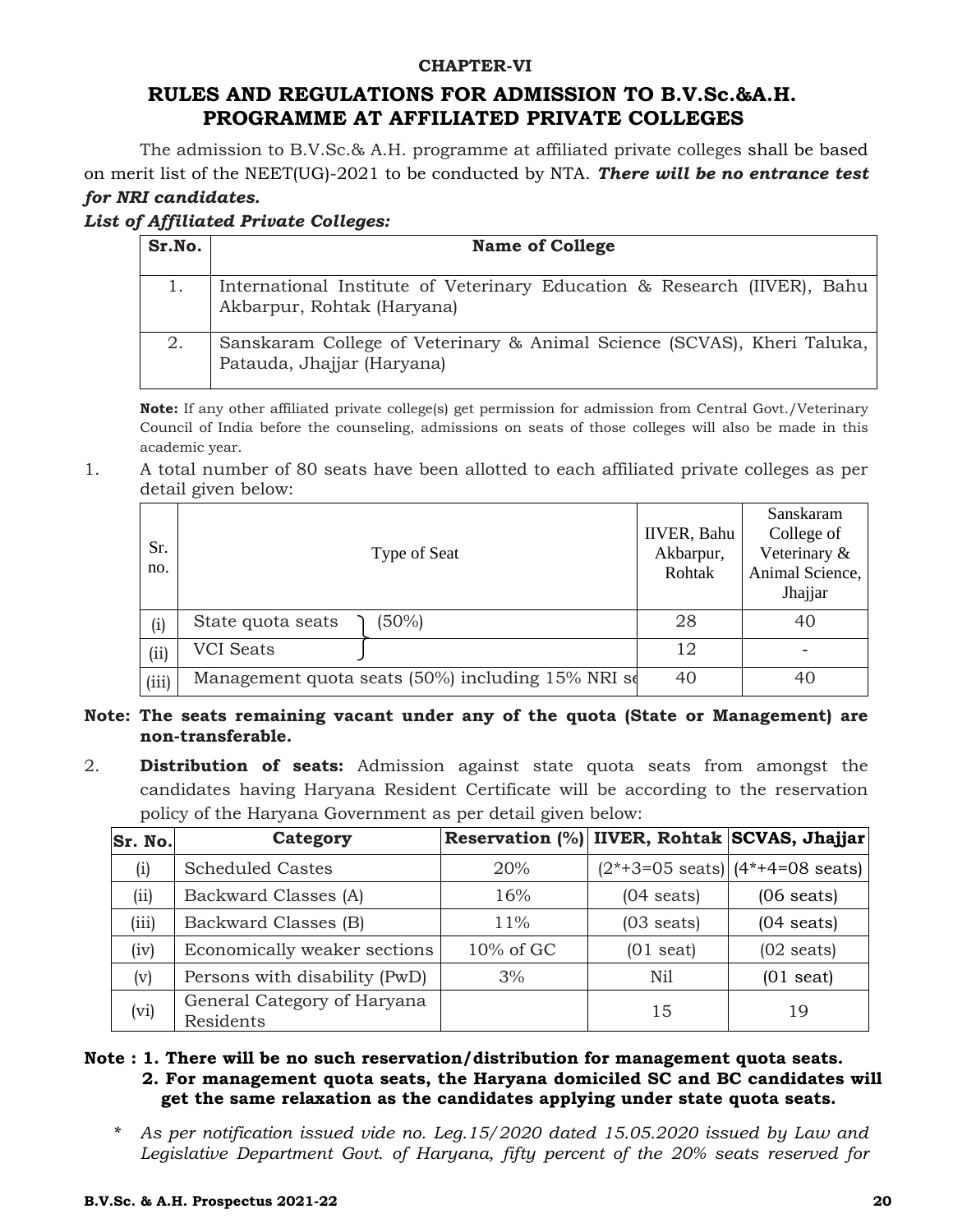**CHAPTER-VI**

## RULES AND REGULATIONS FOR ADMISSION TO B.V.Sc.&A.H. PROGRAMME AT AFFILIATED PRIVATE COLLEGES

The admission to B.V.Sc.& A.H. programme at affiliated private colleges shall be based on merit list of the NEET(UG)-2021 to be conducted by NTA. ***There will be no entrance test for NRI candidates.***

***List of Affiliated Private Colleges:***

| Sr.No. | Name of College |
|---|---|
| 1. | International Institute of Veterinary Education & Research (IIVER), Bahu Akbarpur, Rohtak (Haryana) |
| 2. | Sanskaram College of Veterinary & Animal Science (SCVAS), Kheri Taluka, Pataud​a, Jhajjar (Haryana) |

**Note:** If any other affiliated private college(s) get permission for admission from Central Govt./Veterinary Council of India before the counseling, admissions on seats of those colleges will also be made in this academic year.

1. A total number of 80 seats have been allotted to each affiliated private colleges as per detail given below:

| Sr. no. | Type of Seat | IIVER, Bahu Akbarpur, Rohtak | Sanskaram College of Veterinary & Animal Science, Jhajjar |
|---|---|---|---|
| (i) | State quota seats (50%) | 28 | 40 |
| (ii) | VCI Seats | 12 | - |
| (iii) | Management quota seats (50%) including 15% NRI se | 40 | 40 |

**Note: The seats remaining vacant under any of the quota (State or Management) are non-transferable.**

2. **Distribution of seats:** Admission against state quota seats from amongst the candidates having Haryana Resident Certificate will be according to the reservation policy of the Haryana Government as per detail given below:

| Sr. No. | Category | Reservation (%) | IIVER, Rohtak | SCVAS, Jhajjar |
|---|---|---|---|---|
| (i) | Scheduled Castes | 20% | (2*+3=05 seats) | (4*+4=08 seats) |
| (ii) | Backward Classes (A) | 16% | (04 seats) | (06 seats) |
| (iii) | Backward Classes (B) | 11% | (03 seats) | (04 seats) |
| (iv) | Economically weaker sections | 10% of GC | (01 seat) | (02 seats) |
| (v) | Persons with disability (PwD) | 3% | Nil | (01 seat) |
| (vi) | General Category of Haryana Residents | | 15 | 19 |

**Note : 1. There will be no such reservation/distribution for management quota seats.**
**2. For management quota seats, the Haryana domiciled SC and BC candidates will get the same relaxation as the candidates applying under state quota seats.**

\* *As per notification issued vide no. Leg.15/2020 dated 15.05.2020 issued by Law and Legislative Department Govt. of Haryana, fifty percent of the 20% seats reserved for*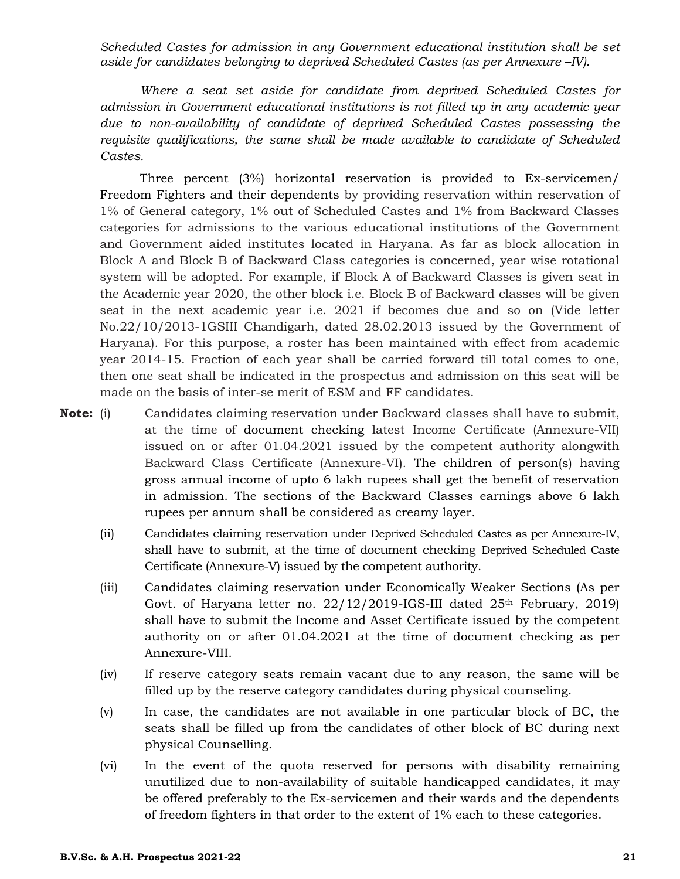*Scheduled Castes for admission in any Government educational institution shall be set aside for candidates belonging to deprived Scheduled Castes (as per Annexure –IV).*

*Where a seat set aside for candidate from deprived Scheduled Castes for admission in Government educational institutions is not filled up in any academic year due to non-availability of candidate of deprived Scheduled Castes possessing the requisite qualifications, the same shall be made available to candidate of Scheduled Castes.*

Three percent (3%) horizontal reservation is provided to Ex-servicemen/ Freedom Fighters and their dependents by providing reservation within reservation of 1% of General category, 1% out of Scheduled Castes and 1% from Backward Classes categories for admissions to the various educational institutions of the Government and Government aided institutes located in Haryana. As far as block allocation in Block A and Block B of Backward Class categories is concerned, year wise rotational system will be adopted. For example, if Block A of Backward Classes is given seat in the Academic year 2020, the other block i.e. Block B of Backward classes will be given seat in the next academic year i.e. 2021 if becomes due and so on (Vide letter No.22/10/2013-1GSIII Chandigarh, dated 28.02.2013 issued by the Government of Haryana). For this purpose, a roster has been maintained with effect from academic year 2014-15. Fraction of each year shall be carried forward till total comes to one, then one seat shall be indicated in the prospectus and admission on this seat will be made on the basis of inter-se merit of ESM and FF candidates.

**Note:**

(i) Candidates claiming reservation under Backward classes shall have to submit, at the time of document checking latest Income Certificate (Annexure-VII) issued on or after 01.04.2021 issued by the competent authority alongwith Backward Class Certificate (Annexure-VI). The children of person(s) having gross annual income of upto 6 lakh rupees shall get the benefit of reservation in admission. The sections of the Backward Classes earnings above 6 lakh rupees per annum shall be considered as creamy layer.

(ii) Candidates claiming reservation under Deprived Scheduled Castes as per Annexure-IV, shall have to submit, at the time of document checking Deprived Scheduled Caste Certificate (Annexure-V) issued by the competent authority.

(iii) Candidates claiming reservation under Economically Weaker Sections (As per Govt. of Haryana letter no. 22/12/2019-IGS-III dated 25th February, 2019) shall have to submit the Income and Asset Certificate issued by the competent authority on or after 01.04.2021 at the time of document checking as per Annexure-VIII.

(iv) If reserve category seats remain vacant due to any reason, the same will be filled up by the reserve category candidates during physical counseling.

(v) In case, the candidates are not available in one particular block of BC, the seats shall be filled up from the candidates of other block of BC during next physical Counselling.

(vi) In the event of the quota reserved for persons with disability remaining unutilized due to non-availability of suitable handicapped candidates, it may be offered preferably to the Ex-servicemen and their wards and the dependents of freedom fighters in that order to the extent of 1% each to these categories.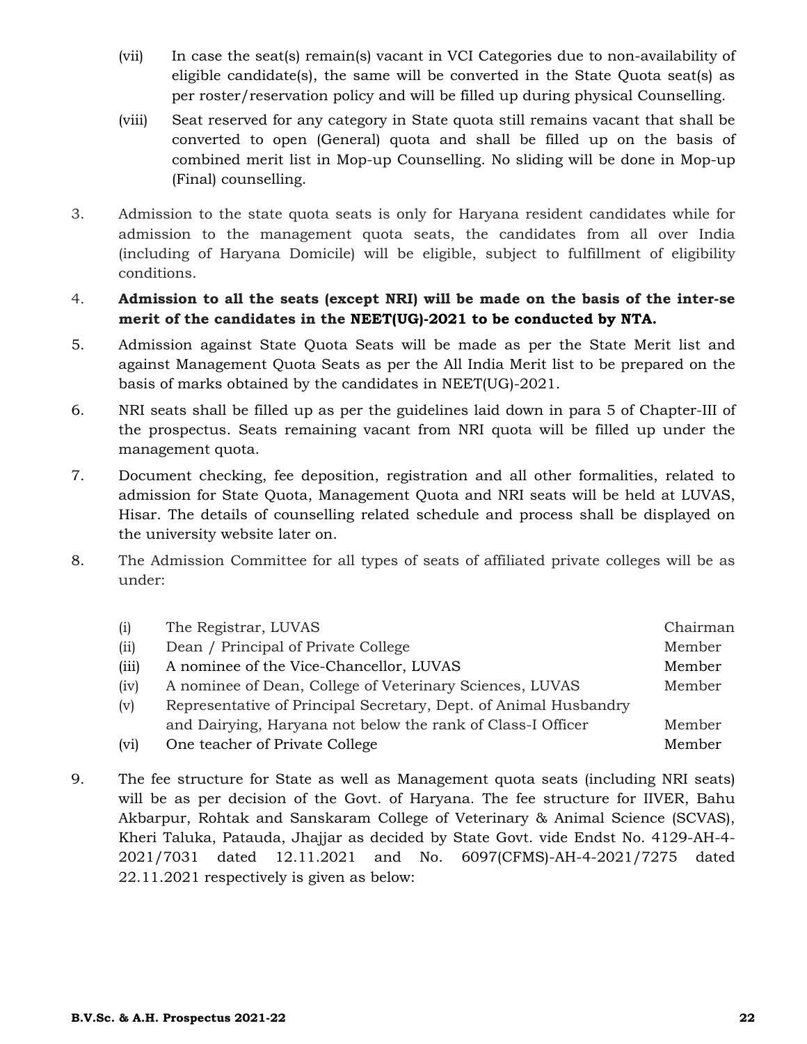(vii) In case the seat(s) remain(s) vacant in VCI Categories due to non-availability of eligible candidate(s), the same will be converted in the State Quota seat(s) as per roster/reservation policy and will be filled up during physical Counselling.

(viii) Seat reserved for any category in State quota still remains vacant that shall be converted to open (General) quota and shall be filled up on the basis of combined merit list in Mop-up Counselling. No sliding will be done in Mop-up (Final) counselling.

3. Admission to the state quota seats is only for Haryana resident candidates while for admission to the management quota seats, the candidates from all over India (including of Haryana Domicile) will be eligible, subject to fulfillment of eligibility conditions.

4. **Admission to all the seats (except NRI) will be made on the basis of the inter-se merit of the candidates in the NEET(UG)-2021 to be conducted by NTA.**

5. Admission against State Quota Seats will be made as per the State Merit list and against Management Quota Seats as per the All India Merit list to be prepared on the basis of marks obtained by the candidates in NEET(UG)-2021.

6. NRI seats shall be filled up as per the guidelines laid down in para 5 of Chapter-III of the prospectus. Seats remaining vacant from NRI quota will be filled up under the management quota.

7. Document checking, fee deposition, registration and all other formalities, related to admission for State Quota, Management Quota and NRI seats will be held at LUVAS, Hisar. The details of counselling related schedule and process shall be displayed on the university website later on.

8. The Admission Committee for all types of seats of affiliated private colleges will be as under:

| | | |
|---|---|---|
| (i) | The Registrar, LUVAS | Chairman |
| (ii) | Dean / Principal of Private College | Member |
| (iii) | A nominee of the Vice-Chancellor, LUVAS | Member |
| (iv) | A nominee of Dean, College of Veterinary Sciences, LUVAS | Member |
| (v) | Representative of Principal Secretary, Dept. of Animal Husbandry and Dairying, Haryana not below the rank of Class-I Officer | Member |
| (vi) | One teacher of Private College | Member |

9. The fee structure for State as well as Management quota seats (including NRI seats) will be as per decision of the Govt. of Haryana. The fee structure for IIVER, Bahu Akbarpur, Rohtak and Sanskaram College of Veterinary & Animal Science (SCVAS), Kheri Taluka, Patauda, Jhajjar as decided by State Govt. vide Endst No. 4129-AH-4-2021/7031 dated 12.11.2021 and No. 6097(CFMS)-AH-4-2021/7275 dated 22.11.2021 respectively is given as below: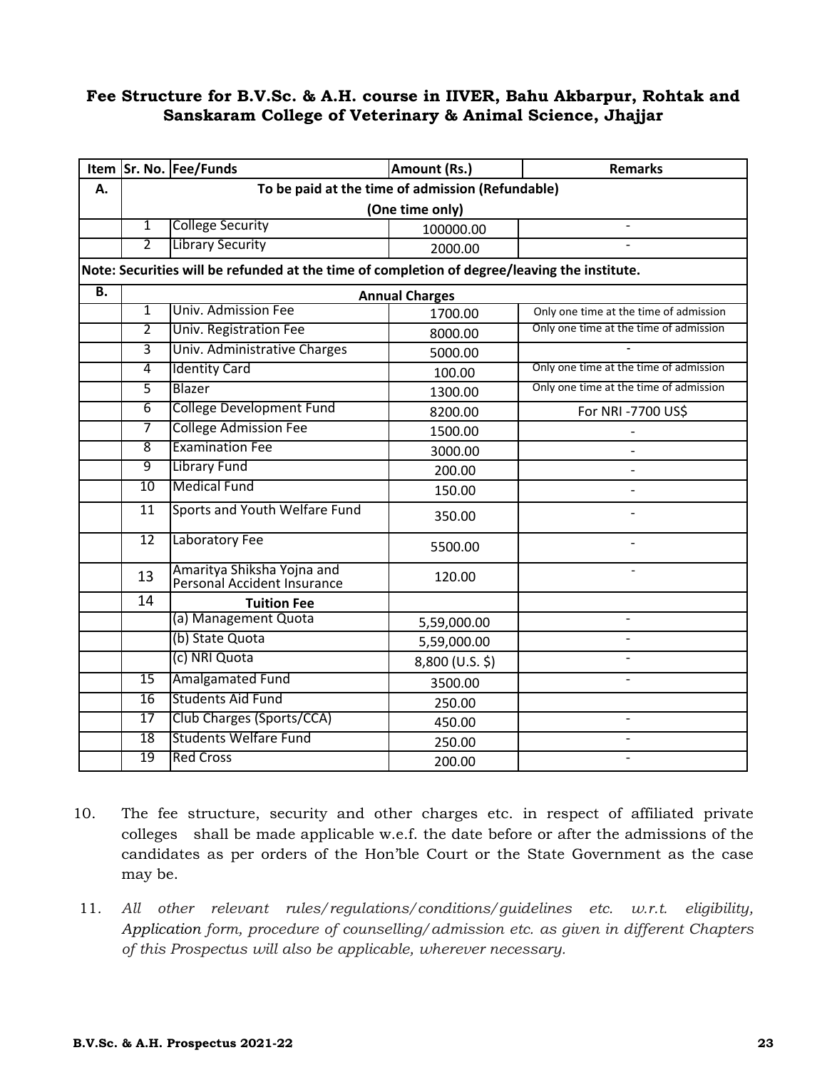## Fee Structure for B.V.Sc. & A.H. course in IIVER, Bahu Akbarpur, Rohtak and Sanskaram College of Veterinary & Animal Science, Jhajjar

| Item | Sr. No. | Fee/Funds | Amount (Rs.) | Remarks |
|---|---|---|---|---|
| A. | | To be paid at the time of admission (Refundable) (One time only) | | |
| | 1 | College Security | 100000.00 | - |
| | 2 | Library Security | 2000.00 | - |
| Note: Securities will be refunded at the time of completion of degree/leaving the institute. | | | | |
| B. | | Annual Charges | | |
| | 1 | Univ. Admission Fee | 1700.00 | Only one time at the time of admission |
| | 2 | Univ. Registration Fee | 8000.00 | Only one time at the time of admission |
| | 3 | Univ. Administrative Charges | 5000.00 | - |
| | 4 | Identity Card | 100.00 | Only one time at the time of admission |
| | 5 | Blazer | 1300.00 | Only one time at the time of admission |
| | 6 | College Development Fund | 8200.00 | For NRI -7700 US$ |
| | 7 | College Admission Fee | 1500.00 | - |
| | 8 | Examination Fee | 3000.00 | - |
| | 9 | Library Fund | 200.00 | - |
| | 10 | Medical Fund | 150.00 | - |
| | 11 | Sports and Youth Welfare Fund | 350.00 | - |
| | 12 | Laboratory Fee | 5500.00 | - |
| | 13 | Amaritya Shiksha Yojna and Personal Accident Insurance | 120.00 | - |
| | 14 | **Tuition Fee** | | |
| | | (a) Management Quota | 5,59,000.00 | - |
| | | (b) State Quota | 5,59,000.00 | - |
| | | (c) NRI Quota | 8,800 (U.S. $) | - |
| | 15 | Amalgamated Fund | 3500.00 | - |
| | 16 | Students Aid Fund | 250.00 | |
| | 17 | Club Charges (Sports/CCA) | 450.00 | - |
| | 18 | Students Welfare Fund | 250.00 | - |
| | 19 | Red Cross | 200.00 | - |

10. The fee structure, security and other charges etc. in respect of affiliated private colleges shall be made applicable w.e.f. the date before or after the admissions of the candidates as per orders of the Hon'ble Court or the State Government as the case may be.

11. *All other relevant rules/regulations/conditions/guidelines etc. w.r.t. eligibility, Application form, procedure of counselling/admission etc. as given in different Chapters of this Prospectus will also be applicable, wherever necessary.*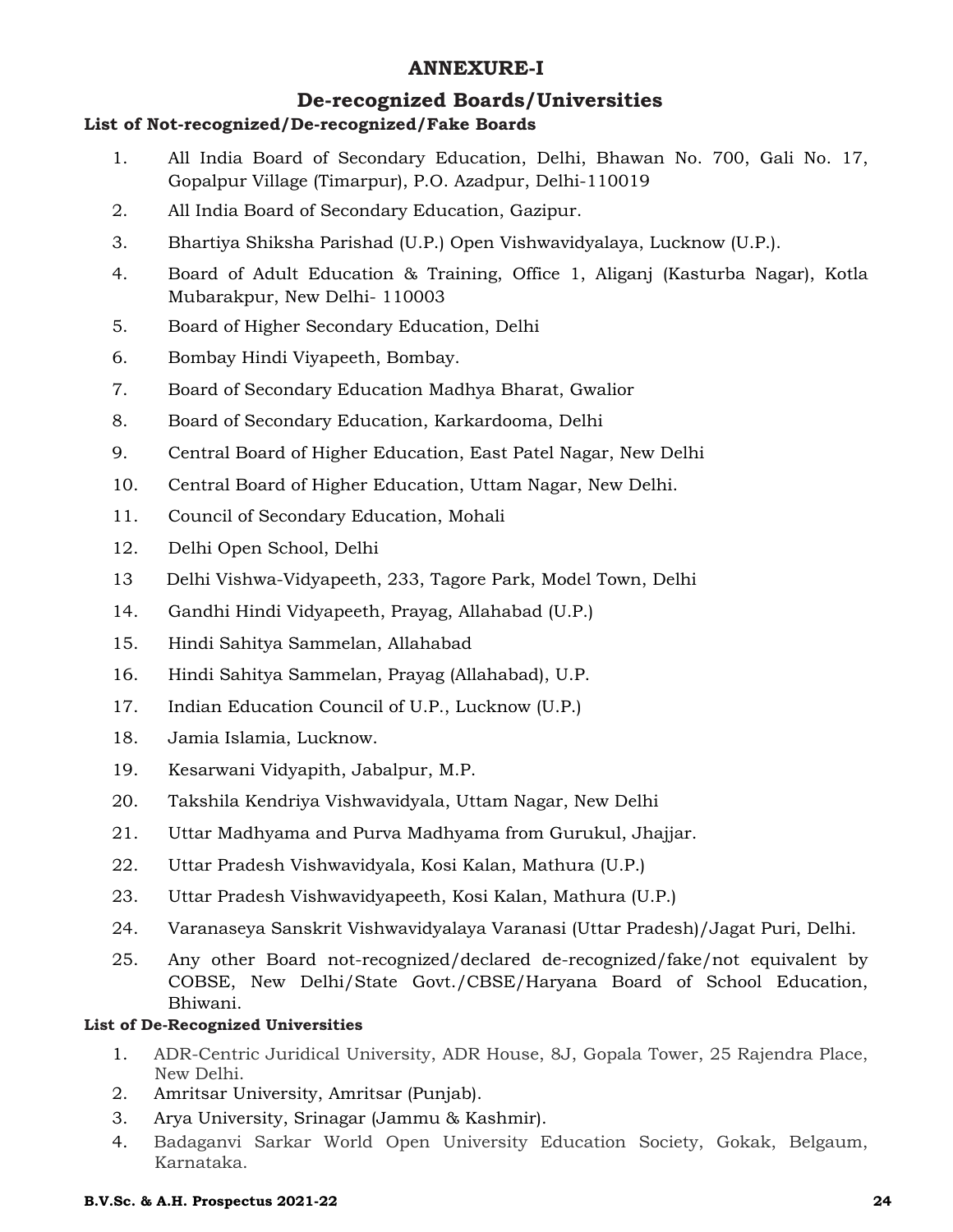# ANNEXURE-I

## De-recognized Boards/Universities

**List of Not-recognized/De-recognized/Fake Boards**

1. All India Board of Secondary Education, Delhi, Bhawan No. 700, Gali No. 17, Gopalpur Village (Timarpur), P.O. Azadpur, Delhi-110019
2. All India Board of Secondary Education, Gazipur.
3. Bhartiya Shiksha Parishad (U.P.) Open Vishwavidyalaya, Lucknow (U.P.).
4. Board of Adult Education & Training, Office 1, Aliganj (Kasturba Nagar), Kotla Mubarakpur, New Delhi- 110003
5. Board of Higher Secondary Education, Delhi
6. Bombay Hindi Viyapeeth, Bombay.
7. Board of Secondary Education Madhya Bharat, Gwalior
8. Board of Secondary Education, Karkardooma, Delhi
9. Central Board of Higher Education, East Patel Nagar, New Delhi
10. Central Board of Higher Education, Uttam Nagar, New Delhi.
11. Council of Secondary Education, Mohali
12. Delhi Open School, Delhi
13. Delhi Vishwa-Vidyapeeth, 233, Tagore Park, Model Town, Delhi
14. Gandhi Hindi Vidyapeeth, Prayag, Allahabad (U.P.)
15. Hindi Sahitya Sammelan, Allahabad
16. Hindi Sahitya Sammelan, Prayag (Allahabad), U.P.
17. Indian Education Council of U.P., Lucknow (U.P.)
18. Jamia Islamia, Lucknow.
19. Kesarwani Vidyapith, Jabalpur, M.P.
20. Takshila Kendriya Vishwavidyala, Uttam Nagar, New Delhi
21. Uttar Madhyama and Purva Madhyama from Gurukul, Jhajjar.
22. Uttar Pradesh Vishwavidyala, Kosi Kalan, Mathura (U.P.)
23. Uttar Pradesh Vishwavidyapeeth, Kosi Kalan, Mathura (U.P.)
24. Varanaseya Sanskrit Vishwavidyalaya Varanasi (Uttar Pradesh)/Jagat Puri, Delhi.
25. Any other Board not-recognized/declared de-recognized/fake/not equivalent by COBSE, New Delhi/State Govt./CBSE/Haryana Board of School Education, Bhiwani.

**List of De-Recognized Universities**

1. ADR-Centric Juridical University, ADR House, 8J, Gopala Tower, 25 Rajendra Place, New Delhi.
2. Amritsar University, Amritsar (Punjab).
3. Arya University, Srinagar (Jammu & Kashmir).
4. Badaganvi Sarkar World Open University Education Society, Gokak, Belgaum, Karnataka.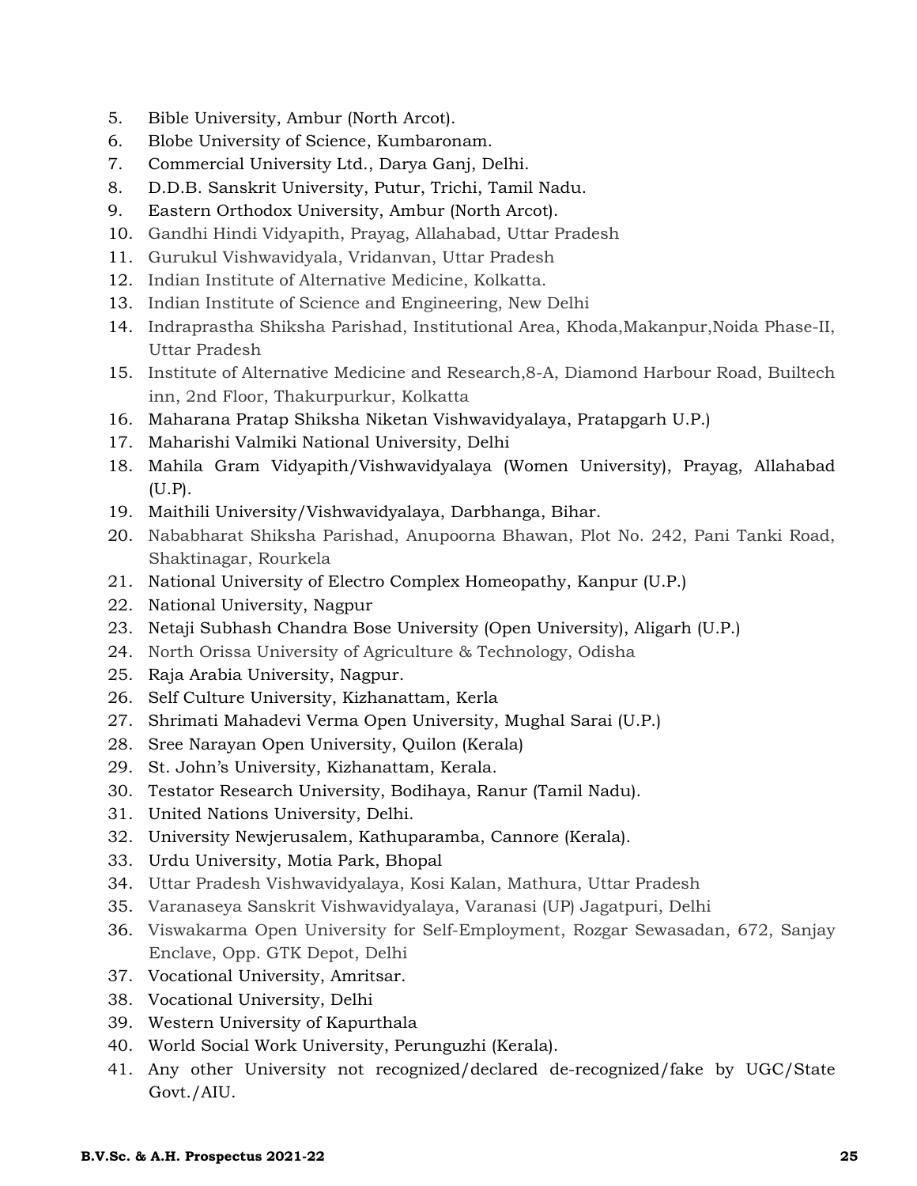5. Bible University, Ambur (North Arcot).
6. Blobe University of Science, Kumbaronam.
7. Commercial University Ltd., Darya Ganj, Delhi.
8. D.D.B. Sanskrit University, Putur, Trichi, Tamil Nadu.
9. Eastern Orthodox University, Ambur (North Arcot).
10. Gandhi Hindi Vidyapith, Prayag, Allahabad, Uttar Pradesh
11. Gurukul Vishwavidyala, Vridanvan, Uttar Pradesh
12. Indian Institute of Alternative Medicine, Kolkatta.
13. Indian Institute of Science and Engineering, New Delhi
14. Indraprastha Shiksha Parishad, Institutional Area, Khoda,Makanpur,Noida Phase-II, Uttar Pradesh
15. Institute of Alternative Medicine and Research,8-A, Diamond Harbour Road, Builtech inn, 2nd Floor, Thakurpurkur, Kolkatta
16. Maharana Pratap Shiksha Niketan Vishwavidyalaya, Pratapgarh U.P.)
17. Maharishi Valmiki National University, Delhi
18. Mahila Gram Vidyapith/Vishwavidyalaya (Women University), Prayag, Allahabad (U.P).
19. Maithili University/Vishwavidyalaya, Darbhanga, Bihar.
20. Nababharat Shiksha Parishad, Anupoorna Bhawan, Plot No. 242, Pani Tanki Road, Shaktinagar, Rourkela
21. National University of Electro Complex Homeopathy, Kanpur (U.P.)
22. National University, Nagpur
23. Netaji Subhash Chandra Bose University (Open University), Aligarh (U.P.)
24. North Orissa University of Agriculture & Technology, Odisha
25. Raja Arabia University, Nagpur.
26. Self Culture University, Kizhanattam, Kerla
27. Shrimati Mahadevi Verma Open University, Mughal Sarai (U.P.)
28. Sree Narayan Open University, Quilon (Kerala)
29. St. John's University, Kizhanattam, Kerala.
30. Testator Research University, Bodihaya, Ranur (Tamil Nadu).
31. United Nations University, Delhi.
32. University Newjerusalem, Kathuparamba, Cannore (Kerala).
33. Urdu University, Motia Park, Bhopal
34. Uttar Pradesh Vishwavidyalaya, Kosi Kalan, Mathura, Uttar Pradesh
35. Varanaseya Sanskrit Vishwavidyalaya, Varanasi (UP) Jagatpuri, Delhi
36. Viswakarma Open University for Self-Employment, Rozgar Sewasadan, 672, Sanjay Enclave, Opp. GTK Depot, Delhi
37. Vocational University, Amritsar.
38. Vocational University, Delhi
39. Western University of Kapurthala
40. World Social Work University, Perunguzhi (Kerala).
41. Any other University not recognized/declared de-recognized/fake by UGC/State Govt./AIU.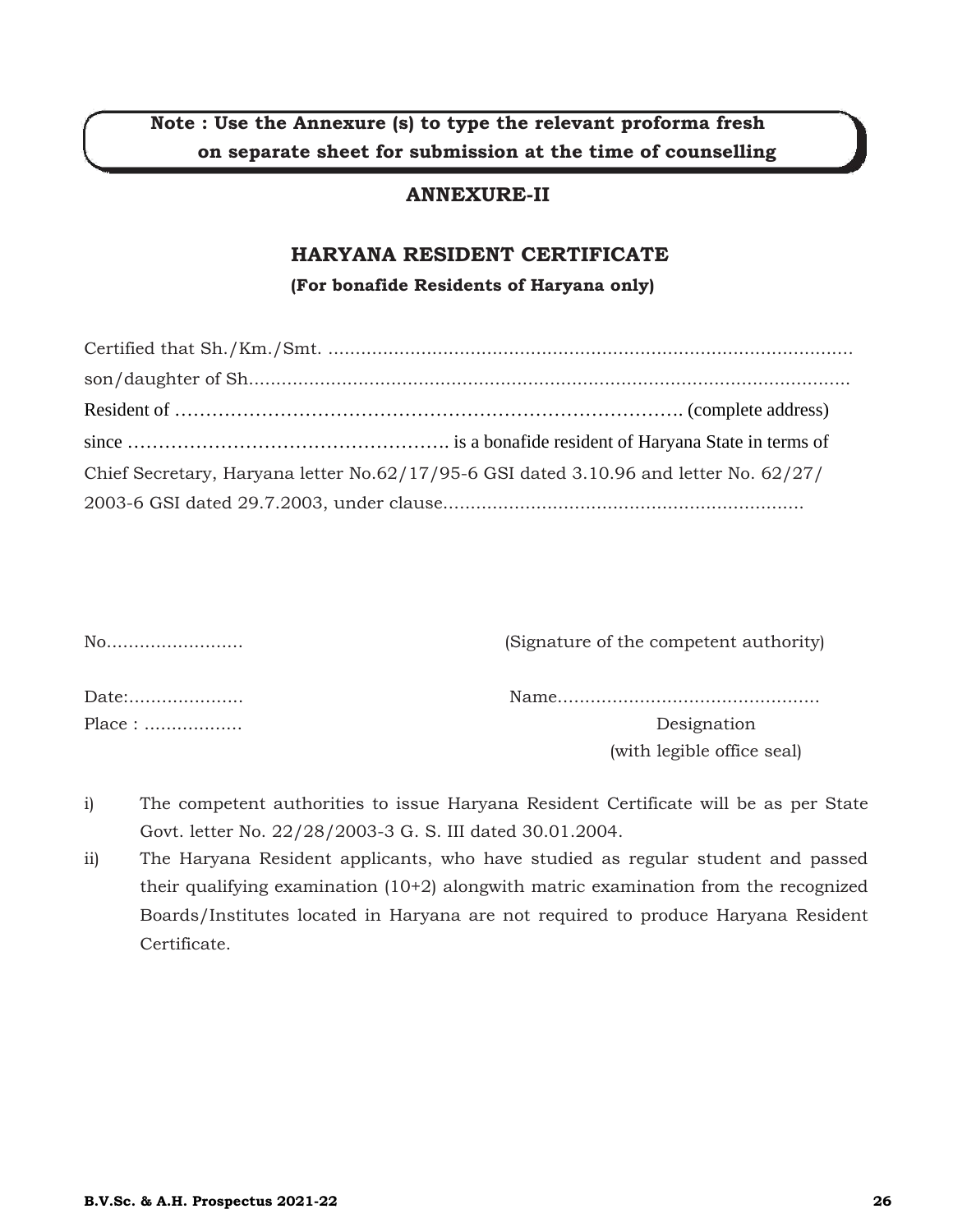**Note : Use the Annexure (s) to type the relevant proforma fresh on separate sheet for submission at the time of counselling**

## ANNEXURE-II

## HARYANA RESIDENT CERTIFICATE

**(For bonafide Residents of Haryana only)**

Certified that Sh./Km./Smt. ................................................................................................
son/daughter of Sh...............................................................................................................
Resident of …………………………………………………………………………. (complete address)
since ……………………………………………. is a bonafide resident of Haryana State in terms of Chief Secretary, Haryana letter No.62/17/95-6 GSI dated 3.10.96 and letter No. 62/27/2003-6 GSI dated 29.7.2003, under clause..................................................................

No.........................                                                    (Signature of the competent authority)

Date:.....................                                                    Name...............................................
Place : ..................                                                    Designation
                                                                              (with legible office seal)

i) The competent authorities to issue Haryana Resident Certificate will be as per State Govt. letter No. 22/28/2003-3 G. S. III dated 30.01.2004.

ii) The Haryana Resident applicants, who have studied as regular student and passed their qualifying examination (10+2) alongwith matric examination from the recognized Boards/Institutes located in Haryana are not required to produce Haryana Resident Certificate.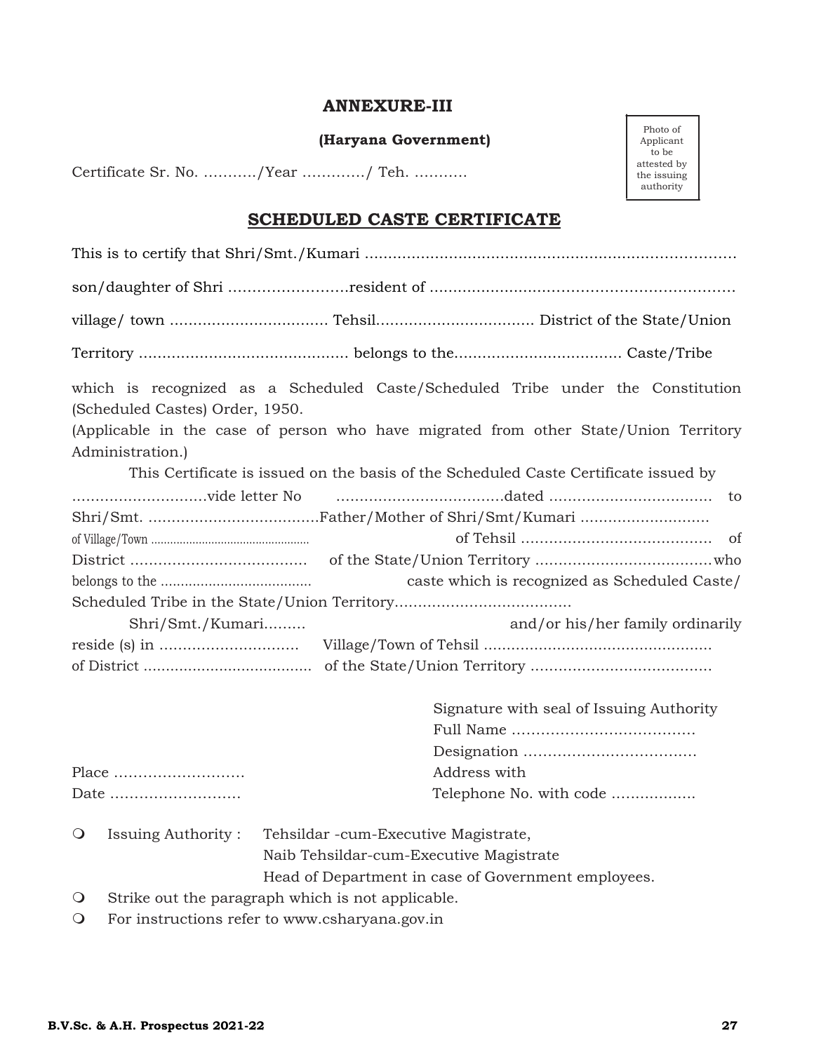# ANNEXURE-III

**(Haryana Government)**

Certificate Sr. No. ………../Year …………./ Teh. ………..

Photo of Applicant to be attested by the issuing authority

## SCHEDULED CASTE CERTIFICATE

This is to certify that Shri/Smt./Kumari ……………………………………………………………………

son/daughter of Shri …………………….resident of ………………………………………………………

village/ town ……………………………. Tehsil……………………………. District of the State/Union

Territory ……………………………………… belongs to the……………………………… Caste/Tribe

which is recognized as a Scheduled Caste/Scheduled Tribe under the Constitution (Scheduled Castes) Order, 1950.

(Applicable in the case of person who have migrated from other State/Union Territory Administration.)

This Certificate is issued on the basis of the Scheduled Caste Certificate issued by ………………………..vide letter No ……………………………..dated ……………………………. to Shri/Smt. ……………………………….Father/Mother of Shri/Smt/Kumari ………………………. of Village/Town ………………………………………… of Tehsil …………………………………… of District ………………………………… of the State/Union Territory ……………………………….who belongs to the ……………………………… caste which is recognized as Scheduled Caste/ Scheduled Tribe in the State/Union Territory……………………………….

Shri/Smt./Kumari……… and/or his/her family ordinarily reside (s) in ………………………… Village/Town of Tehsil …………………………………………. of District ……………………………… of the State/Union Territory ………………………………..

Signature with seal of Issuing Authority
Full Name ……………………………….
Designation ………………………………
Address with
Telephone No. with code ………………

Place ………………………
Date ………………………

- Issuing Authority : Tehsildar -cum-Executive Magistrate,
  Naib Tehsildar-cum-Executive Magistrate
  Head of Department in case of Government employees.
- Strike out the paragraph which is not applicable.
- For instructions refer to www.csharyana.gov.in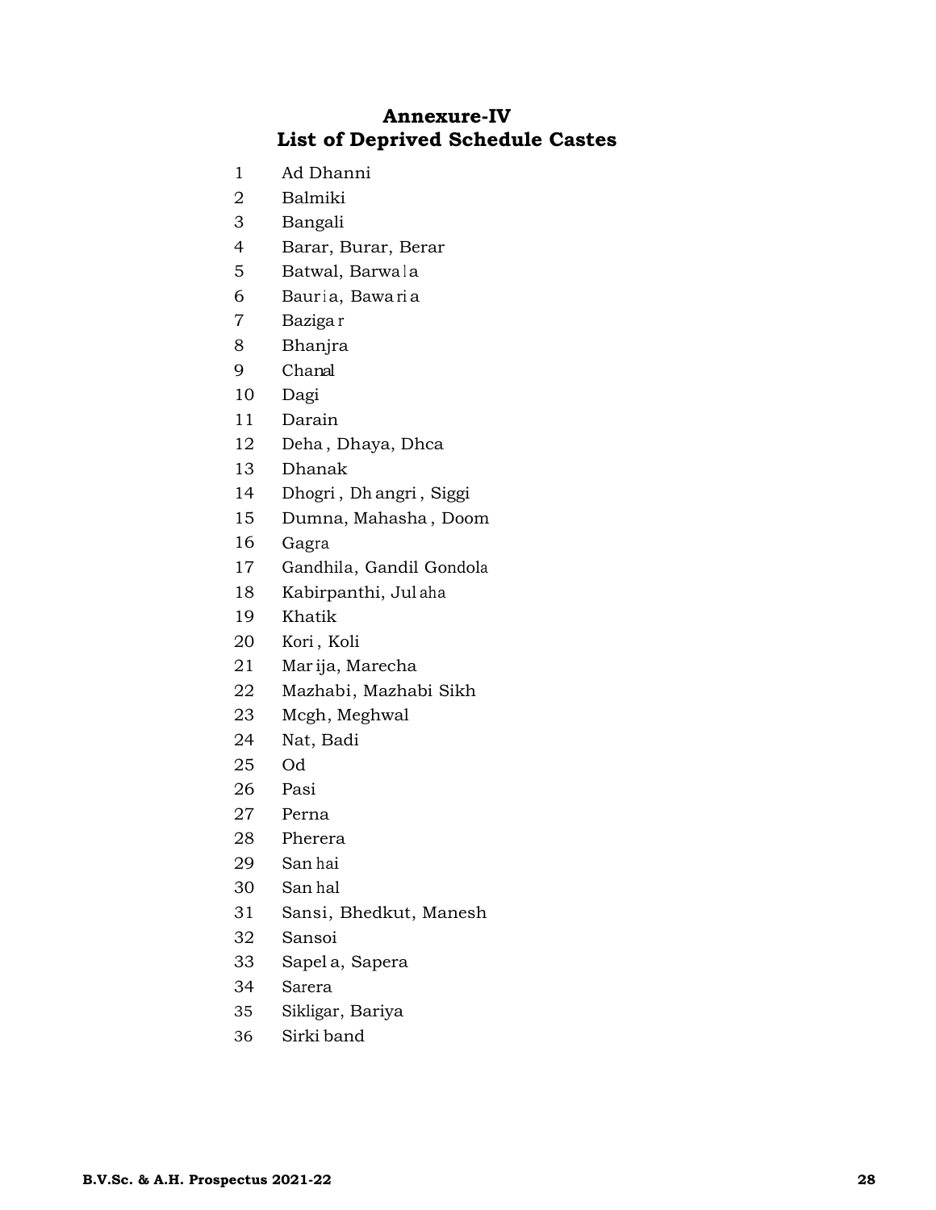# Annexure-IV
# List of Deprived Schedule Castes

1. Ad Dhanni
2. Balmiki
3. Bangali
4. Barar, Burar, Berar
5. Batwal, Barwala
6. Bauria, Bawaria
7. Bazigar
8. Bhanjra
9. Chanal
10. Dagi
11. Darain
12. Deha, Dhaya, Dhca
13. Dhanak
14. Dhogri, Dhangri, Siggi
15. Dumna, Mahasha, Doom
16. Gagra
17. Gandhila, Gandil Gondola
18. Kabirpanthi, Julaha
19. Khatik
20. Kori, Koli
21. Marija, Marecha
22. Mazhabi, Mazhabi Sikh
23. Mcgh, Meghwal
24. Nat, Badi
25. Od
26. Pasi
27. Perna
28. Pherera
29. Sanhai
30. Sanhal
31. Sansi, Bhedkut, Manesh
32. Sansoi
33. Sapela, Sapera
34. Sarera
35. Sikligar, Bariya
36. Sirki band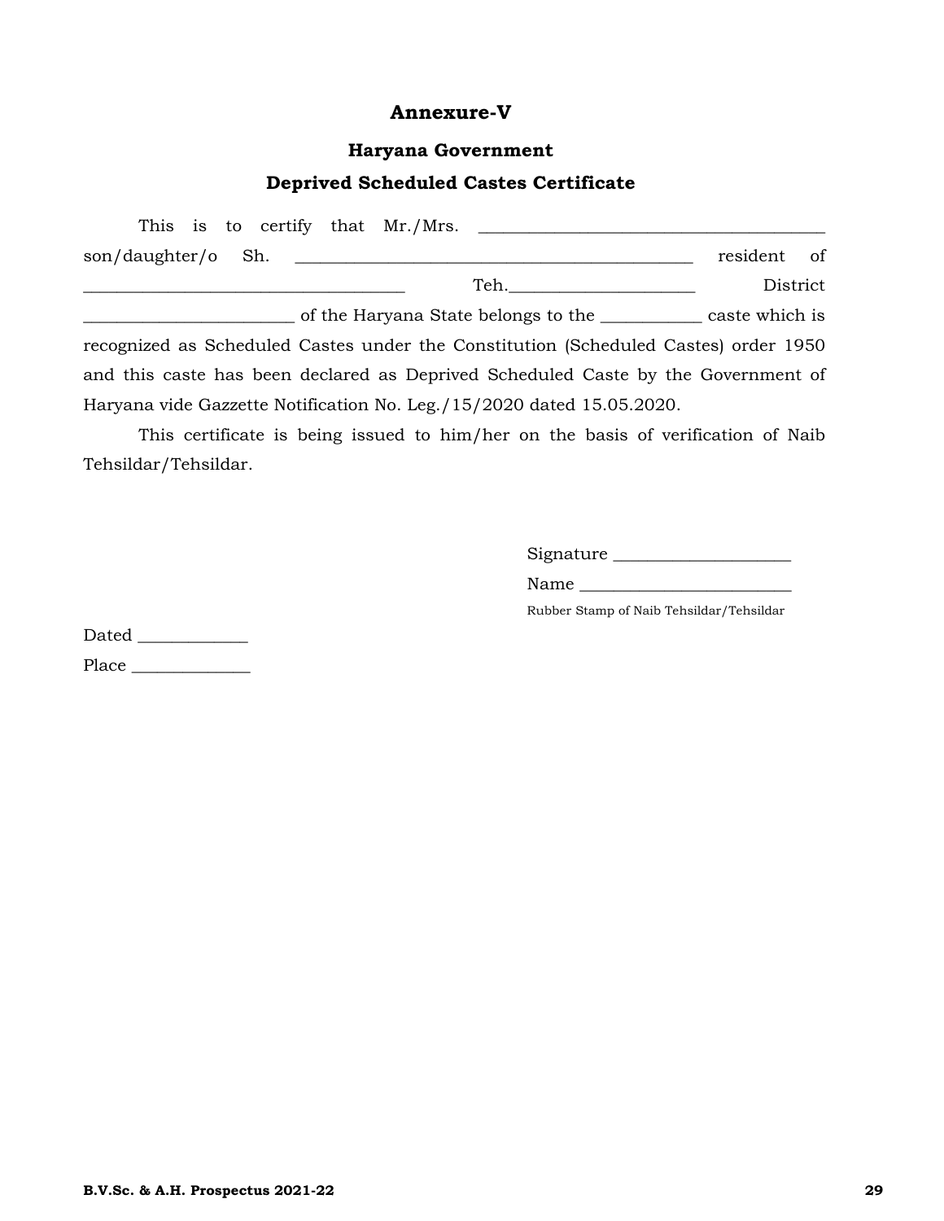# Annexure-V

## Haryana Government

## Deprived Scheduled Castes Certificate

This is to certify that Mr./Mrs. ______________________________________ son/daughter/o Sh. ____________________________________________ resident of ___________________________________ Teh.____________________ District _______________________ of the Haryana State belongs to the ___________ caste which is recognized as Scheduled Castes under the Constitution (Scheduled Castes) order 1950 and this caste has been declared as Deprived Scheduled Caste by the Government of Haryana vide Gazzette Notification No. Leg./15/2020 dated 15.05.2020.

This certificate is being issued to him/her on the basis of verification of Naib Tehsildar/Tehsildar.

Signature ____________________

Name ________________________

Rubber Stamp of Naib Tehsildar/Tehsildar

Dated ____________

Place _____________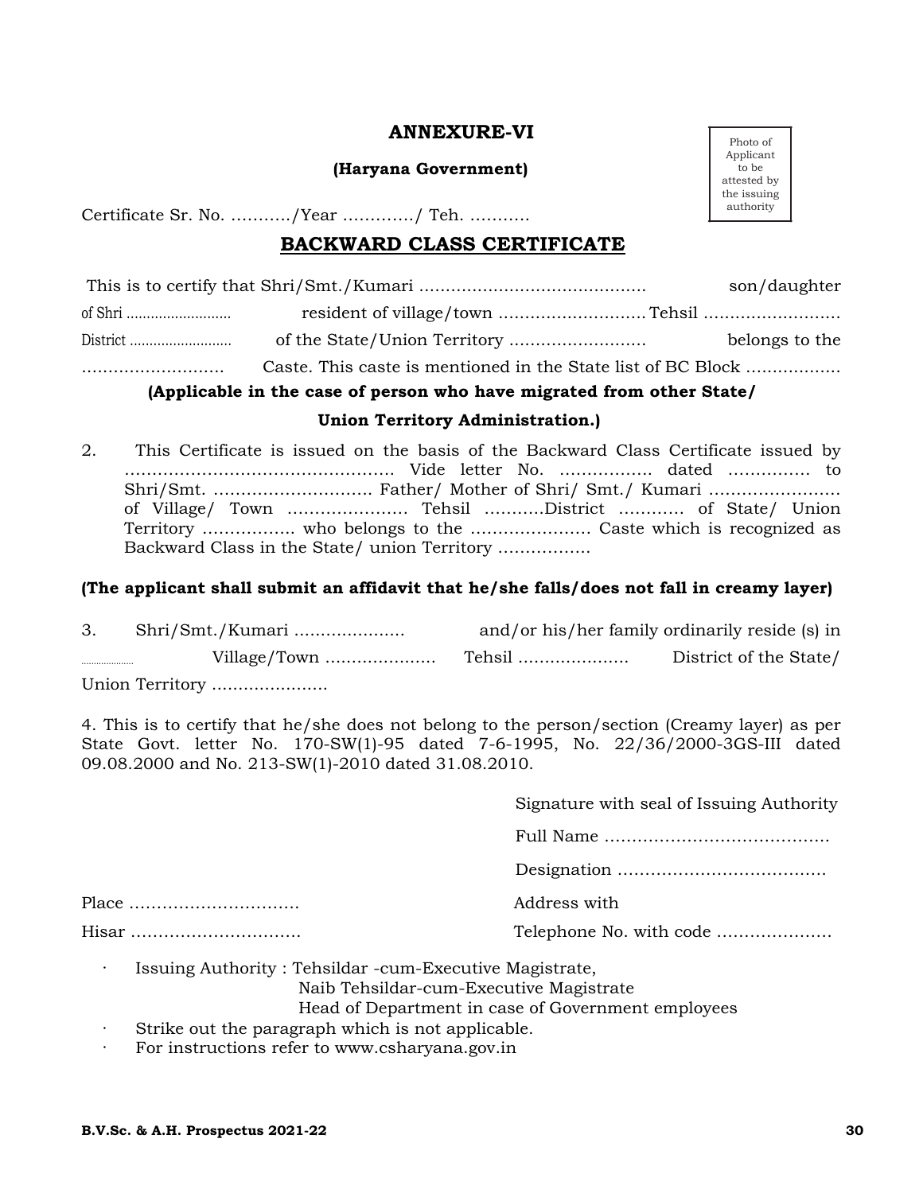# ANNEXURE-VI

**(Haryana Government)**

Photo of Applicant to be attested by the issuing authority

Certificate Sr. No. ………../Year …………./ Teh. ………..

## BACKWARD CLASS CERTIFICATE

This is to certify that Shri/Smt./Kumari …………………………………… son/daughter of Shri …………………… resident of village/town ……………………… Tehsil …………………… District …………………… of the State/Union Territory …………………… belongs to the …………………… Caste. This caste is mentioned in the State list of BC Block ……………..

**(Applicable in the case of person who have migrated from other State/ Union Territory Administration.)**

2. This Certificate is issued on the basis of the Backward Class Certificate issued by ………………………………………… Vide letter No. …………….. dated …………… to Shri/Smt. ……………………….. Father/ Mother of Shri/ Smt./ Kumari …………………… of Village/ Town …………………. Tehsil ………..District ……….. of State/ Union Territory …………….. who belongs to the …………………. Caste which is recognized as Backward Class in the State/ union Territory ……………..

**(The applicant shall submit an affidavit that he/she falls/does not fall in creamy layer)**

3. Shri/Smt./Kumari ………………… and/or his/her family ordinarily reside (s) in ……………… Village/Town ………………… Tehsil ………………… District of the State/ Union Territory ………………….

4. This is to certify that he/she does not belong to the person/section (Creamy layer) as per State Govt. letter No. 170-SW(1)-95 dated 7-6-1995, No. 22/36/2000-3GS-III dated 09.08.2000 and No. 213-SW(1)-2010 dated 31.08.2010.

Signature with seal of Issuing Authority

Full Name ………………………………….

Designation ……………………………….

Place …………………………

Address with

Hisar …………………………

Telephone No. with code …………………

- Issuing Authority : Tehsildar -cum-Executive Magistrate,
  Naib Tehsildar-cum-Executive Magistrate
  Head of Department in case of Government employees
- Strike out the paragraph which is not applicable.
- For instructions refer to www.csharyana.gov.in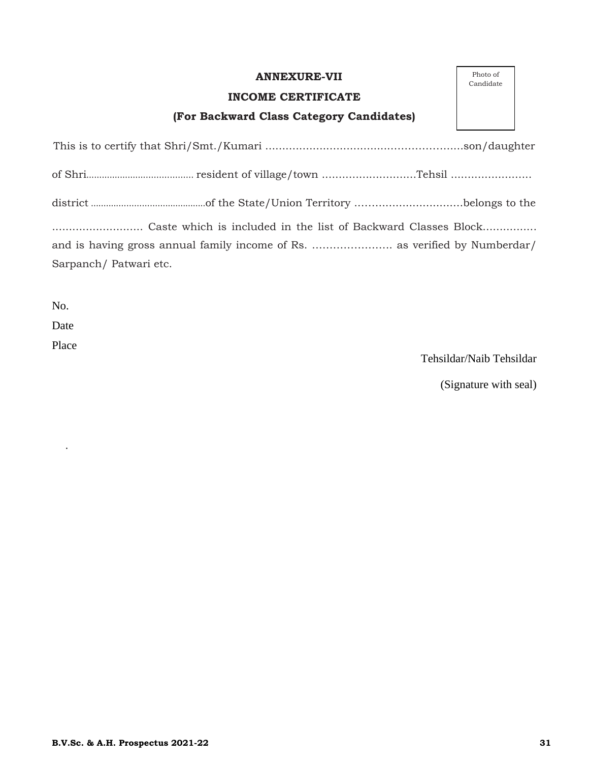# ANNEXURE-VII

## INCOME CERTIFICATE

### (For Backward Class Category Candidates)

Photo of Candidate

This is to certify that Shri/Smt./Kumari ....................................................son/daughter of Shri......................................... resident of village/town ..........................Tehsil ....................... district ..............................................of the State/Union Territory ...............................belongs to the .......................... Caste which is included in the list of Backward Classes Block............... and is having gross annual family income of Rs. ...................... as verified by Numberdar/ Sarpanch/ Patwari etc.

No.

Date

Place

Tehsildar/Naib Tehsildar

(Signature with seal)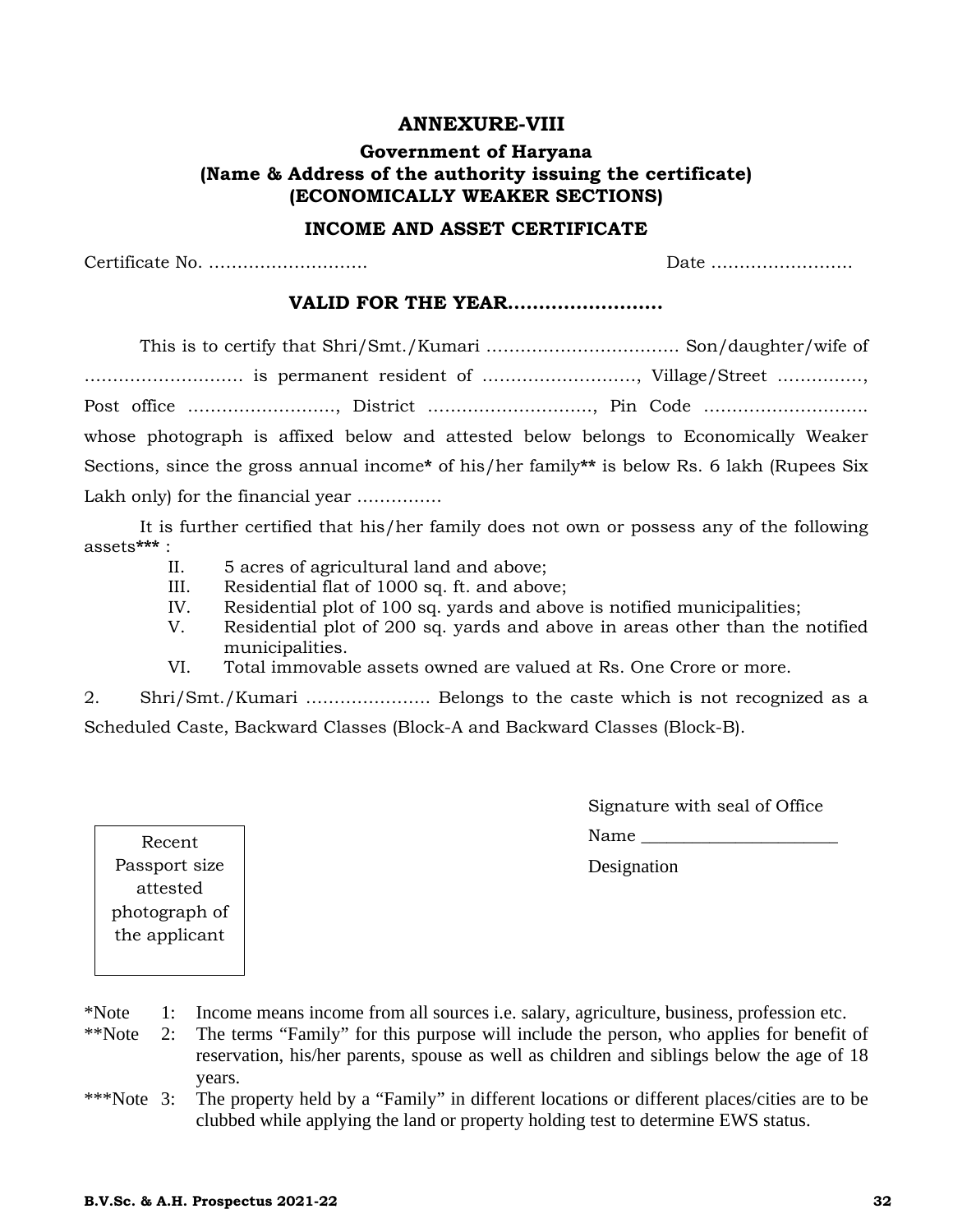# ANNEXURE-VIII

## Government of Haryana
## (Name & Address of the authority issuing the certificate)
## (ECONOMICALLY WEAKER SECTIONS)

### INCOME AND ASSET CERTIFICATE

Certificate No. ……………………….                                                    Date …………………….

### VALID FOR THE YEAR…………………….

This is to certify that Shri/Smt./Kumari ……………………………. Son/daughter/wife of ………………………. is permanent resident of ………………………, Village/Street ……………, Post office ………………………, District …………………………, Pin Code ………………………. whose photograph is affixed below and attested below belongs to Economically Weaker Sections, since the gross annual income* of his/her family** is below Rs. 6 lakh (Rupees Six Lakh only) for the financial year ……………

It is further certified that his/her family does not own or possess any of the following assets*** :

- II. 5 acres of agricultural land and above;
- III. Residential flat of 1000 sq. ft. and above;
- IV. Residential plot of 100 sq. yards and above is notified municipalities;
- V. Residential plot of 200 sq. yards and above in areas other than the notified municipalities.
- VI. Total immovable assets owned are valued at Rs. One Crore or more.

2. Shri/Smt./Kumari …………………. Belongs to the caste which is not recognized as a Scheduled Caste, Backward Classes (Block-A and Backward Classes (Block-B).

Signature with seal of Office

Name ______________________

Designation

Recent Passport size attested photograph of the applicant

*Note 1: Income means income from all sources i.e. salary, agriculture, business, profession etc.

**Note 2: The terms “Family” for this purpose will include the person, who applies for benefit of reservation, his/her parents, spouse as well as children and siblings below the age of 18 years.

***Note 3: The property held by a “Family” in different locations or different places/cities are to be clubbed while applying the land or property holding test to determine EWS status.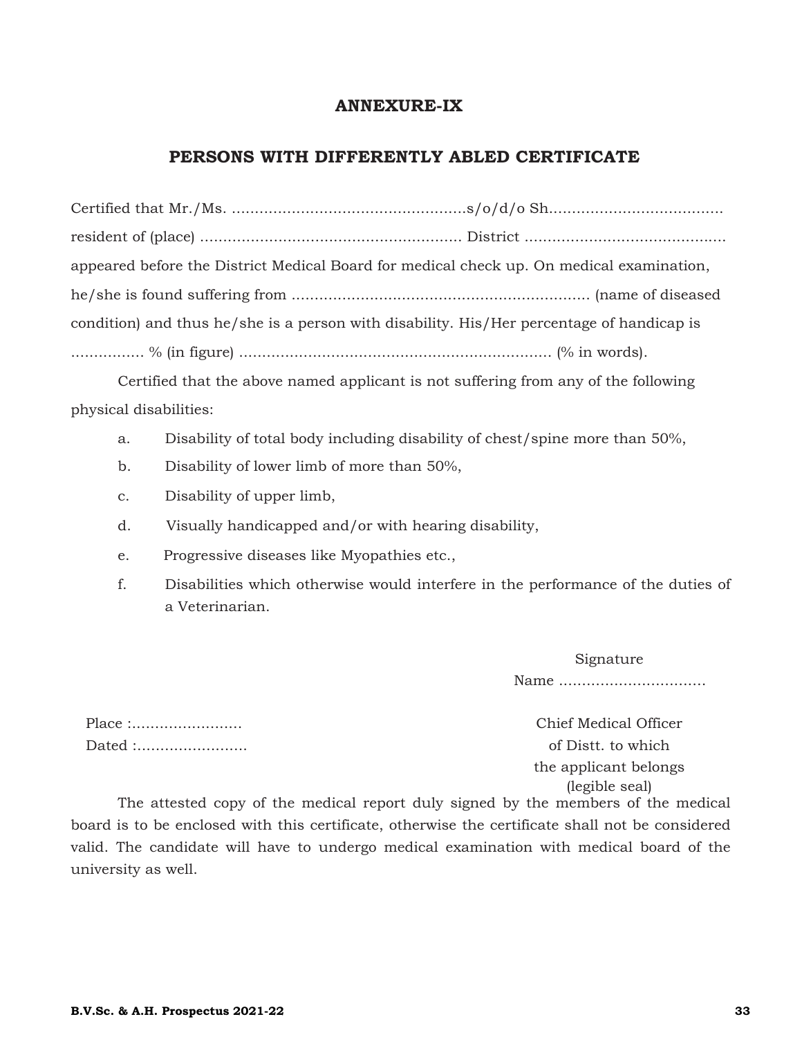## ANNEXURE-IX

## PERSONS WITH DIFFERENTLY ABLED CERTIFICATE

Certified that Mr./Ms. ...................................................s/o/d/o Sh..................................... resident of (place) ......................................................... District ........................................... appeared before the District Medical Board for medical check up. On medical examination, he/she is found suffering from ................................................................. (name of diseased condition) and thus he/she is a person with disability. His/Her percentage of handicap is ................ % (in figure) .................................................................... (% in words).

Certified that the above named applicant is not suffering from any of the following physical disabilities:

a. Disability of total body including disability of chest/spine more than 50%,

b. Disability of lower limb of more than 50%,

c. Disability of upper limb,

d. Visually handicapped and/or with hearing disability,

e. Progressive diseases like Myopathies etc.,

f. Disabilities which otherwise would interfere in the performance of the duties of a Veterinarian.

Signature

Name ................................

Place :........................

Dated :........................

Chief Medical Officer
of Distt. to which
the applicant belongs
(legible seal)

The attested copy of the medical report duly signed by the members of the medical board is to be enclosed with this certificate, otherwise the certificate shall not be considered valid. The candidate will have to undergo medical examination with medical board of the university as well.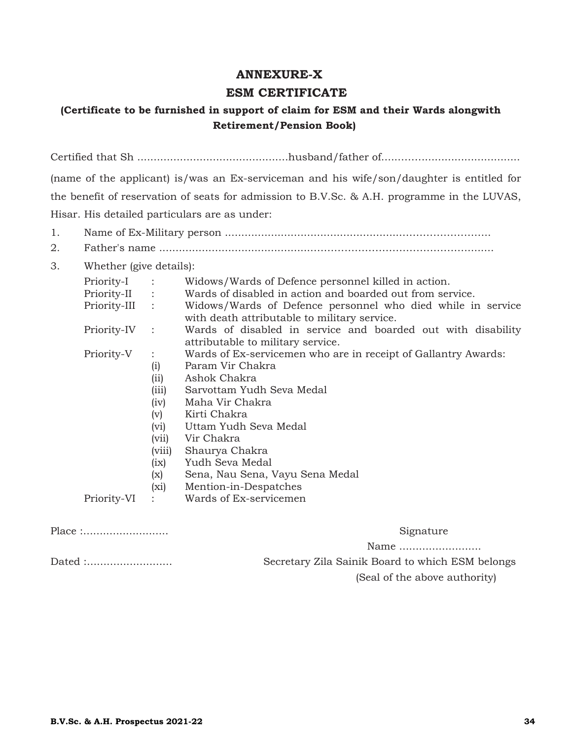# ANNEXURE-X

## ESM CERTIFICATE

**(Certificate to be furnished in support of claim for ESM and their Wards alongwith Retirement/Pension Book)**

Certified that Sh .............................................husband/father of.........................................

(name of the applicant) is/was an Ex-serviceman and his wife/son/daughter is entitled for the benefit of reservation of seats for admission to B.V.Sc. & A.H. programme in the LUVAS, Hisar. His detailed particulars are as under:

1. Name of Ex-Military person ...............................................................................
2. Father's name ...................................................................................................
3. Whether (give details):

   Priority-I : Widows/Wards of Defence personnel killed in action.

   Priority-II : Wards of disabled in action and boarded out from service.

   Priority-III : Widows/Wards of Defence personnel who died while in service with death attributable to military service.

   Priority-IV : Wards of disabled in service and boarded out with disability attributable to military service.

   Priority-V : Wards of Ex-servicemen who are in receipt of Gallantry Awards:
   - (i) Param Vir Chakra
   - (ii) Ashok Chakra
   - (iii) Sarvottam Yudh Seva Medal
   - (iv) Maha Vir Chakra
   - (v) Kirti Chakra
   - (vi) Uttam Yudh Seva Medal
   - (vii) Vir Chakra
   - (viii) Shaurya Chakra
   - (ix) Yudh Seva Medal
   - (x) Sena, Nau Sena, Vayu Sena Medal
   - (xi) Mention-in-Despatches

   Priority-VI : Wards of Ex-servicemen

Place :..........................

Dated :..........................

Signature

Name .........................

Secretary Zila Sainik Board to which ESM belongs

(Seal of the above authority)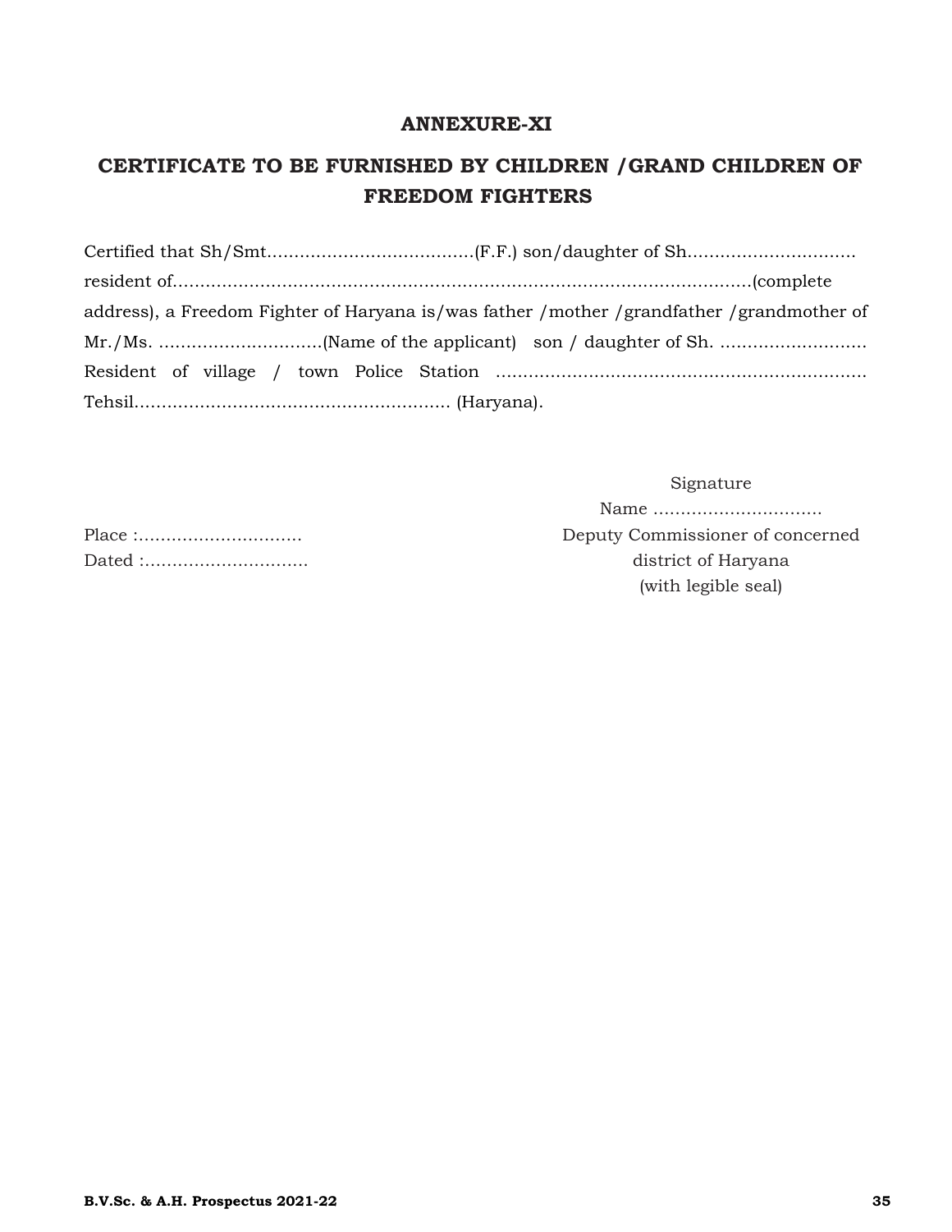## ANNEXURE-XI

## CERTIFICATE TO BE FURNISHED BY CHILDREN /GRAND CHILDREN OF FREEDOM FIGHTERS

Certified that Sh/Smt......................................(F.F.) son/daughter of Sh............................... resident of..........................................................................................................(complete address), a Freedom Fighter of Haryana is/was father /mother /grandfather /grandmother of Mr./Ms. ..............................(Name of the applicant) son / daughter of Sh. ........................... Resident of village / town Police Station .................................................................... Tehsil.......................................................... (Haryana).

Signature

Name ...............................

Deputy Commissioner of concerned district of Haryana

(with legible seal)

Place :..............................

Dated :..............................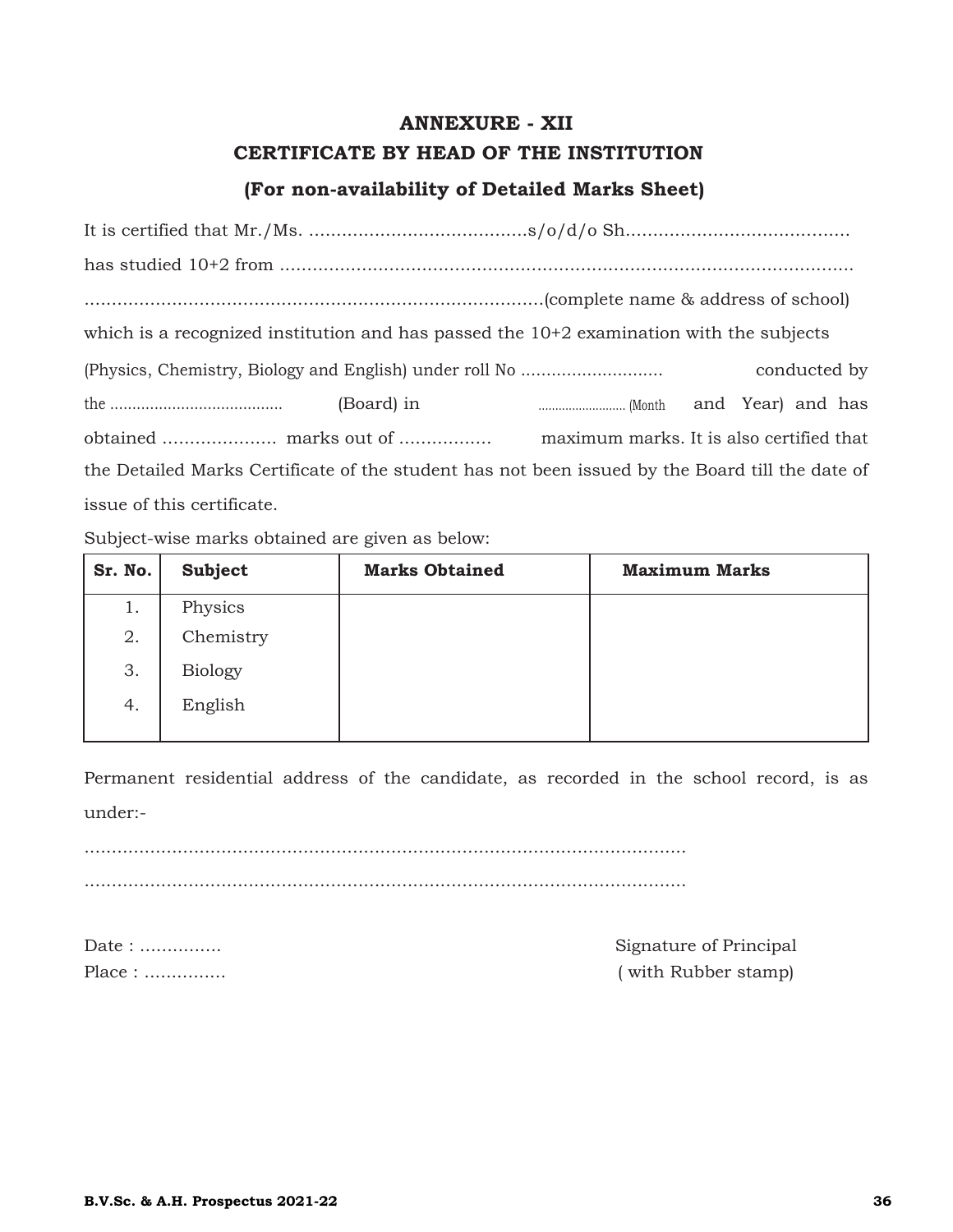# ANNEXURE - XII

## CERTIFICATE BY HEAD OF THE INSTITUTION

### (For non-availability of Detailed Marks Sheet)

It is certified that Mr./Ms. ........................................s/o/d/o Sh........................................ has studied 10+2 from ........................................................................................................ ...................................................................................(complete name & address of school) which is a recognized institution and has passed the 10+2 examination with the subjects (Physics, Chemistry, Biology and English) under roll No ........................... conducted by the ....................................... (Board) in ......................... (Month and Year) and has obtained ..................... marks out of ................ maximum marks. It is also certified that the Detailed Marks Certificate of the student has not been issued by the Board till the date of issue of this certificate.

Subject-wise marks obtained are given as below:

| Sr. No. | Subject | Marks Obtained | Maximum Marks |
|---|---|---|---|
| 1. | Physics | | |
| 2. | Chemistry | | |
| 3. | Biology | | |
| 4. | English | | |

Permanent residential address of the candidate, as recorded in the school record, is as under:-

................................................................................................................

................................................................................................................

Date : ...............

Place : ...............

Signature of Principal
( with Rubber stamp)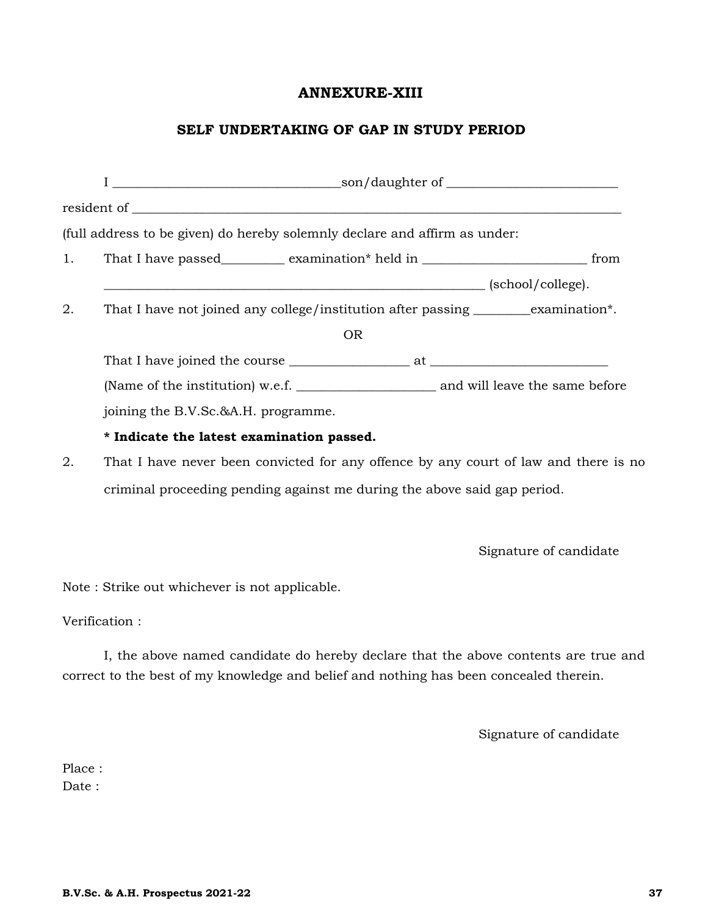## ANNEXURE-XIII

### SELF UNDERTAKING OF GAP IN STUDY PERIOD

I ___________________________________son/daughter of ___________________________ resident of _______________________________________________________________________________ (full address to be given) do hereby solemnly declare and affirm as under:

1. That I have passed__________ examination* held in __________________________ from ______________________________________________________________ (school/college).
2. That I have not joined any college/institution after passing _________examination*.

   OR

   That I have joined the course ___________________ at ___________________________ (Name of the institution) w.e.f. ______________________ and will leave the same before joining the B.V.Sc.&A.H. programme.

   **\* Indicate the latest examination passed.**

2. That I have never been convicted for any offence by any court of law and there is no criminal proceeding pending against me during the above said gap period.

Signature of candidate

Note : Strike out whichever is not applicable.

Verification :

I, the above named candidate do hereby declare that the above contents are true and correct to the best of my knowledge and belief and nothing has been concealed therein.

Signature of candidate

Place :
Date :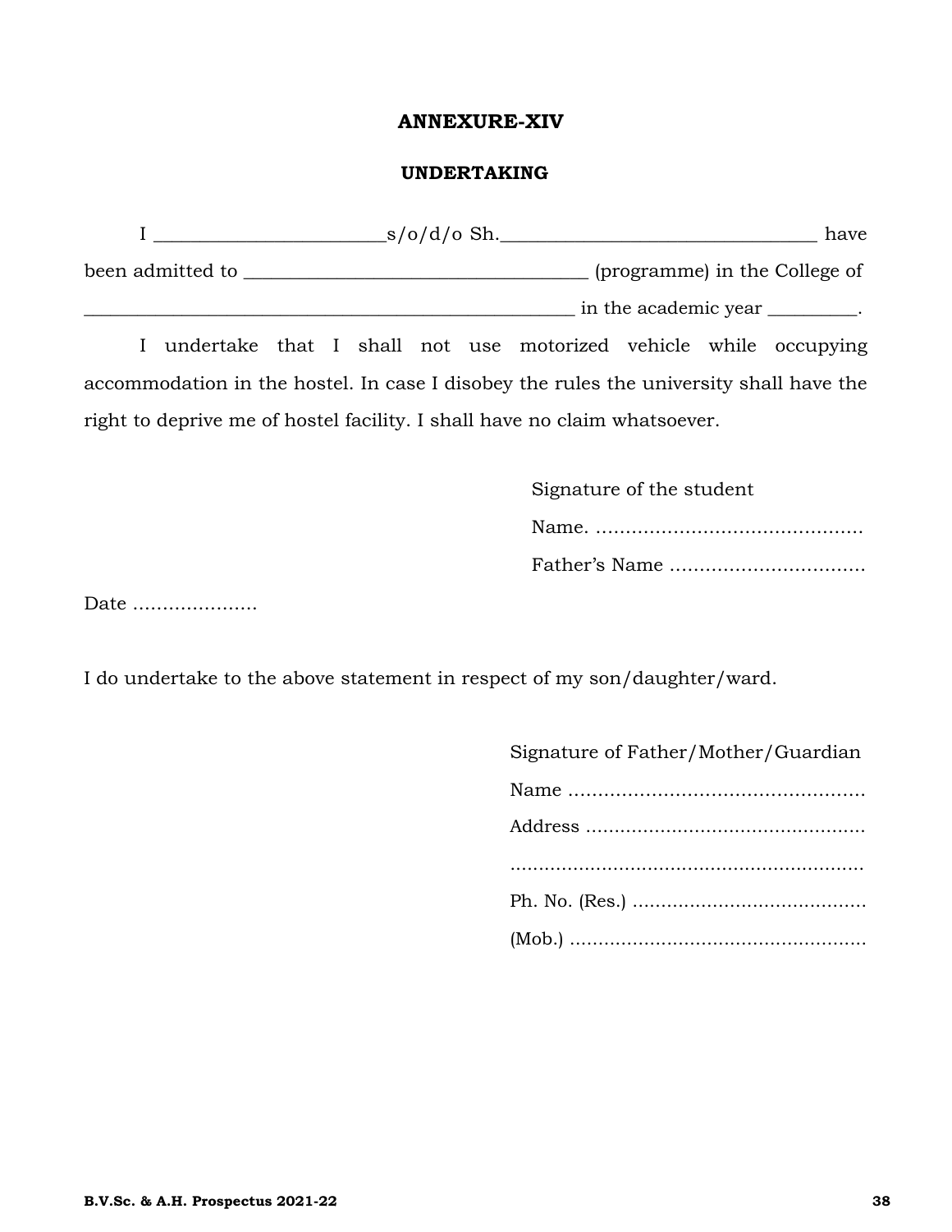# ANNEXURE-XIV

## UNDERTAKING

I ________________________s/o/d/o Sh.________________________________ have been admitted to __________________________________ (programme) in the College of ____________________________________________________ in the academic year _________.

I undertake that I shall not use motorized vehicle while occupying accommodation in the hostel. In case I disobey the rules the university shall have the right to deprive me of hostel facility. I shall have no claim whatsoever.

Signature of the student

Name. ..........................................

Father's Name ..............................

Date ...................

I do undertake to the above statement in respect of my son/daughter/ward.

Signature of Father/Mother/Guardian

Name ...............................................

Address .............................................

..........................................................

Ph. No. (Res.) .....................................

(Mob.) ................................................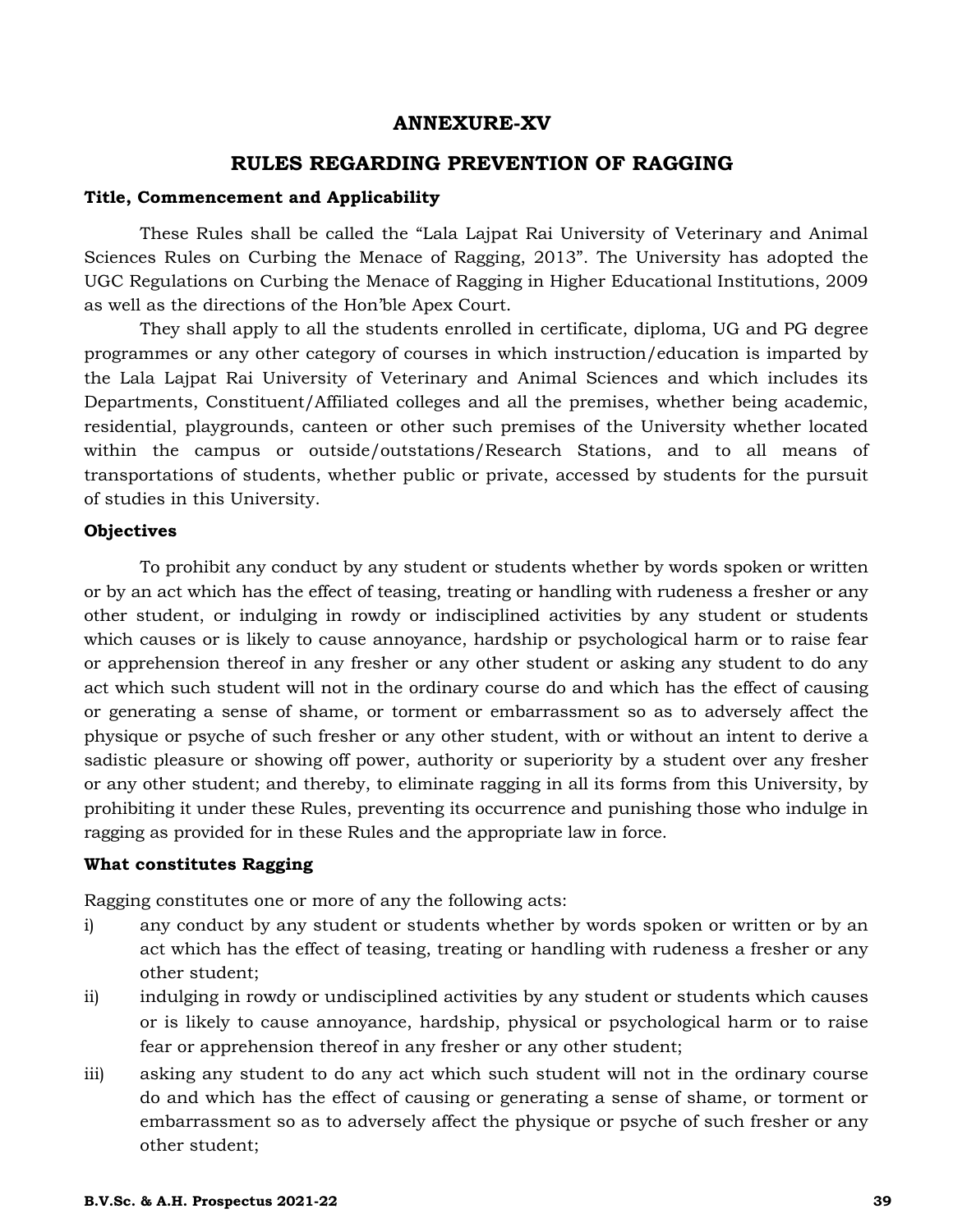# ANNEXURE-XV

## RULES REGARDING PREVENTION OF RAGGING

**Title, Commencement and Applicability**

These Rules shall be called the "Lala Lajpat Rai University of Veterinary and Animal Sciences Rules on Curbing the Menace of Ragging, 2013". The University has adopted the UGC Regulations on Curbing the Menace of Ragging in Higher Educational Institutions, 2009 as well as the directions of the Hon'ble Apex Court.

They shall apply to all the students enrolled in certificate, diploma, UG and PG degree programmes or any other category of courses in which instruction/education is imparted by the Lala Lajpat Rai University of Veterinary and Animal Sciences and which includes its Departments, Constituent/Affiliated colleges and all the premises, whether being academic, residential, playgrounds, canteen or other such premises of the University whether located within the campus or outside/outstations/Research Stations, and to all means of transportations of students, whether public or private, accessed by students for the pursuit of studies in this University.

**Objectives**

To prohibit any conduct by any student or students whether by words spoken or written or by an act which has the effect of teasing, treating or handling with rudeness a fresher or any other student, or indulging in rowdy or indisciplined activities by any student or students which causes or is likely to cause annoyance, hardship or psychological harm or to raise fear or apprehension thereof in any fresher or any other student or asking any student to do any act which such student will not in the ordinary course do and which has the effect of causing or generating a sense of shame, or torment or embarrassment so as to adversely affect the physique or psyche of such fresher or any other student, with or without an intent to derive a sadistic pleasure or showing off power, authority or superiority by a student over any fresher or any other student; and thereby, to eliminate ragging in all its forms from this University, by prohibiting it under these Rules, preventing its occurrence and punishing those who indulge in ragging as provided for in these Rules and the appropriate law in force.

**What constitutes Ragging**

Ragging constitutes one or more of any the following acts:

i) any conduct by any student or students whether by words spoken or written or by an act which has the effect of teasing, treating or handling with rudeness a fresher or any other student;

ii) indulging in rowdy or undisciplined activities by any student or students which causes or is likely to cause annoyance, hardship, physical or psychological harm or to raise fear or apprehension thereof in any fresher or any other student;

iii) asking any student to do any act which such student will not in the ordinary course do and which has the effect of causing or generating a sense of shame, or torment or embarrassment so as to adversely affect the physique or psyche of such fresher or any other student;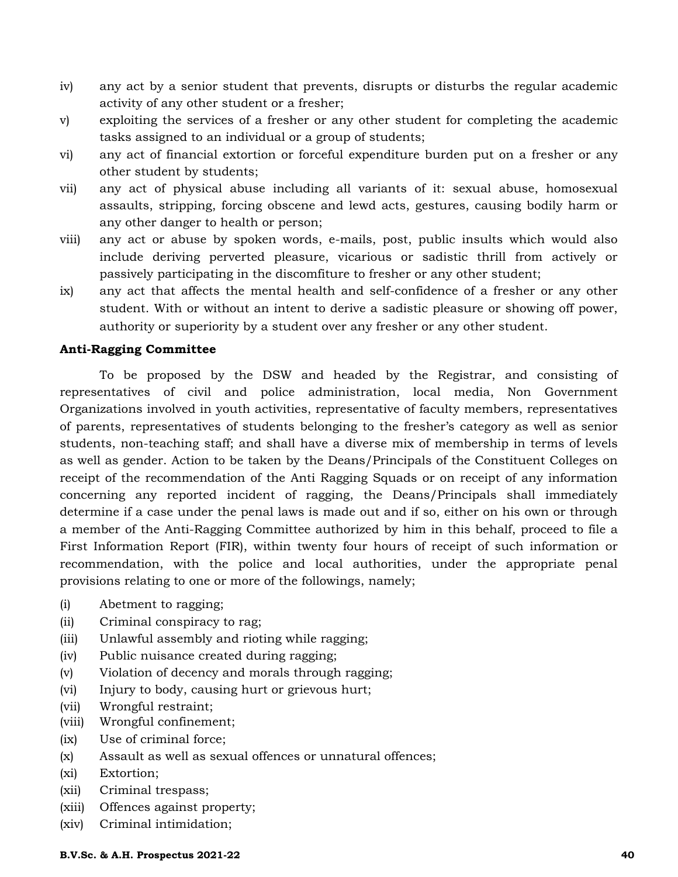iv) any act by a senior student that prevents, disrupts or disturbs the regular academic activity of any other student or a fresher;

v) exploiting the services of a fresher or any other student for completing the academic tasks assigned to an individual or a group of students;

vi) any act of financial extortion or forceful expenditure burden put on a fresher or any other student by students;

vii) any act of physical abuse including all variants of it: sexual abuse, homosexual assaults, stripping, forcing obscene and lewd acts, gestures, causing bodily harm or any other danger to health or person;

viii) any act or abuse by spoken words, e-mails, post, public insults which would also include deriving perverted pleasure, vicarious or sadistic thrill from actively or passively participating in the discomfiture to fresher or any other student;

ix) any act that affects the mental health and self-confidence of a fresher or any other student. With or without an intent to derive a sadistic pleasure or showing off power, authority or superiority by a student over any fresher or any other student.

**Anti-Ragging Committee**

To be proposed by the DSW and headed by the Registrar, and consisting of representatives of civil and police administration, local media, Non Government Organizations involved in youth activities, representative of faculty members, representatives of parents, representatives of students belonging to the fresher's category as well as senior students, non-teaching staff; and shall have a diverse mix of membership in terms of levels as well as gender. Action to be taken by the Deans/Principals of the Constituent Colleges on receipt of the recommendation of the Anti Ragging Squads or on receipt of any information concerning any reported incident of ragging, the Deans/Principals shall immediately determine if a case under the penal laws is made out and if so, either on his own or through a member of the Anti-Ragging Committee authorized by him in this behalf, proceed to file a First Information Report (FIR), within twenty four hours of receipt of such information or recommendation, with the police and local authorities, under the appropriate penal provisions relating to one or more of the followings, namely;

(i) Abetment to ragging;
(ii) Criminal conspiracy to rag;
(iii) Unlawful assembly and rioting while ragging;
(iv) Public nuisance created during ragging;
(v) Violation of decency and morals through ragging;
(vi) Injury to body, causing hurt or grievous hurt;
(vii) Wrongful restraint;
(viii) Wrongful confinement;
(ix) Use of criminal force;
(x) Assault as well as sexual offences or unnatural offences;
(xi) Extortion;
(xii) Criminal trespass;
(xiii) Offences against property;
(xiv) Criminal intimidation;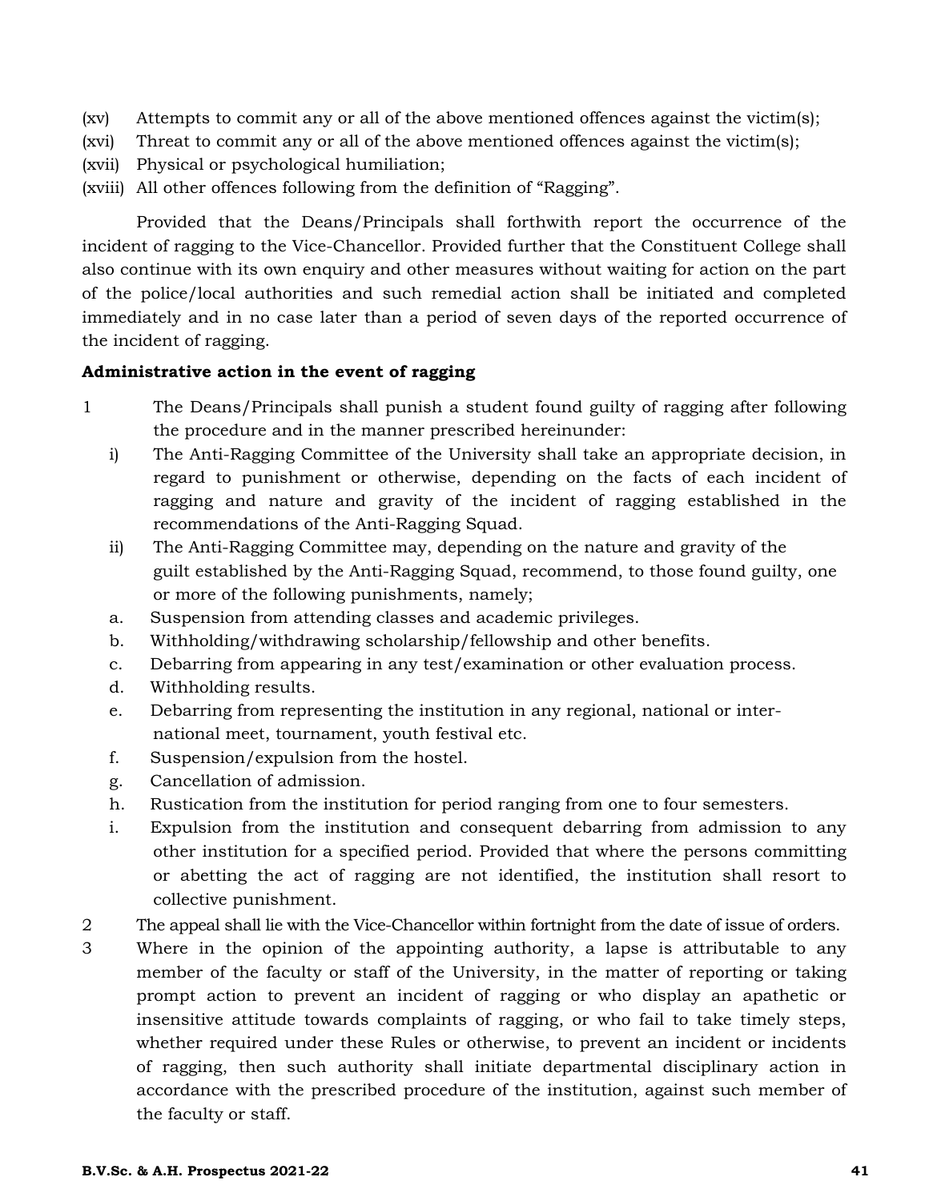(xv) Attempts to commit any or all of the above mentioned offences against the victim(s);

(xvi) Threat to commit any or all of the above mentioned offences against the victim(s);

(xvii) Physical or psychological humiliation;

(xviii) All other offences following from the definition of "Ragging".

Provided that the Deans/Principals shall forthwith report the occurrence of the incident of ragging to the Vice-Chancellor. Provided further that the Constituent College shall also continue with its own enquiry and other measures without waiting for action on the part of the police/local authorities and such remedial action shall be initiated and completed immediately and in no case later than a period of seven days of the reported occurrence of the incident of ragging.

**Administrative action in the event of ragging**

1 The Deans/Principals shall punish a student found guilty of ragging after following the procedure and in the manner prescribed hereinunder:

   i) The Anti-Ragging Committee of the University shall take an appropriate decision, in regard to punishment or otherwise, depending on the facts of each incident of ragging and nature and gravity of the incident of ragging established in the recommendations of the Anti-Ragging Squad.

   ii) The Anti-Ragging Committee may, depending on the nature and gravity of the guilt established by the Anti-Ragging Squad, recommend, to those found guilty, one or more of the following punishments, namely;

   a. Suspension from attending classes and academic privileges.
   b. Withholding/withdrawing scholarship/fellowship and other benefits.
   c. Debarring from appearing in any test/examination or other evaluation process.
   d. Withholding results.
   e. Debarring from representing the institution in any regional, national or international meet, tournament, youth festival etc.
   f. Suspension/expulsion from the hostel.
   g. Cancellation of admission.
   h. Rustication from the institution for period ranging from one to four semesters.
   i. Expulsion from the institution and consequent debarring from admission to any other institution for a specified period. Provided that where the persons committing or abetting the act of ragging are not identified, the institution shall resort to collective punishment.

2 The appeal shall lie with the Vice-Chancellor within fortnight from the date of issue of orders.

3 Where in the opinion of the appointing authority, a lapse is attributable to any member of the faculty or staff of the University, in the matter of reporting or taking prompt action to prevent an incident of ragging or who display an apathetic or insensitive attitude towards complaints of ragging, or who fail to take timely steps, whether required under these Rules or otherwise, to prevent an incident or incidents of ragging, then such authority shall initiate departmental disciplinary action in accordance with the prescribed procedure of the institution, against such member of the faculty or staff.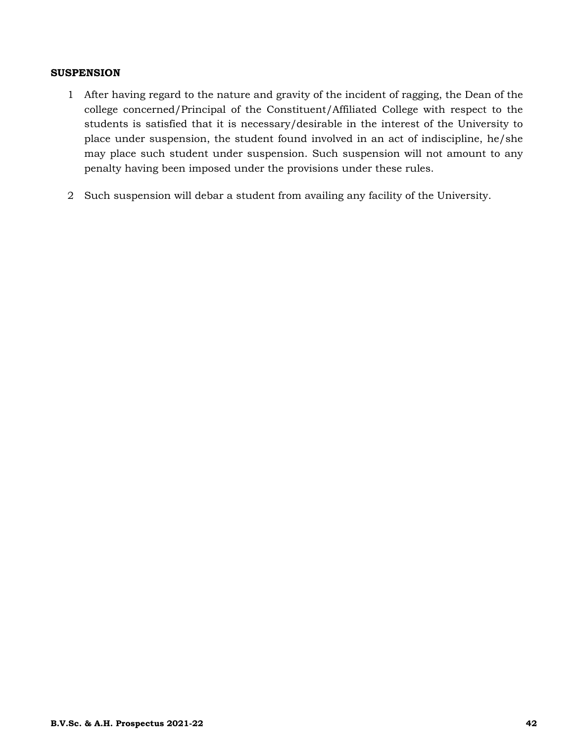**SUSPENSION**

1. After having regard to the nature and gravity of the incident of ragging, the Dean of the college concerned/Principal of the Constituent/Affiliated College with respect to the students is satisfied that it is necessary/desirable in the interest of the University to place under suspension, the student found involved in an act of indiscipline, he/she may place such student under suspension. Such suspension will not amount to any penalty having been imposed under the provisions under these rules.

2. Such suspension will debar a student from availing any facility of the University.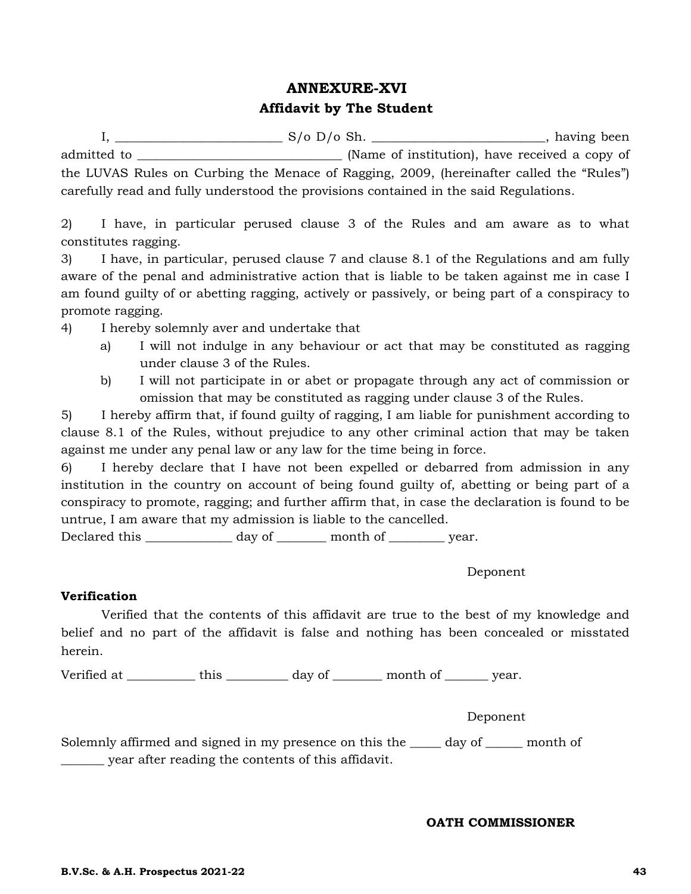## ANNEXURE-XVI

### Affidavit by The Student

I, __________________________ S/o D/o Sh. ___________________________, having been admitted to ________________________________ (Name of institution), have received a copy of the LUVAS Rules on Curbing the Menace of Ragging, 2009, (hereinafter called the "Rules") carefully read and fully understood the provisions contained in the said Regulations.

2) I have, in particular perused clause 3 of the Rules and am aware as to what constitutes ragging.

3) I have, in particular, perused clause 7 and clause 8.1 of the Regulations and am fully aware of the penal and administrative action that is liable to be taken against me in case I am found guilty of or abetting ragging, actively or passively, or being part of a conspiracy to promote ragging.

4) I hereby solemnly aver and undertake that

   a) I will not indulge in any behaviour or act that may be constituted as ragging under clause 3 of the Rules.

   b) I will not participate in or abet or propagate through any act of commission or omission that may be constituted as ragging under clause 3 of the Rules.

5) I hereby affirm that, if found guilty of ragging, I am liable for punishment according to clause 8.1 of the Rules, without prejudice to any other criminal action that may be taken against me under any penal law or any law for the time being in force.

6) I hereby declare that I have not been expelled or debarred from admission in any institution in the country on account of being found guilty of, abetting or being part of a conspiracy to promote, ragging; and further affirm that, in case the declaration is found to be untrue, I am aware that my admission is liable to the cancelled.

Declared this ______________ day of ________ month of _________ year.

Deponent

**Verification**

Verified that the contents of this affidavit are true to the best of my knowledge and belief and no part of the affidavit is false and nothing has been concealed or misstated herein.

Verified at ___________ this __________ day of ________ month of _______ year.

Deponent

Solemnly affirmed and signed in my presence on this the _____ day of ______ month of _______ year after reading the contents of this affidavit.

**OATH COMMISSIONER**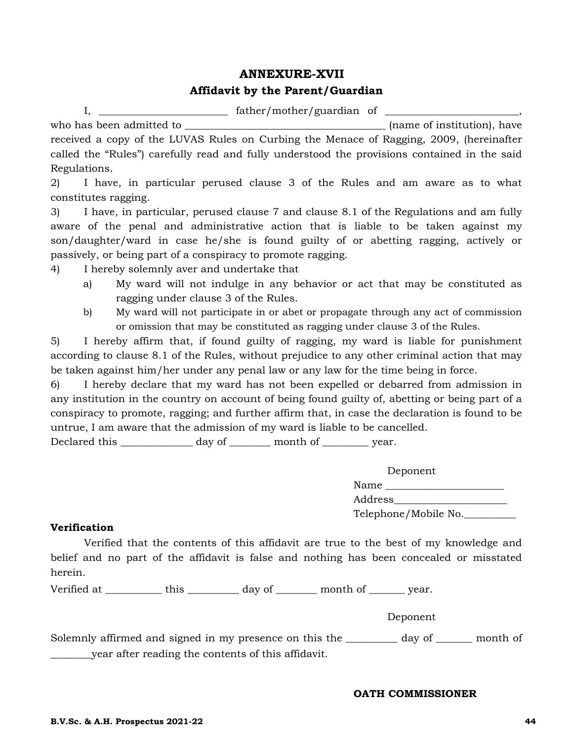## ANNEXURE-XVII

### Affidavit by the Parent/Guardian

I, ________________________ father/mother/guardian of ________________________, who has been admitted to ____________________________________ (name of institution), have received a copy of the LUVAS Rules on Curbing the Menace of Ragging, 2009, (hereinafter called the "Rules") carefully read and fully understood the provisions contained in the said Regulations.

2) I have, in particular perused clause 3 of the Rules and am aware as to what constitutes ragging.

3) I have, in particular, perused clause 7 and clause 8.1 of the Regulations and am fully aware of the penal and administrative action that is liable to be taken against my son/daughter/ward in case he/she is found guilty of or abetting ragging, actively or passively, or being part of a conspiracy to promote ragging.

4) I hereby solemnly aver and undertake that

   a) My ward will not indulge in any behavior or act that may be constituted as ragging under clause 3 of the Rules.

   b) My ward will not participate in or abet or propagate through any act of commission or omission that may be constituted as ragging under clause 3 of the Rules.

5) I hereby affirm that, if found guilty of ragging, my ward is liable for punishment according to clause 8.1 of the Rules, without prejudice to any other criminal action that may be taken against him/her under any penal law or any law for the time being in force.

6) I hereby declare that my ward has not been expelled or debarred from admission in any institution in the country on account of being found guilty of, abetting or being part of a conspiracy to promote, ragging; and further affirm that, in case the declaration is found to be untrue, I am aware that the admission of my ward is liable to be cancelled.

Declared this _____________ day of _______ month of ________ year.

Deponent
Name ______________________
Address______________________
Telephone/Mobile No.__________

**Verification**

Verified that the contents of this affidavit are true to the best of my knowledge and belief and no part of the affidavit is false and nothing has been concealed or misstated herein.

Verified at __________ this _________ day of _______ month of ______ year.

Deponent

Solemnly affirmed and signed in my presence on this the _________ day of ______ month of ________year after reading the contents of this affidavit.

**OATH COMMISSIONER**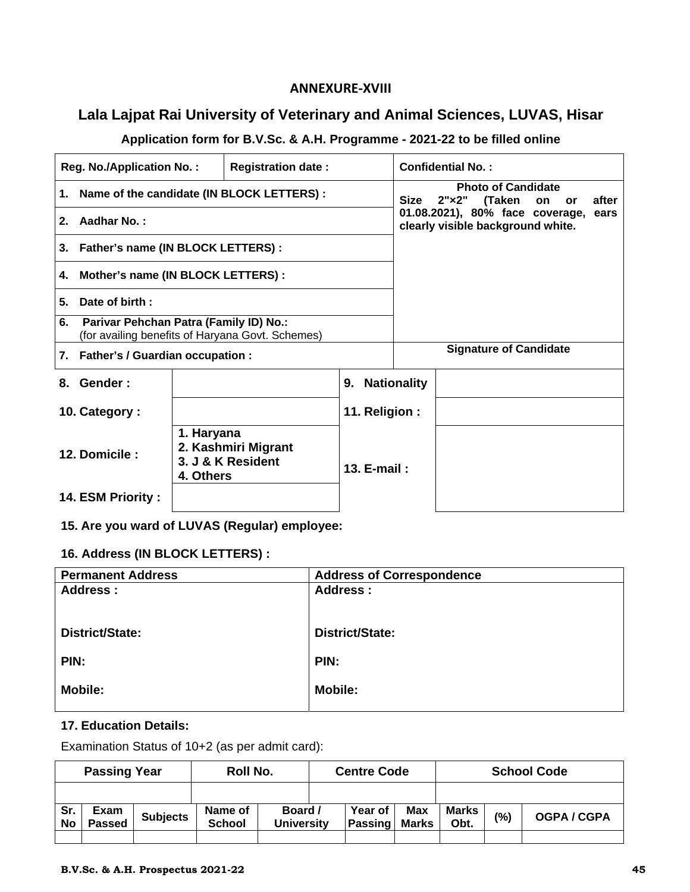## ANNEXURE-XVIII

# Lala Lajpat Rai University of Veterinary and Animal Sciences, LUVAS, Hisar

### Application form for B.V.Sc. & A.H. Programme - 2021-22 to be filled online

| Reg. No./Application No. : | Registration date : | Confidential No. : |
|---|---|---|
| 1. Name of the candidate (IN BLOCK LETTERS) : | | **Photo of Candidate** Size 2"×2" (Taken on or after 01.08.2021), 80% face coverage, ears clearly visible background white. |
| 2. Aadhar No. : | | |
| 3. Father's name (IN BLOCK LETTERS) : | | |
| 4. Mother's name (IN BLOCK LETTERS) : | | |
| 5. Date of birth : | | |
| 6. Parivar Pehchan Patra (Family ID) No.: (for availing benefits of Haryana Govt. Schemes) | | |
| 7. Father's / Guardian occupation : | | **Signature of Candidate** |

| | | | |
|---|---|---|---|
| 8. Gender : | | 9. Nationality | |
| 10. Category : | | 11. Religion : | |
| 12. Domicile : | 1. Haryana<br>2. Kashmiri Migrant<br>3. J & K Resident<br>4. Others | 13. E-mail : | |
| 14. ESM Priority : | | | |

**15. Are you ward of LUVAS (Regular) employee:**

**16. Address (IN BLOCK LETTERS) :**

| Permanent Address | Address of Correspondence |
|---|---|
| Address : | Address : |
| District/State: | District/State: |
| PIN: | PIN: |
| Mobile: | Mobile: |

**17. Education Details:**

Examination Status of 10+2 (as per admit card):

| Passing Year | Roll No. | Centre Code | School Code |
|---|---|---|---|
| | | | |

| Sr. No | Exam Passed | Subjects | Name of School | Board / University | Year of Passing | Max Marks | Marks Obt. | (%) | OGPA / CGPA |
|---|---|---|---|---|---|---|---|---|---|
| | | | | | | | | | |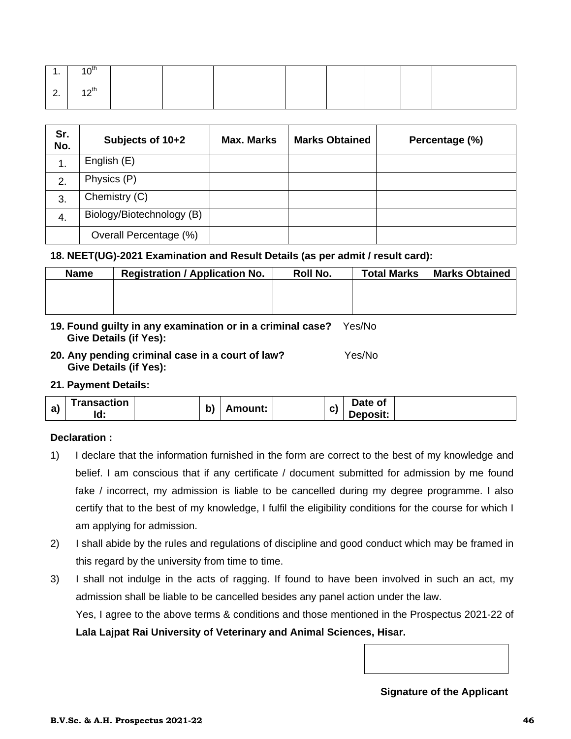| | | | | | | | | | |
|---|---|---|---|---|---|---|---|---|---|
| 1. | 10th | | | | | | | | |
| 2. | 12th | | | | | | | | |

| Sr. No. | Subjects of 10+2 | Max. Marks | Marks Obtained | Percentage (%) |
|---|---|---|---|---|
| 1. | English (E) | | | |
| 2. | Physics (P) | | | |
| 3. | Chemistry (C) | | | |
| 4. | Biology/Biotechnology (B) | | | |
| | Overall Percentage (%) | | | |

**18. NEET(UG)-2021 Examination and Result Details (as per admit / result card):**

| Name | Registration / Application No. | Roll No. | Total Marks | Marks Obtained |
|---|---|---|---|---|
| | | | | |

**19. Found guilty in any examination or in a criminal case?** Yes/No
**Give Details (if Yes):**

**20. Any pending criminal case in a court of law?** Yes/No
**Give Details (if Yes):**

**21. Payment Details:**

| a) | Transaction Id: | | b) | Amount: | | c) | Date of Deposit: | |
|---|---|---|---|---|---|---|---|---|

**Declaration :**

1) I declare that the information furnished in the form are correct to the best of my knowledge and belief. I am conscious that if any certificate / document submitted for admission by me found fake / incorrect, my admission is liable to be cancelled during my degree programme. I also certify that to the best of my knowledge, I fulfil the eligibility conditions for the course for which I am applying for admission.
2) I shall abide by the rules and regulations of discipline and good conduct which may be framed in this regard by the university from time to time.
3) I shall not indulge in the acts of ragging. If found to have been involved in such an act, my admission shall be liable to be cancelled besides any panel action under the law.

Yes, I agree to the above terms & conditions and those mentioned in the Prospectus 2021-22 of **Lala Lajpat Rai University of Veterinary and Animal Sciences, Hisar.**

**Signature of the Applicant**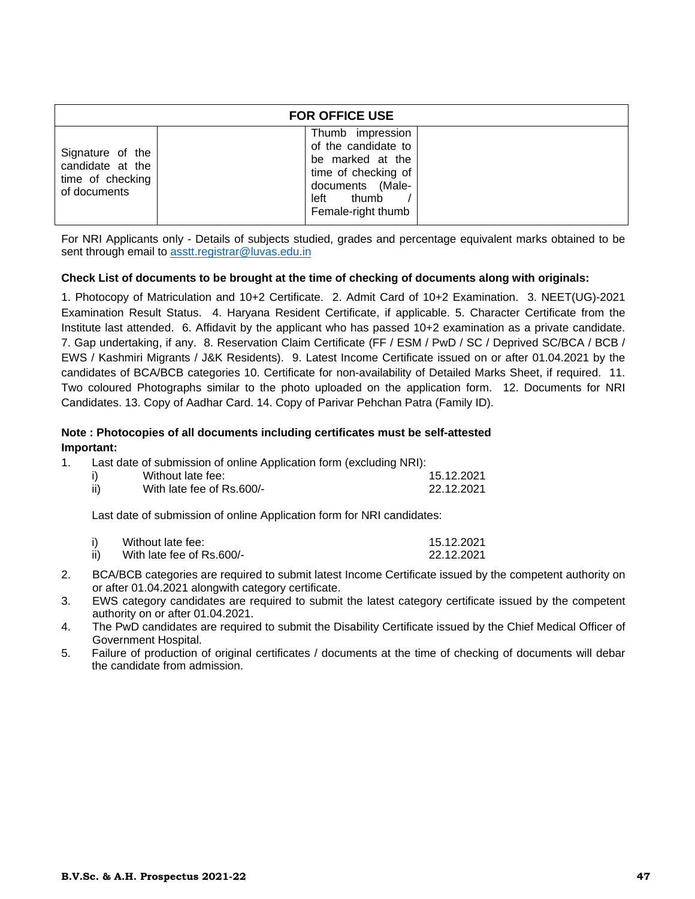| FOR OFFICE USE | | | |
|---|---|---|---|
| Signature of the candidate at the time of checking of documents | | Thumb impression of the candidate to be marked at the time of checking of documents (Male-left thumb / Female-right thumb | |

For NRI Applicants only - Details of subjects studied, grades and percentage equivalent marks obtained to be sent through email to asstt.registrar@luvas.edu.in

**Check List of documents to be brought at the time of checking of documents along with originals:**

1. Photocopy of Matriculation and 10+2 Certificate. 2. Admit Card of 10+2 Examination. 3. NEET(UG)-2021 Examination Result Status. 4. Haryana Resident Certificate, if applicable. 5. Character Certificate from the Institute last attended. 6. Affidavit by the applicant who has passed 10+2 examination as a private candidate. 7. Gap undertaking, if any. 8. Reservation Claim Certificate (FF / ESM / PwD / SC / Deprived SC/BCA / BCB / EWS / Kashmiri Migrants / J&K Residents). 9. Latest Income Certificate issued on or after 01.04.2021 by the candidates of BCA/BCB categories 10. Certificate for non-availability of Detailed Marks Sheet, if required. 11. Two coloured Photographs similar to the photo uploaded on the application form. 12. Documents for NRI Candidates. 13. Copy of Aadhar Card. 14. Copy of Parivar Pehchan Patra (Family ID).

**Note : Photocopies of all documents including certificates must be self-attested**

**Important:**

1. Last date of submission of online Application form (excluding NRI):

   i) Without late fee: 15.12.2021
   ii) With late fee of Rs.600/- 22.12.2021

   Last date of submission of online Application form for NRI candidates:

   i) Without late fee: 15.12.2021
   ii) With late fee of Rs.600/- 22.12.2021

2. BCA/BCB categories are required to submit latest Income Certificate issued by the competent authority on or after 01.04.2021 alongwith category certificate.
3. EWS category candidates are required to submit the latest category certificate issued by the competent authority on or after 01.04.2021.
4. The PwD candidates are required to submit the Disability Certificate issued by the Chief Medical Officer of Government Hospital.
5. Failure of production of original certificates / documents at the time of checking of documents will debar the candidate from admission.